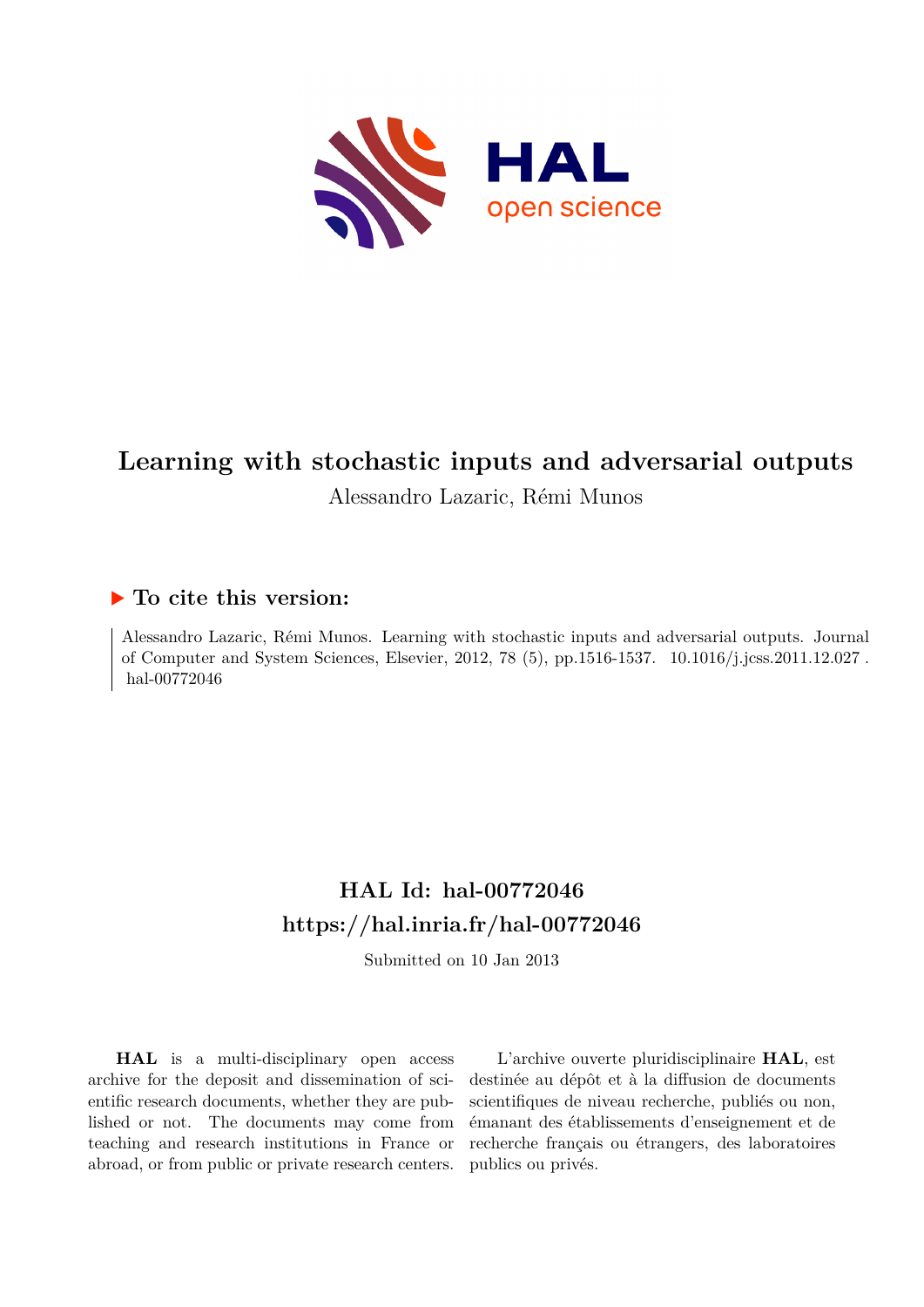# Learning with stochastic inputs and adversarial outputs

Alessandro Lazaric, Rémi Munos

## ▶ To cite this version:

Alessandro Lazaric, Rémi Munos. Learning with stochastic inputs and adversarial outputs. Journal of Computer and System Sciences, Elsevier, 2012, 78 (5), pp.1516-1537. 10.1016/j.jcss.2011.12.027. hal-00772046

## HAL Id: hal-00772046
## https://hal.inria.fr/hal-00772046

Submitted on 10 Jan 2013

**HAL** is a multi-disciplinary open access archive for the deposit and dissemination of scientific research documents, whether they are published or not. The documents may come from teaching and research institutions in France or abroad, or from public or private research centers.

L'archive ouverte pluridisciplinaire **HAL**, est destinée au dépôt et à la diffusion de documents scientifiques de niveau recherche, publiés ou non, émanant des établissements d'enseignement et de recherche français ou étrangers, des laboratoires publics ou privés.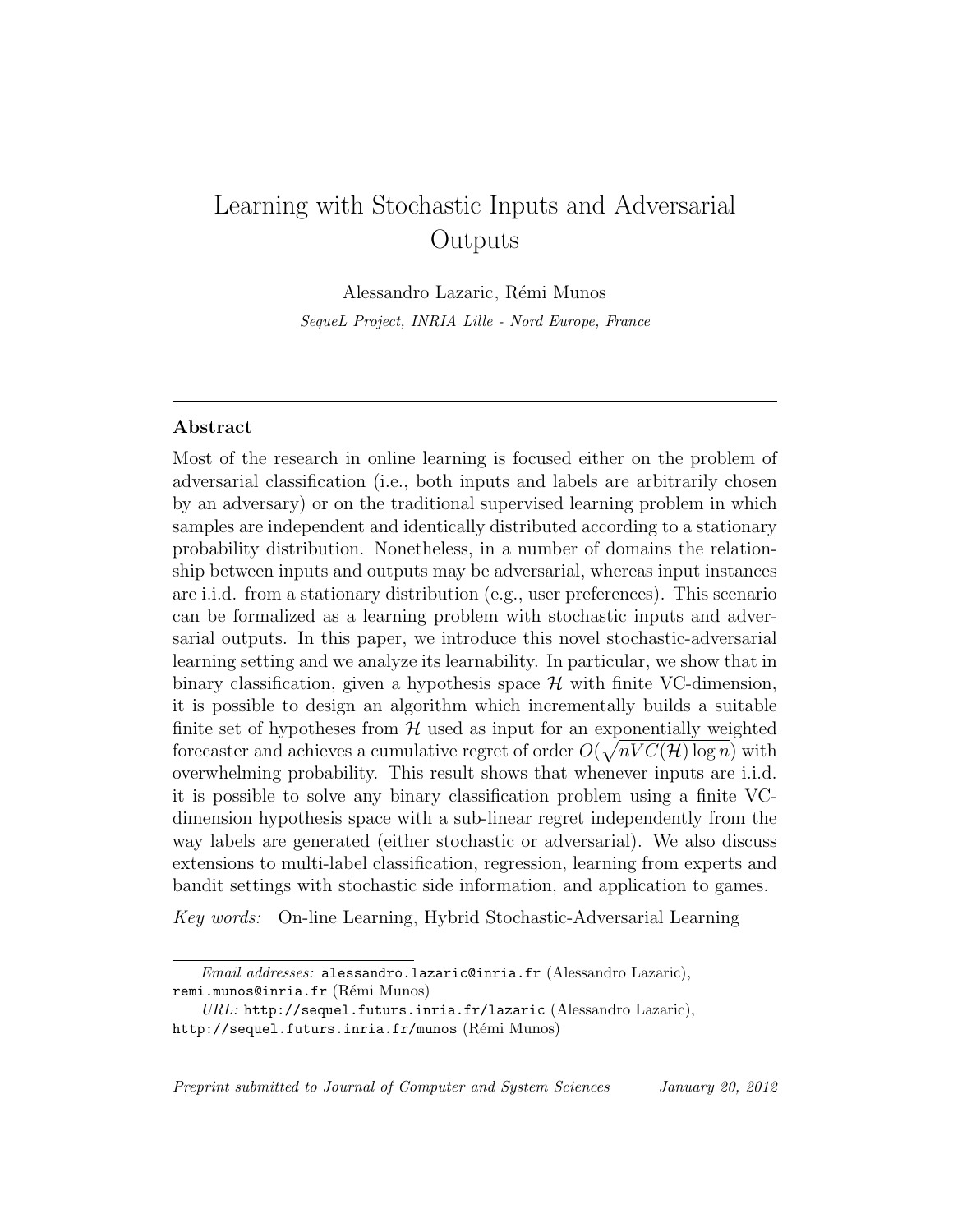# Learning with Stochastic Inputs and Adversarial Outputs

Alessandro Lazaric, Rémi Munos

*SequeL Project, INRIA Lille - Nord Europe, France*

---

## Abstract

Most of the research in online learning is focused either on the problem of adversarial classification (i.e., both inputs and labels are arbitrarily chosen by an adversary) or on the traditional supervised learning problem in which samples are independent and identically distributed according to a stationary probability distribution. Nonetheless, in a number of domains the relationship between inputs and outputs may be adversarial, whereas input instances are i.i.d. from a stationary distribution (e.g., user preferences). This scenario can be formalized as a learning problem with stochastic inputs and adversarial outputs. In this paper, we introduce this novel stochastic-adversarial learning setting and we analyze its learnability. In particular, we show that in binary classification, given a hypothesis space $\mathcal{H}$ with finite VC-dimension, it is possible to design an algorithm which incrementally builds a suitable finite set of hypotheses from $\mathcal{H}$ used as input for an exponentially weighted forecaster and achieves a cumulative regret of order $O(\sqrt{nVC(\mathcal{H})\log n})$ with overwhelming probability. This result shows that whenever inputs are i.i.d. it is possible to solve any binary classification problem using a finite VC-dimension hypothesis space with a sub-linear regret independently from the way labels are generated (either stochastic or adversarial). We also discuss extensions to multi-label classification, regression, learning from experts and bandit settings with stochastic side information, and application to games.

*Key words:* On-line Learning, Hybrid Stochastic-Adversarial Learning

---

*Email addresses:* alessandro.lazaric@inria.fr (Alessandro Lazaric), remi.munos@inria.fr (Rémi Munos)

*URL:* http://sequel.futurs.inria.fr/lazaric (Alessandro Lazaric), http://sequel.futurs.inria.fr/munos (Rémi Munos)

*Preprint submitted to Journal of Computer and System Sciences* *January 20, 2012*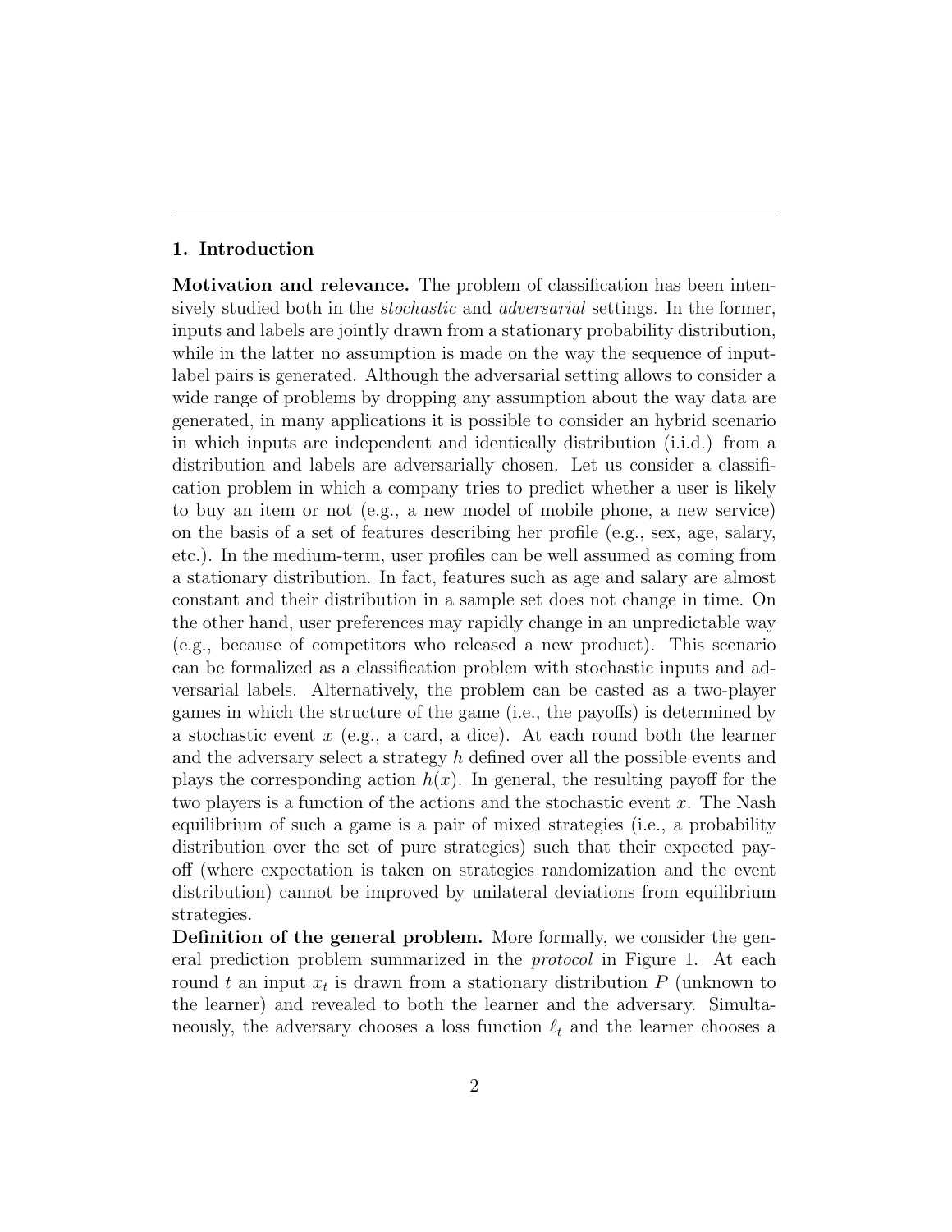## 1. Introduction

**Motivation and relevance.** The problem of classification has been intensively studied both in the *stochastic* and *adversarial* settings. In the former, inputs and labels are jointly drawn from a stationary probability distribution, while in the latter no assumption is made on the way the sequence of input-label pairs is generated. Although the adversarial setting allows to consider a wide range of problems by dropping any assumption about the way data are generated, in many applications it is possible to consider an hybrid scenario in which inputs are independent and identically distribution (i.i.d.) from a distribution and labels are adversarially chosen. Let us consider a classification problem in which a company tries to predict whether a user is likely to buy an item or not (e.g., a new model of mobile phone, a new service) on the basis of a set of features describing her profile (e.g., sex, age, salary, etc.). In the medium-term, user profiles can be well assumed as coming from a stationary distribution. In fact, features such as age and salary are almost constant and their distribution in a sample set does not change in time. On the other hand, user preferences may rapidly change in an unpredictable way (e.g., because of competitors who released a new product). This scenario can be formalized as a classification problem with stochastic inputs and adversarial labels. Alternatively, the problem can be casted as a two-player games in which the structure of the game (i.e., the payoffs) is determined by a stochastic event $x$ (e.g., a card, a dice). At each round both the learner and the adversary select a strategy $h$ defined over all the possible events and plays the corresponding action $h(x)$. In general, the resulting payoff for the two players is a function of the actions and the stochastic event $x$. The Nash equilibrium of such a game is a pair of mixed strategies (i.e., a probability distribution over the set of pure strategies) such that their expected payoff (where expectation is taken on strategies randomization and the event distribution) cannot be improved by unilateral deviations from equilibrium strategies.

**Definition of the general problem.** More formally, we consider the general prediction problem summarized in the *protocol* in Figure 1. At each round $t$ an input $x_t$ is drawn from a stationary distribution $P$ (unknown to the learner) and revealed to both the learner and the adversary. Simultaneously, the adversary chooses a loss function $\ell_t$ and the learner chooses a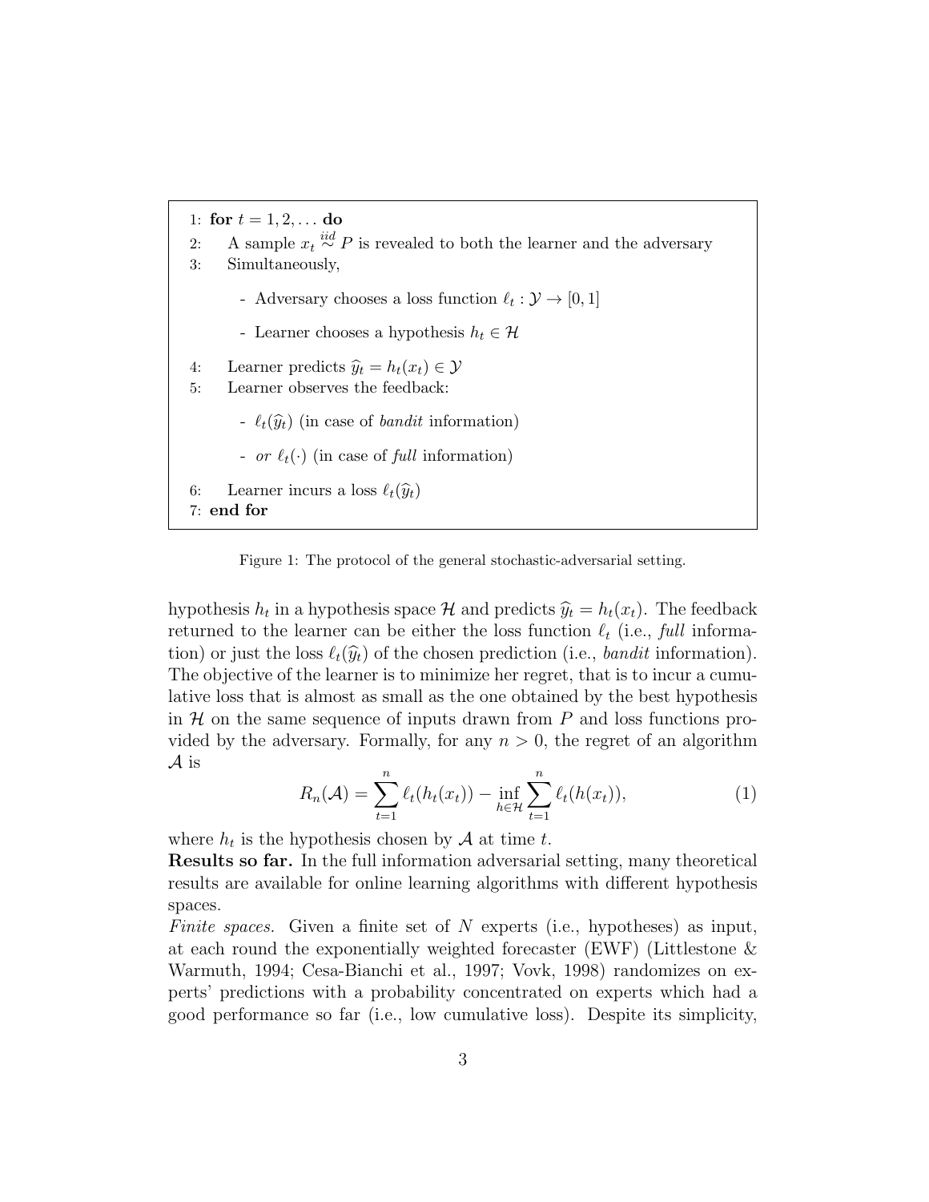```
1: for t = 1, 2, . . . do
2:    A sample x_t ~iid P is revealed to both the learner and the adversary
3:    Simultaneously,
         - Adversary chooses a loss function ℓ_t : Y → [0, 1]
         - Learner chooses a hypothesis h_t ∈ H
4:    Learner predicts ŷ_t = h_t(x_t) ∈ Y
5:    Learner observes the feedback:
         - ℓ_t(ŷ_t) (in case of bandit information)
         - or ℓ_t(·) (in case of full information)
6:    Learner incurs a loss ℓ_t(ŷ_t)
7: end for
```

Figure 1: The protocol of the general stochastic-adversarial setting.

hypothesis $h_t$ in a hypothesis space $\mathcal{H}$ and predicts $\widehat{y}_t = h_t(x_t)$. The feedback returned to the learner can be either the loss function $\ell_t$ (i.e., *full* information) or just the loss $\ell_t(\widehat{y}_t)$ of the chosen prediction (i.e., *bandit* information). The objective of the learner is to minimize her regret, that is to incur a cumulative loss that is almost as small as the one obtained by the best hypothesis in $\mathcal{H}$ on the same sequence of inputs drawn from $P$ and loss functions provided by the adversary. Formally, for any $n > 0$, the regret of an algorithm $\mathcal{A}$ is

$$R_n(\mathcal{A}) = \sum_{t=1}^{n} \ell_t(h_t(x_t)) - \inf_{h \in \mathcal{H}} \sum_{t=1}^{n} \ell_t(h(x_t)), \tag{1}$$

where $h_t$ is the hypothesis chosen by $\mathcal{A}$ at time $t$.

**Results so far.** In the full information adversarial setting, many theoretical results are available for online learning algorithms with different hypothesis spaces.

*Finite spaces.* Given a finite set of $N$ experts (i.e., hypotheses) as input, at each round the exponentially weighted forecaster (EWF) (Littlestone & Warmuth, 1994; Cesa-Bianchi et al., 1997; Vovk, 1998) randomizes on experts' predictions with a probability concentrated on experts which had a good performance so far (i.e., low cumulative loss). Despite its simplicity,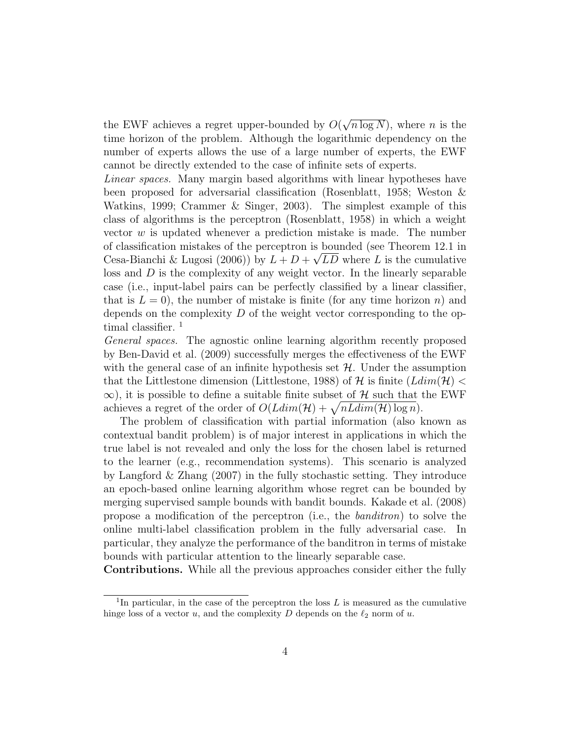the EWF achieves a regret upper-bounded by $O(\sqrt{n \log N})$, where $n$ is the time horizon of the problem. Although the logarithmic dependency on the number of experts allows the use of a large number of experts, the EWF cannot be directly extended to the case of infinite sets of experts.

*Linear spaces.* Many margin based algorithms with linear hypotheses have been proposed for adversarial classification (Rosenblatt, 1958; Weston & Watkins, 1999; Crammer & Singer, 2003). The simplest example of this class of algorithms is the perceptron (Rosenblatt, 1958) in which a weight vector $w$ is updated whenever a prediction mistake is made. The number of classification mistakes of the perceptron is bounded (see Theorem 12.1 in Cesa-Bianchi & Lugosi (2006)) by $L + D + \sqrt{LD}$ where $L$ is the cumulative loss and $D$ is the complexity of any weight vector. In the linearly separable case (i.e., input-label pairs can be perfectly classified by a linear classifier, that is $L = 0$), the number of mistake is finite (for any time horizon $n$) and depends on the complexity $D$ of the weight vector corresponding to the optimal classifier. [1]

*General spaces.* The agnostic online learning algorithm recently proposed by Ben-David et al. (2009) successfully merges the effectiveness of the EWF with the general case of an infinite hypothesis set $\mathcal{H}$. Under the assumption that the Littlestone dimension (Littlestone, 1988) of $\mathcal{H}$ is finite ($Ldim(\mathcal{H}) < \infty$), it is possible to define a suitable finite subset of $\mathcal{H}$ such that the EWF achieves a regret of the order of $O(Ldim(\mathcal{H}) + \sqrt{nLdim(\mathcal{H}) \log n})$.

The problem of classification with partial information (also known as contextual bandit problem) is of major interest in applications in which the true label is not revealed and only the loss for the chosen label is returned to the learner (e.g., recommendation systems). This scenario is analyzed by Langford & Zhang (2007) in the fully stochastic setting. They introduce an epoch-based online learning algorithm whose regret can be bounded by merging supervised sample bounds with bandit bounds. Kakade et al. (2008) propose a modification of the perceptron (i.e., the *banditron*) to solve the online multi-label classification problem in the fully adversarial case. In particular, they analyze the performance of the banditron in terms of mistake bounds with particular attention to the linearly separable case.

**Contributions.** While all the previous approaches consider either the fully

[1] In particular, in the case of the perceptron the loss $L$ is measured as the cumulative hinge loss of a vector $u$, and the complexity $D$ depends on the $\ell_2$ norm of $u$.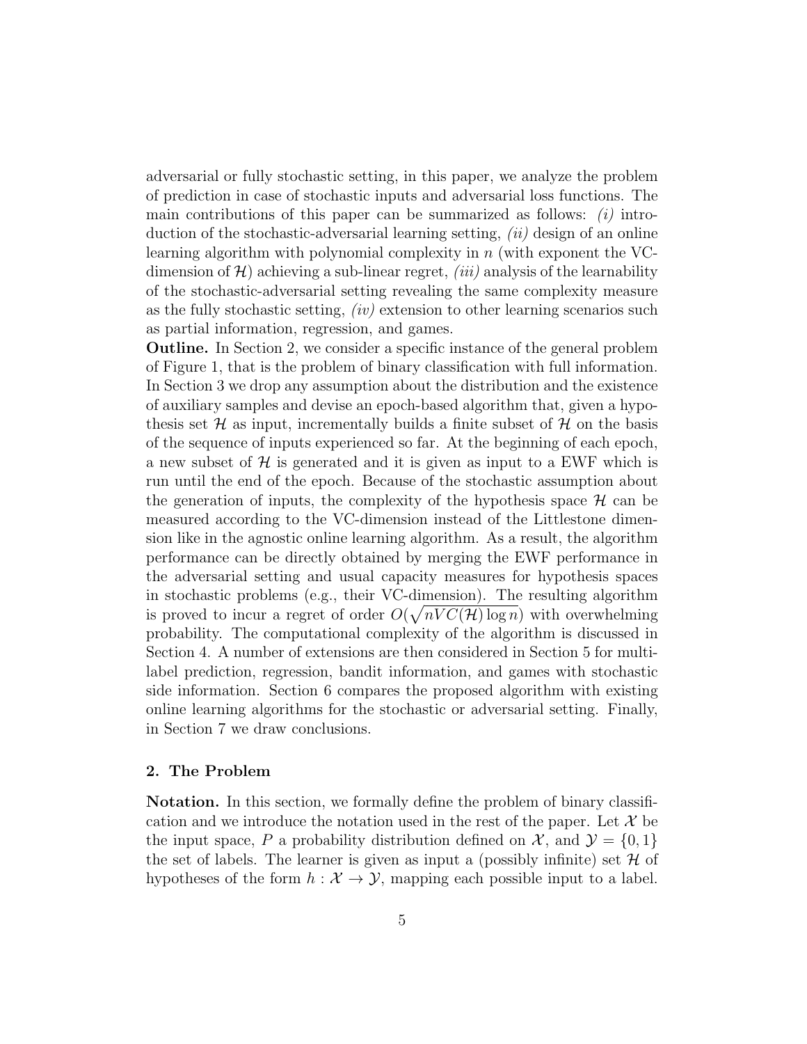adversarial or fully stochastic setting, in this paper, we analyze the problem of prediction in case of stochastic inputs and adversarial loss functions. The main contributions of this paper can be summarized as follows: *(i)* introduction of the stochastic-adversarial learning setting, *(ii)* design of an online learning algorithm with polynomial complexity in $n$ (with exponent the VC-dimension of $\mathcal{H}$) achieving a sub-linear regret, *(iii)* analysis of the learnability of the stochastic-adversarial setting revealing the same complexity measure as the fully stochastic setting, *(iv)* extension to other learning scenarios such as partial information, regression, and games.

**Outline.** In Section 2, we consider a specific instance of the general problem of Figure 1, that is the problem of binary classification with full information. In Section 3 we drop any assumption about the distribution and the existence of auxiliary samples and devise an epoch-based algorithm that, given a hypothesis set $\mathcal{H}$ as input, incrementally builds a finite subset of $\mathcal{H}$ on the basis of the sequence of inputs experienced so far. At the beginning of each epoch, a new subset of $\mathcal{H}$ is generated and it is given as input to a EWF which is run until the end of the epoch. Because of the stochastic assumption about the generation of inputs, the complexity of the hypothesis space $\mathcal{H}$ can be measured according to the VC-dimension instead of the Littlestone dimension like in the agnostic online learning algorithm. As a result, the algorithm performance can be directly obtained by merging the EWF performance in the adversarial setting and usual capacity measures for hypothesis spaces in stochastic problems (e.g., their VC-dimension). The resulting algorithm is proved to incur a regret of order $O(\sqrt{nVC(\mathcal{H})\log n})$ with overwhelming probability. The computational complexity of the algorithm is discussed in Section 4. A number of extensions are then considered in Section 5 for multi-label prediction, regression, bandit information, and games with stochastic side information. Section 6 compares the proposed algorithm with existing online learning algorithms for the stochastic or adversarial setting. Finally, in Section 7 we draw conclusions.

## 2. The Problem

**Notation.** In this section, we formally define the problem of binary classification and we introduce the notation used in the rest of the paper. Let $\mathcal{X}$ be the input space, $P$ a probability distribution defined on $\mathcal{X}$, and $\mathcal{Y} = \{0, 1\}$ the set of labels. The learner is given as input a (possibly infinite) set $\mathcal{H}$ of hypotheses of the form $h : \mathcal{X} \to \mathcal{Y}$, mapping each possible input to a label.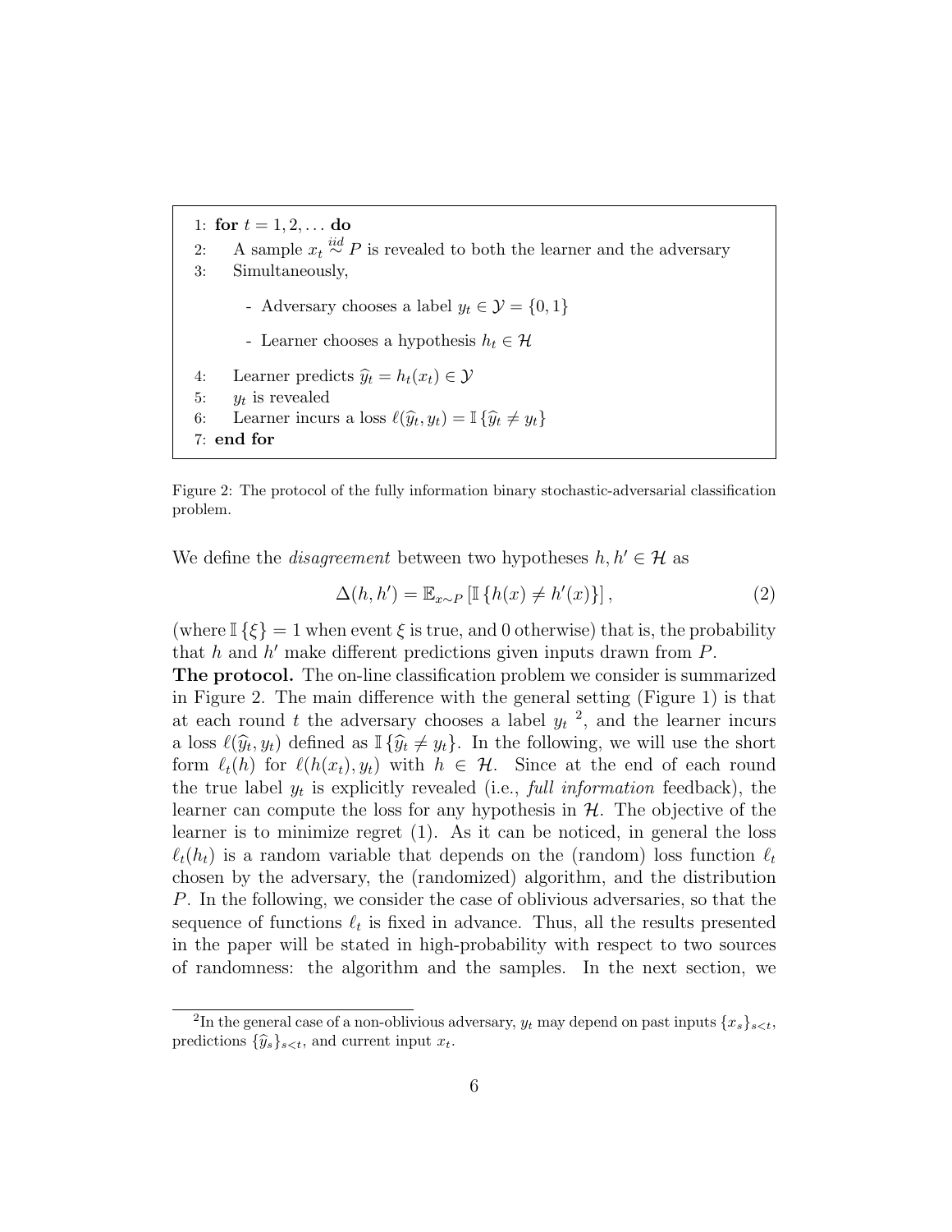```
1: for t = 1, 2, ... do
2:     A sample x_t ~iid P is revealed to both the learner and the adversary
3:     Simultaneously,

         - Adversary chooses a label y_t ∈ 𝒴 = {0, 1}

         - Learner chooses a hypothesis h_t ∈ ℋ

4:     Learner predicts ŷ_t = h_t(x_t) ∈ 𝒴
5:     y_t is revealed
6:     Learner incurs a loss ℓ(ŷ_t, y_t) = 𝕀{ŷ_t ≠ y_t}
7: end for
```

Figure 2: The protocol of the fully information binary stochastic-adversarial classification problem.

We define the *disagreement* between two hypotheses $h, h' \in \mathcal{H}$ as

$$\Delta(h, h') = \mathbb{E}_{x \sim P} \left[ \mathbb{I} \left\{ h(x) \neq h'(x) \right\} \right], \tag{2}$$

(where $\mathbb{I}\{\xi\} = 1$ when event $\xi$ is true, and 0 otherwise) that is, the probability that $h$ and $h'$ make different predictions given inputs drawn from $P$.

**The protocol.** The on-line classification problem we consider is summarized in Figure 2. The main difference with the general setting (Figure 1) is that at each round $t$ the adversary chooses a label $y_t$ [2], and the learner incurs a loss $\ell(\widehat{y}_t, y_t)$ defined as $\mathbb{I}\{\widehat{y}_t \neq y_t\}$. In the following, we will use the short form $\ell_t(h)$ for $\ell(h(x_t), y_t)$ with $h \in \mathcal{H}$. Since at the end of each round the true label $y_t$ is explicitly revealed (i.e., *full information* feedback), the learner can compute the loss for any hypothesis in $\mathcal{H}$. The objective of the learner is to minimize regret (1). As it can be noticed, in general the loss $\ell_t(h_t)$ is a random variable that depends on the (random) loss function $\ell_t$ chosen by the adversary, the (randomized) algorithm, and the distribution $P$. In the following, we consider the case of oblivious adversaries, so that the sequence of functions $\ell_t$ is fixed in advance. Thus, all the results presented in the paper will be stated in high-probability with respect to two sources of randomness: the algorithm and the samples. In the next section, we

[2] In the general case of a non-oblivious adversary, $y_t$ may depend on past inputs $\{x_s\}_{s<t}$, predictions $\{\widehat{y}_s\}_{s<t}$, and current input $x_t$.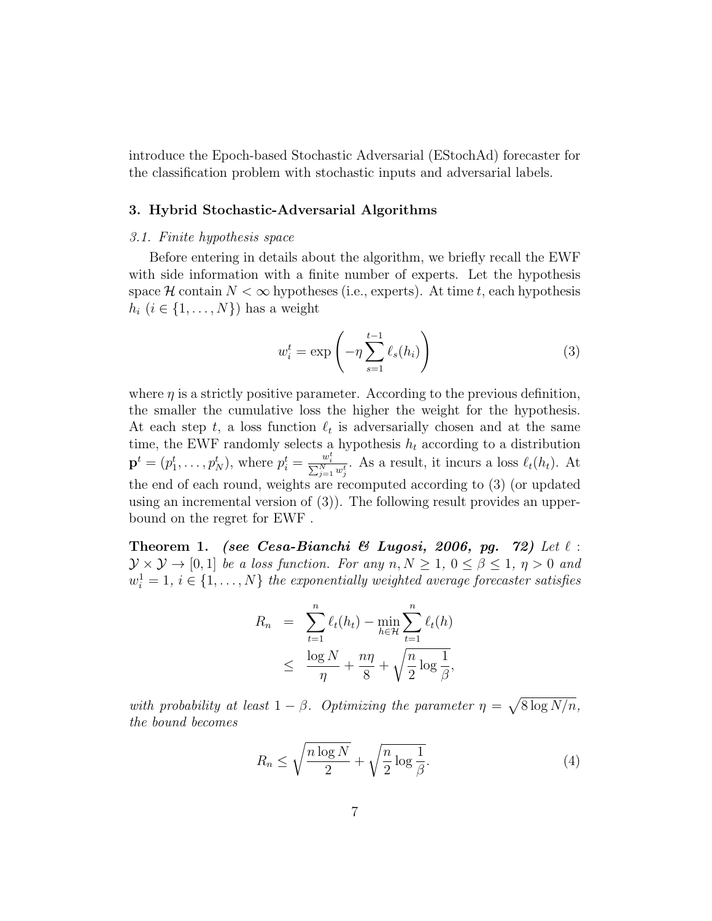introduce the Epoch-based Stochastic Adversarial (EStochAd) forecaster for the classification problem with stochastic inputs and adversarial labels.

## 3. Hybrid Stochastic-Adversarial Algorithms

### *3.1. Finite hypothesis space*

Before entering in details about the algorithm, we briefly recall the EWF with side information with a finite number of experts. Let the hypothesis space $\mathcal{H}$ contain $N < \infty$ hypotheses (i.e., experts). At time $t$, each hypothesis $h_i$ ($i \in \{1, \ldots, N\}$) has a weight

$$w_i^t = \exp\left(-\eta \sum_{s=1}^{t-1} \ell_s(h_i)\right) \tag{3}$$

where $\eta$ is a strictly positive parameter. According to the previous definition, the smaller the cumulative loss the higher the weight for the hypothesis. At each step $t$, a loss function $\ell_t$ is adversarially chosen and at the same time, the EWF randomly selects a hypothesis $h_t$ according to a distribution $\mathbf{p}^t = (p_1^t, \ldots, p_N^t)$, where $p_i^t = \frac{w_i^t}{\sum_{j=1}^N w_j^t}$. As a result, it incurs a loss $\ell_t(h_t)$. At the end of each round, weights are recomputed according to (3) (or updated using an incremental version of (3)). The following result provides an upper-bound on the regret for EWF .

**Theorem 1.** ***(see Cesa-Bianchi & Lugosi, 2006, pg. 72)*** *Let $\ell : \mathcal{Y} \times \mathcal{Y} \to [0, 1]$ be a loss function. For any $n, N \geq 1$, $0 \leq \beta \leq 1$, $\eta > 0$ and $w_i^1 = 1$, $i \in \{1, \ldots, N\}$ the exponentially weighted average forecaster satisfies*

$$\begin{aligned} R_n &= \sum_{t=1}^n \ell_t(h_t) - \min_{h \in \mathcal{H}} \sum_{t=1}^n \ell_t(h) \\ &\leq \frac{\log N}{\eta} + \frac{n\eta}{8} + \sqrt{\frac{n}{2} \log \frac{1}{\beta}}, \end{aligned}$$

*with probability at least $1 - \beta$. Optimizing the parameter $\eta = \sqrt{8 \log N / n}$, the bound becomes*

$$R_n \leq \sqrt{\frac{n \log N}{2}} + \sqrt{\frac{n}{2} \log \frac{1}{\beta}}. \tag{4}$$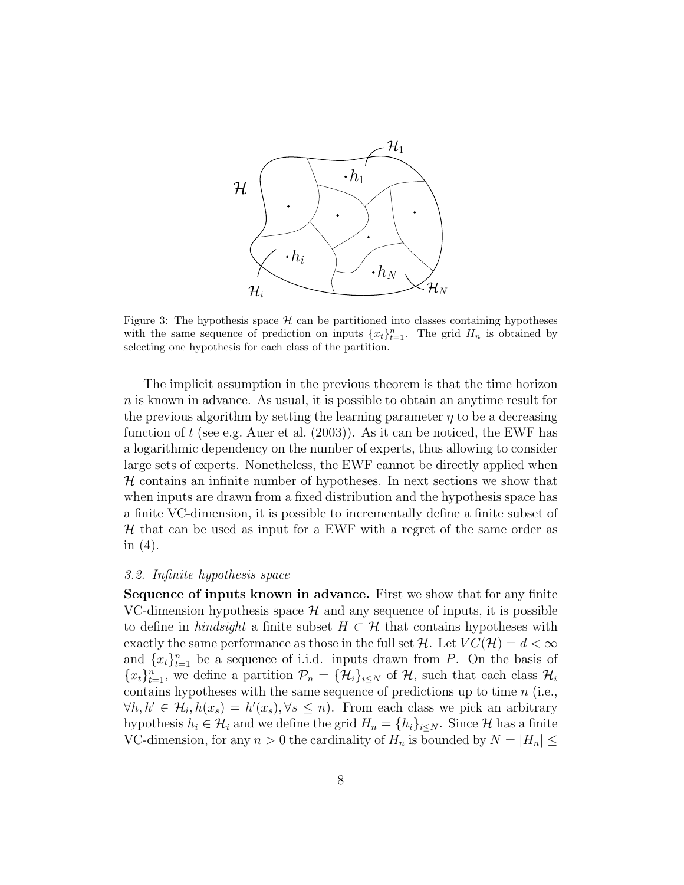Figure 3: The hypothesis space $\mathcal{H}$ can be partitioned into classes containing hypotheses with the same sequence of prediction on inputs $\{x_t\}_{t=1}^n$. The grid $H_n$ is obtained by selecting one hypothesis for each class of the partition.

The implicit assumption in the previous theorem is that the time horizon $n$ is known in advance. As usual, it is possible to obtain an anytime result for the previous algorithm by setting the learning parameter $\eta$ to be a decreasing function of $t$ (see e.g. Auer et al. (2003)). As it can be noticed, the EWF has a logarithmic dependency on the number of experts, thus allowing to consider large sets of experts. Nonetheless, the EWF cannot be directly applied when $\mathcal{H}$ contains an infinite number of hypotheses. In next sections we show that when inputs are drawn from a fixed distribution and the hypothesis space has a finite VC-dimension, it is possible to incrementally define a finite subset of $\mathcal{H}$ that can be used as input for a EWF with a regret of the same order as in (4).

### *3.2. Infinite hypothesis space*

**Sequence of inputs known in advance.** First we show that for any finite VC-dimension hypothesis space $\mathcal{H}$ and any sequence of inputs, it is possible to define in *hindsight* a finite subset $H \subset \mathcal{H}$ that contains hypotheses with exactly the same performance as those in the full set $\mathcal{H}$. Let $VC(\mathcal{H}) = d < \infty$ and $\{x_t\}_{t=1}^n$ be a sequence of i.i.d. inputs drawn from $P$. On the basis of $\{x_t\}_{t=1}^n$, we define a partition $\mathcal{P}_n = \{\mathcal{H}_i\}_{i \leq N}$ of $\mathcal{H}$, such that each class $\mathcal{H}_i$ contains hypotheses with the same sequence of predictions up to time $n$ (i.e., $\forall h, h' \in \mathcal{H}_i, h(x_s) = h'(x_s), \forall s \leq n$). From each class we pick an arbitrary hypothesis $h_i \in \mathcal{H}_i$ and we define the grid $H_n = \{h_i\}_{i \leq N}$. Since $\mathcal{H}$ has a finite VC-dimension, for any $n > 0$ the cardinality of $H_n$ is bounded by $N = |H_n| \leq$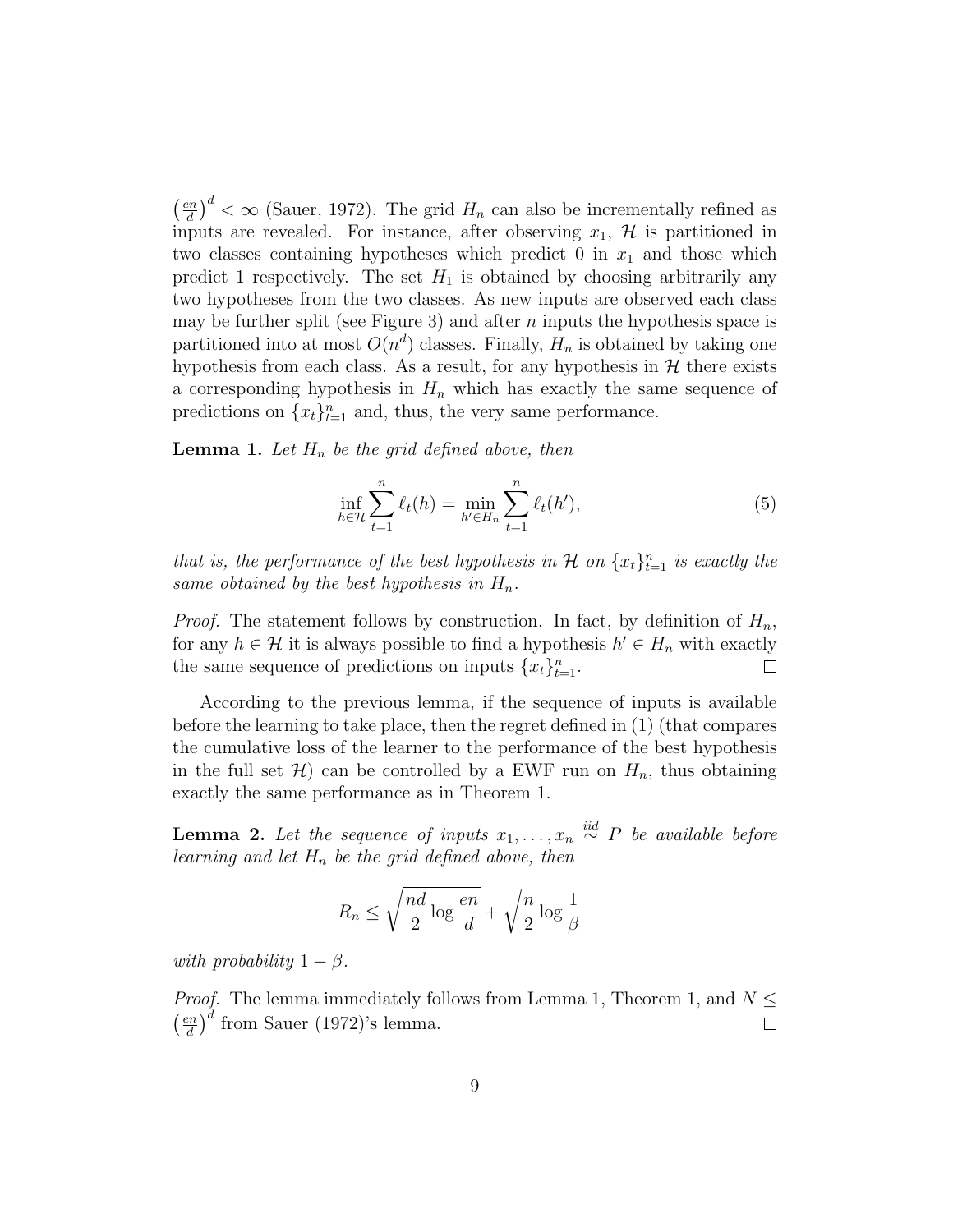$\left(\frac{en}{d}\right)^d < \infty$ (Sauer, 1972). The grid $H_n$ can also be incrementally refined as inputs are revealed. For instance, after observing $x_1$, $\mathcal{H}$ is partitioned in two classes containing hypotheses which predict 0 in $x_1$ and those which predict 1 respectively. The set $H_1$ is obtained by choosing arbitrarily any two hypotheses from the two classes. As new inputs are observed each class may be further split (see Figure 3) and after $n$ inputs the hypothesis space is partitioned into at most $O(n^d)$ classes. Finally, $H_n$ is obtained by taking one hypothesis from each class. As a result, for any hypothesis in $\mathcal{H}$ there exists a corresponding hypothesis in $H_n$ which has exactly the same sequence of predictions on $\{x_t\}_{t=1}^n$ and, thus, the very same performance.

**Lemma 1.** *Let $H_n$ be the grid defined above, then*

$$\inf_{h\in\mathcal{H}} \sum_{t=1}^{n} \ell_t(h) = \min_{h'\in H_n} \sum_{t=1}^{n} \ell_t(h'), \tag{5}$$

*that is, the performance of the best hypothesis in $\mathcal{H}$ on $\{x_t\}_{t=1}^n$ is exactly the same obtained by the best hypothesis in $H_n$.*

*Proof.* The statement follows by construction. In fact, by definition of $H_n$, for any $h \in \mathcal{H}$ it is always possible to find a hypothesis $h' \in H_n$ with exactly the same sequence of predictions on inputs $\{x_t\}_{t=1}^n$. $\square$

According to the previous lemma, if the sequence of inputs is available before the learning to take place, then the regret defined in (1) (that compares the cumulative loss of the learner to the performance of the best hypothesis in the full set $\mathcal{H}$) can be controlled by a EWF run on $H_n$, thus obtaining exactly the same performance as in Theorem 1.

**Lemma 2.** *Let the sequence of inputs $x_1, \ldots, x_n \overset{iid}{\sim} P$ be available before learning and let $H_n$ be the grid defined above, then*

$$R_n \leq \sqrt{\frac{nd}{2} \log \frac{en}{d}} + \sqrt{\frac{n}{2} \log \frac{1}{\beta}}$$

*with probability $1 - \beta$.*

*Proof.* The lemma immediately follows from Lemma 1, Theorem 1, and $N \leq \left(\frac{en}{d}\right)^d$ from Sauer (1972)'s lemma. $\square$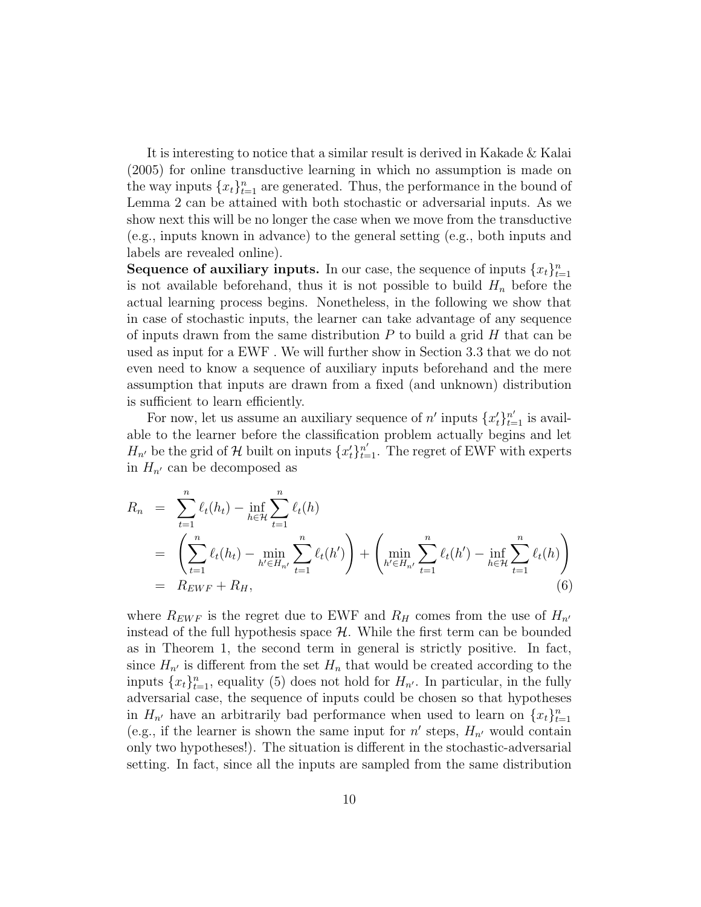It is interesting to notice that a similar result is derived in Kakade & Kalai (2005) for online transductive learning in which no assumption is made on the way inputs $\{x_t\}_{t=1}^n$ are generated. Thus, the performance in the bound of Lemma 2 can be attained with both stochastic or adversarial inputs. As we show next this will be no longer the case when we move from the transductive (e.g., inputs known in advance) to the general setting (e.g., both inputs and labels are revealed online).

**Sequence of auxiliary inputs.** In our case, the sequence of inputs $\{x_t\}_{t=1}^n$ is not available beforehand, thus it is not possible to build $H_n$ before the actual learning process begins. Nonetheless, in the following we show that in case of stochastic inputs, the learner can take advantage of any sequence of inputs drawn from the same distribution $P$ to build a grid $H$ that can be used as input for a EWF . We will further show in Section 3.3 that we do not even need to know a sequence of auxiliary inputs beforehand and the mere assumption that inputs are drawn from a fixed (and unknown) distribution is sufficient to learn efficiently.

For now, let us assume an auxiliary sequence of $n'$ inputs $\{x'_t\}_{t=1}^{n'}$ is available to the learner before the classification problem actually begins and let $H_{n'}$ be the grid of $\mathcal{H}$ built on inputs $\{x'_t\}_{t=1}^{n'}$. The regret of EWF with experts in $H_{n'}$ can be decomposed as

$$
\begin{aligned}
R_n &= \sum_{t=1}^{n} \ell_t(h_t) - \inf_{h\in\mathcal{H}} \sum_{t=1}^{n} \ell_t(h) \\
&= \left( \sum_{t=1}^{n} \ell_t(h_t) - \min_{h'\in H_{n'}} \sum_{t=1}^{n} \ell_t(h') \right) + \left( \min_{h'\in H_{n'}} \sum_{t=1}^{n} \ell_t(h') - \inf_{h\in\mathcal{H}} \sum_{t=1}^{n} \ell_t(h) \right) \\
&= R_{EWF} + R_H, \qquad (6)
\end{aligned}
$$

where $R_{EWF}$ is the regret due to EWF and $R_H$ comes from the use of $H_{n'}$ instead of the full hypothesis space $\mathcal{H}$. While the first term can be bounded as in Theorem 1, the second term in general is strictly positive. In fact, since $H_{n'}$ is different from the set $H_n$ that would be created according to the inputs $\{x_t\}_{t=1}^n$, equality (5) does not hold for $H_{n'}$. In particular, in the fully adversarial case, the sequence of inputs could be chosen so that hypotheses in $H_{n'}$ have an arbitrarily bad performance when used to learn on $\{x_t\}_{t=1}^n$ (e.g., if the learner is shown the same input for $n'$ steps, $H_{n'}$ would contain only two hypotheses!). The situation is different in the stochastic-adversarial setting. In fact, since all the inputs are sampled from the same distribution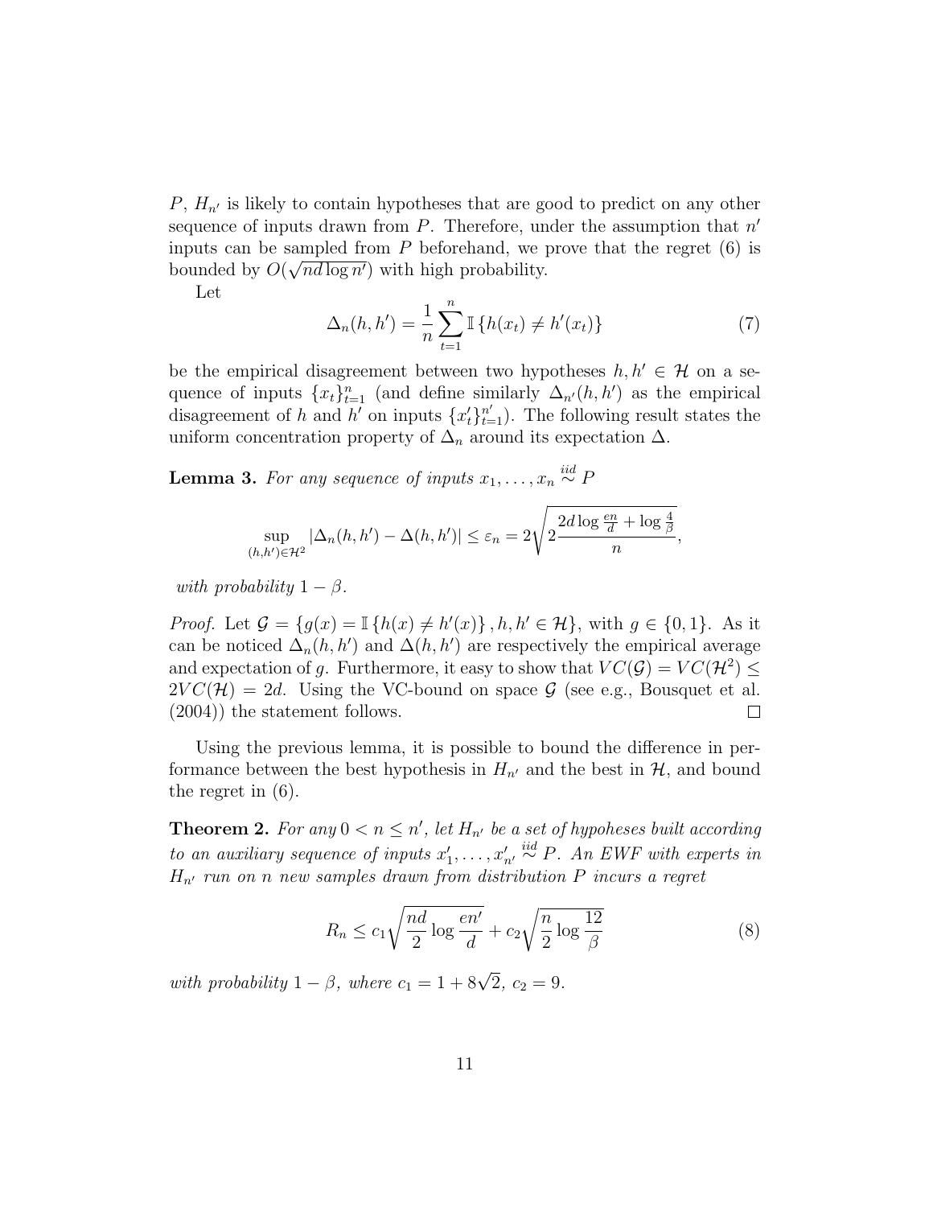$P$, $H_{n'}$ is likely to contain hypotheses that are good to predict on any other sequence of inputs drawn from $P$. Therefore, under the assumption that $n'$ inputs can be sampled from $P$ beforehand, we prove that the regret (6) is bounded by $O(\sqrt{nd \log n'})$ with high probability.

Let

$$\Delta_n(h, h') = \frac{1}{n} \sum_{t=1}^{n} \mathbb{I}\left\{h(x_t) \neq h'(x_t)\right\} \tag{7}$$

be the empirical disagreement between two hypotheses $h, h' \in \mathcal{H}$ on a sequence of inputs $\{x_t\}_{t=1}^n$ (and define similarly $\Delta_{n'}(h, h')$ as the empirical disagreement of $h$ and $h'$ on inputs $\{x'_t\}_{t=1}^{n'}$). The following result states the uniform concentration property of $\Delta_n$ around its expectation $\Delta$.

**Lemma 3.** *For any sequence of inputs* $x_1, \ldots, x_n \overset{iid}{\sim} P$

$$\sup_{(h,h') \in \mathcal{H}^2} |\Delta_n(h, h') - \Delta(h, h')| \leq \varepsilon_n = 2\sqrt{2\frac{2d \log \frac{en}{d} + \log \frac{4}{\beta}}{n}},$$

*with probability* $1 - \beta$.

*Proof.* Let $\mathcal{G} = \{g(x) = \mathbb{I}\left\{h(x) \neq h'(x)\right\}, h, h' \in \mathcal{H}\}$, with $g \in \{0, 1\}$. As it can be noticed $\Delta_n(h, h')$ and $\Delta(h, h')$ are respectively the empirical average and expectation of $g$. Furthermore, it easy to show that $VC(\mathcal{G}) = VC(\mathcal{H}^2) \leq 2VC(\mathcal{H}) = 2d$. Using the VC-bound on space $\mathcal{G}$ (see e.g., Bousquet et al. (2004)) the statement follows. ◻

Using the previous lemma, it is possible to bound the difference in performance between the best hypothesis in $H_{n'}$ and the best in $\mathcal{H}$, and bound the regret in (6).

**Theorem 2.** *For any* $0 < n \leq n'$*, let* $H_{n'}$ *be a set of hypoheses built according to an auxiliary sequence of inputs* $x'_1, \ldots, x'_{n'} \overset{iid}{\sim} P$*. An EWF with experts in* $H_{n'}$ *run on* $n$ *new samples drawn from distribution* $P$ *incurs a regret*

$$R_n \leq c_1 \sqrt{\frac{nd}{2} \log \frac{en'}{d}} + c_2 \sqrt{\frac{n}{2} \log \frac{12}{\beta}} \tag{8}$$

*with probability* $1 - \beta$*, where* $c_1 = 1 + 8\sqrt{2}$*,* $c_2 = 9$*.*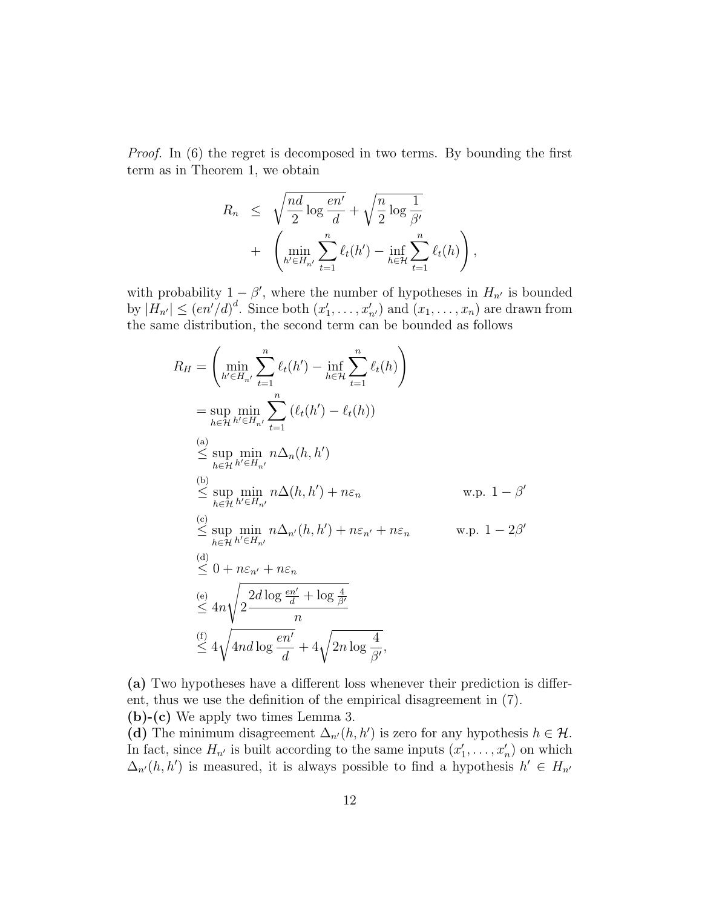*Proof.* In (6) the regret is decomposed in two terms. By bounding the first term as in Theorem 1, we obtain

$$
\begin{aligned}
R_n \;\leq\; & \sqrt{\frac{nd}{2}\log\frac{en'}{d}} + \sqrt{\frac{n}{2}\log\frac{1}{\beta'}} \\
+ \; & \left(\min_{h'\in H_{n'}} \sum_{t=1}^{n} \ell_t(h') - \inf_{h\in\mathcal{H}} \sum_{t=1}^{n} \ell_t(h)\right),
\end{aligned}
$$

with probability $1-\beta'$, where the number of hypotheses in $H_{n'}$ is bounded by $|H_{n'}| \leq (en'/d)^d$. Since both $(x'_1,\ldots,x'_{n'})$ and $(x_1,\ldots,x_n)$ are drawn from the same distribution, the second term can be bounded as follows

$$
\begin{aligned}
R_H &= \left(\min_{h'\in H_{n'}} \sum_{t=1}^{n} \ell_t(h') - \inf_{h\in\mathcal{H}} \sum_{t=1}^{n} \ell_t(h)\right) \\
&= \sup_{h\in\mathcal{H}} \min_{h'\in H_{n'}} \sum_{t=1}^{n} \left(\ell_t(h') - \ell_t(h)\right) \\
&\overset{\text{(a)}}{\leq} \sup_{h\in\mathcal{H}} \min_{h'\in H_{n'}} n\Delta_n(h,h') \\
&\overset{\text{(b)}}{\leq} \sup_{h\in\mathcal{H}} \min_{h'\in H_{n'}} n\Delta(h,h') + n\varepsilon_n \qquad\qquad \text{w.p. } 1-\beta' \\
&\overset{\text{(c)}}{\leq} \sup_{h\in\mathcal{H}} \min_{h'\in H_{n'}} n\Delta_{n'}(h,h') + n\varepsilon_{n'} + n\varepsilon_n \qquad \text{w.p. } 1-2\beta' \\
&\overset{\text{(d)}}{\leq} 0 + n\varepsilon_{n'} + n\varepsilon_n \\
&\overset{\text{(e)}}{\leq} 4n\sqrt{2\frac{2d\log\frac{en'}{d} + \log\frac{4}{\beta'}}{n}} \\
&\overset{\text{(f)}}{\leq} 4\sqrt{4nd\log\frac{en'}{d}} + 4\sqrt{2n\log\frac{4}{\beta'}},
\end{aligned}
$$

**(a)** Two hypotheses have a different loss whenever their prediction is different, thus we use the definition of the empirical disagreement in (7).
**(b)-(c)** We apply two times Lemma 3.
**(d)** The minimum disagreement $\Delta_{n'}(h,h')$ is zero for any hypothesis $h\in\mathcal{H}$. In fact, since $H_{n'}$ is built according to the same inputs $(x'_1,\ldots,x'_n)$ on which $\Delta_{n'}(h,h')$ is measured, it is always possible to find a hypothesis $h'\in H_{n'}$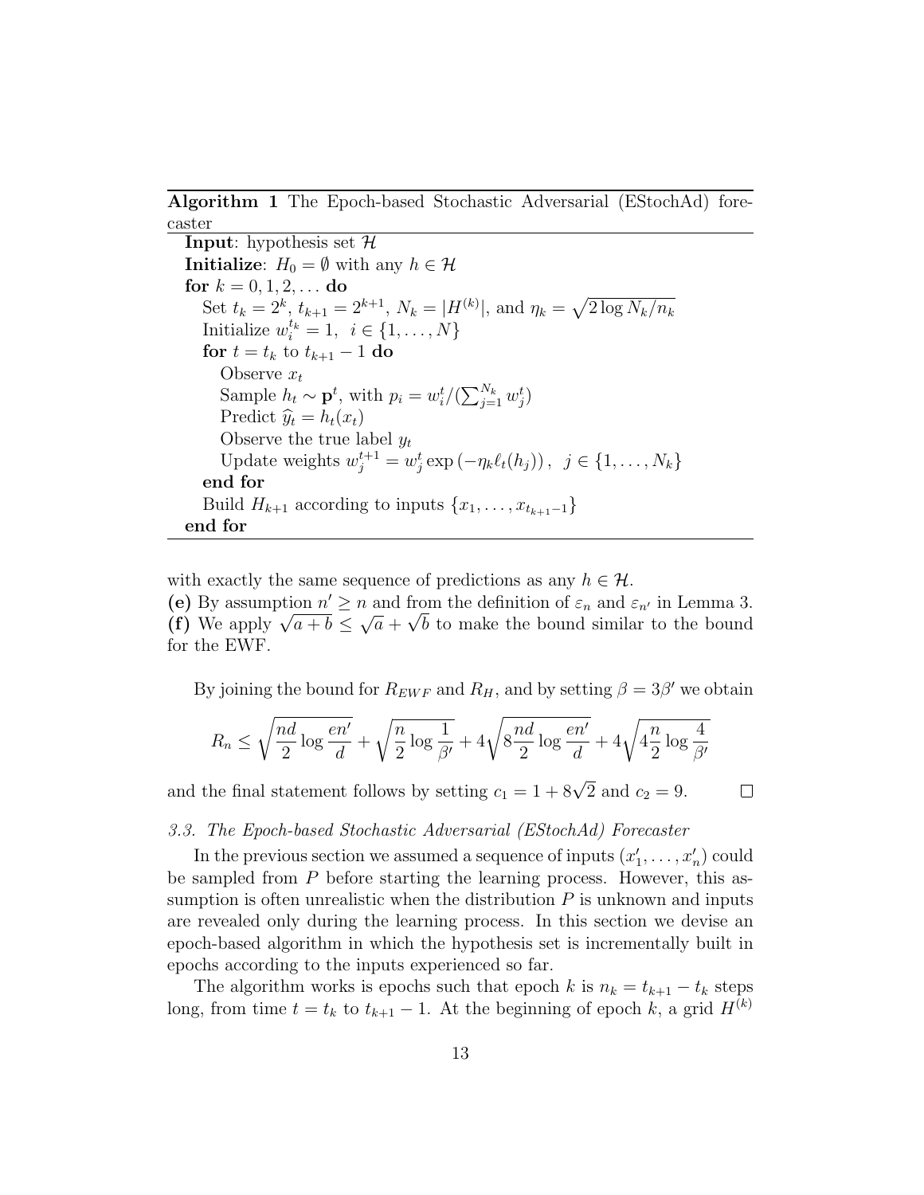**Algorithm 1** The Epoch-based Stochastic Adversarial (EStochAd) forecaster

```
Input: hypothesis set 𝓗
Initialize: H_0 = ∅ with any h ∈ 𝓗
for k = 0, 1, 2, ... do
    Set t_k = 2^k, t_{k+1} = 2^{k+1}, N_k = |H^{(k)}|, and η_k = sqrt(2 log N_k / n_k)
    Initialize w_i^{t_k} = 1,  i ∈ {1, ..., N}
    for t = t_k to t_{k+1} − 1 do
        Observe x_t
        Sample h_t ∼ p^t, with p_i = w_i^t / (Σ_{j=1}^{N_k} w_j^t)
        Predict ŷ_t = h_t(x_t)
        Observe the true label y_t
        Update weights w_j^{t+1} = w_j^t exp(−η_k ℓ_t(h_j)),  j ∈ {1, ..., N_k}
    end for
    Build H_{k+1} according to inputs {x_1, ..., x_{t_{k+1}−1}}
end for
```

with exactly the same sequence of predictions as any $h \in \mathcal{H}$.
**(e)** By assumption $n' \geq n$ and from the definition of $\varepsilon_n$ and $\varepsilon_{n'}$ in Lemma 3.
**(f)** We apply $\sqrt{a+b} \leq \sqrt{a} + \sqrt{b}$ to make the bound similar to the bound for the EWF.

By joining the bound for $R_{EWF}$ and $R_H$, and by setting $\beta = 3\beta'$ we obtain

$$R_n \leq \sqrt{\frac{nd}{2}\log\frac{en'}{d}} + \sqrt{\frac{n}{2}\log\frac{1}{\beta'}} + 4\sqrt{8\frac{nd}{2}\log\frac{en'}{d}} + 4\sqrt{4\frac{n}{2}\log\frac{4}{\beta'}}$$

and the final statement follows by setting $c_1 = 1 + 8\sqrt{2}$ and $c_2 = 9$. □

### 3.3. The Epoch-based Stochastic Adversarial (EStochAd) Forecaster

In the previous section we assumed a sequence of inputs $(x'_1, \ldots, x'_n)$ could be sampled from $P$ before starting the learning process. However, this assumption is often unrealistic when the distribution $P$ is unknown and inputs are revealed only during the learning process. In this section we devise an epoch-based algorithm in which the hypothesis set is incrementally built in epochs according to the inputs experienced so far.

The algorithm works is epochs such that epoch $k$ is $n_k = t_{k+1} - t_k$ steps long, from time $t = t_k$ to $t_{k+1} - 1$. At the beginning of epoch $k$, a grid $H^{(k)}$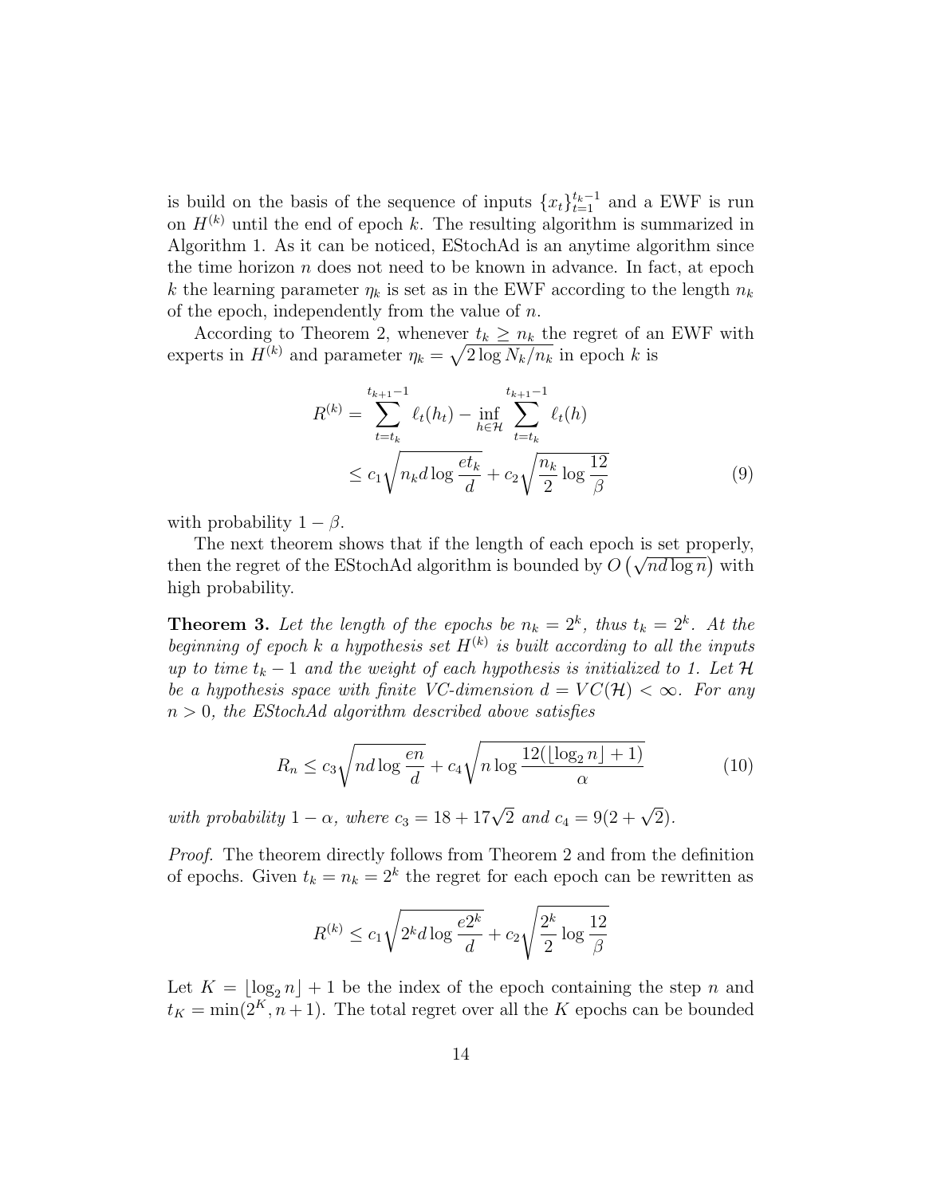is build on the basis of the sequence of inputs $\{x_t\}_{t=1}^{t_k-1}$ and a EWF is run on $H^{(k)}$ until the end of epoch $k$. The resulting algorithm is summarized in Algorithm 1. As it can be noticed, EStochAd is an anytime algorithm since the time horizon $n$ does not need to be known in advance. In fact, at epoch $k$ the learning parameter $\eta_k$ is set as in the EWF according to the length $n_k$ of the epoch, independently from the value of $n$.

According to Theorem 2, whenever $t_k \geq n_k$ the regret of an EWF with experts in $H^{(k)}$ and parameter $\eta_k = \sqrt{2 \log N_k / n_k}$ in epoch $k$ is

$$R^{(k)} = \sum_{t=t_k}^{t_{k+1}-1} \ell_t(h_t) - \inf_{h \in \mathcal{H}} \sum_{t=t_k}^{t_{k+1}-1} \ell_t(h) \leq c_1 \sqrt{n_k d \log \frac{e t_k}{d}} + c_2 \sqrt{\frac{n_k}{2} \log \frac{12}{\beta}} \tag{9}$$

with probability $1 - \beta$.

The next theorem shows that if the length of each epoch is set properly, then the regret of the EStochAd algorithm is bounded by $O\left(\sqrt{nd \log n}\right)$ with high probability.

**Theorem 3.** *Let the length of the epochs be $n_k = 2^k$, thus $t_k = 2^k$. At the beginning of epoch $k$ a hypothesis set $H^{(k)}$ is built according to all the inputs up to time $t_k - 1$ and the weight of each hypothesis is initialized to 1. Let $\mathcal{H}$ be a hypothesis space with finite VC-dimension $d = VC(\mathcal{H}) < \infty$. For any $n > 0$, the EStochAd algorithm described above satisfies*

$$R_n \leq c_3 \sqrt{nd \log \frac{en}{d}} + c_4 \sqrt{n \log \frac{12(\lfloor \log_2 n \rfloor + 1)}{\alpha}} \tag{10}$$

*with probability $1 - \alpha$, where $c_3 = 18 + 17\sqrt{2}$ and $c_4 = 9(2 + \sqrt{2})$.*

*Proof.* The theorem directly follows from Theorem 2 and from the definition of epochs. Given $t_k = n_k = 2^k$ the regret for each epoch can be rewritten as

$$R^{(k)} \leq c_1 \sqrt{2^k d \log \frac{e 2^k}{d}} + c_2 \sqrt{\frac{2^k}{2} \log \frac{12}{\beta}}$$

Let $K = \lfloor \log_2 n \rfloor + 1$ be the index of the epoch containing the step $n$ and $t_K = \min(2^K, n+1)$. The total regret over all the $K$ epochs can be bounded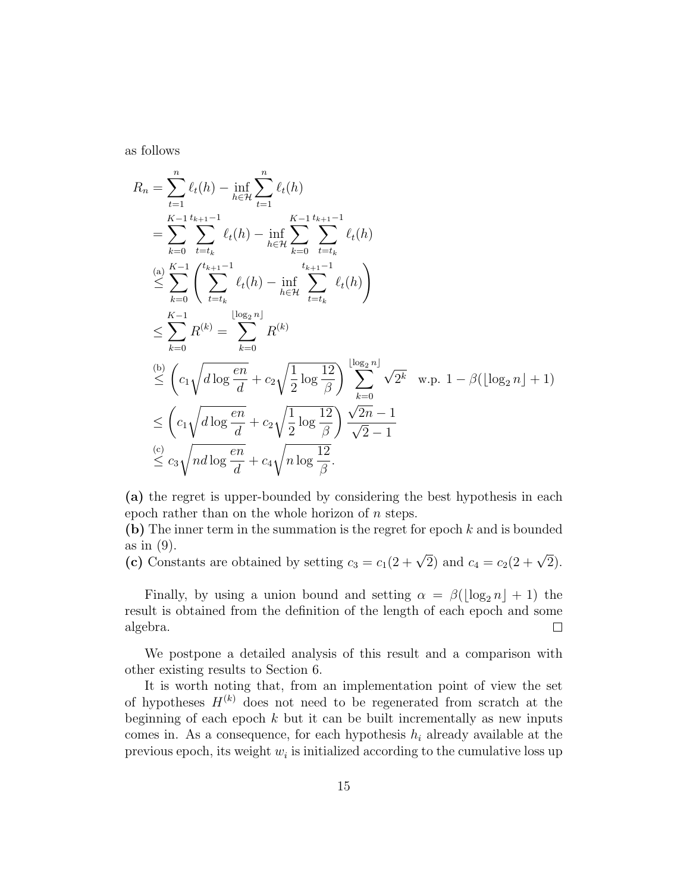as follows

$$
\begin{aligned}
R_n &= \sum_{t=1}^{n} \ell_t(h) - \inf_{h\in\mathcal{H}} \sum_{t=1}^{n} \ell_t(h) \\
&= \sum_{k=0}^{K-1} \sum_{t=t_k}^{t_{k+1}-1} \ell_t(h) - \inf_{h\in\mathcal{H}} \sum_{k=0}^{K-1} \sum_{t=t_k}^{t_{k+1}-1} \ell_t(h) \\
&\overset{\text{(a)}}{\leq} \sum_{k=0}^{K-1} \left( \sum_{t=t_k}^{t_{k+1}-1} \ell_t(h) - \inf_{h\in\mathcal{H}} \sum_{t=t_k}^{t_{k+1}-1} \ell_t(h) \right) \\
&\leq \sum_{k=0}^{K-1} R^{(k)} = \sum_{k=0}^{\lfloor \log_2 n \rfloor} R^{(k)} \\
&\overset{\text{(b)}}{\leq} \left( c_1 \sqrt{d \log \frac{en}{d}} + c_2 \sqrt{\frac{1}{2} \log \frac{12}{\beta}} \right) \sum_{k=0}^{\lfloor \log_2 n \rfloor} \sqrt{2^k} \quad \text{w.p. } 1 - \beta(\lfloor \log_2 n \rfloor + 1) \\
&\leq \left( c_1 \sqrt{d \log \frac{en}{d}} + c_2 \sqrt{\frac{1}{2} \log \frac{12}{\beta}} \right) \frac{\sqrt{2n} - 1}{\sqrt{2} - 1} \\
&\overset{\text{(c)}}{\leq} c_3 \sqrt{nd \log \frac{en}{d}} + c_4 \sqrt{n \log \frac{12}{\beta}}.
\end{aligned}
$$

**(a)** the regret is upper-bounded by considering the best hypothesis in each epoch rather than on the whole horizon of $n$ steps.
**(b)** The inner term in the summation is the regret for epoch $k$ and is bounded as in (9).
**(c)** Constants are obtained by setting $c_3 = c_1(2 + \sqrt{2})$ and $c_4 = c_2(2 + \sqrt{2})$.

Finally, by using a union bound and setting $\alpha = \beta(\lfloor \log_2 n \rfloor + 1)$ the result is obtained from the definition of the length of each epoch and some algebra. □

We postpone a detailed analysis of this result and a comparison with other existing results to Section 6.

It is worth noting that, from an implementation point of view the set of hypotheses $H^{(k)}$ does not need to be regenerated from scratch at the beginning of each epoch $k$ but it can be built incrementally as new inputs comes in. As a consequence, for each hypothesis $h_i$ already available at the previous epoch, its weight $w_i$ is initialized according to the cumulative loss up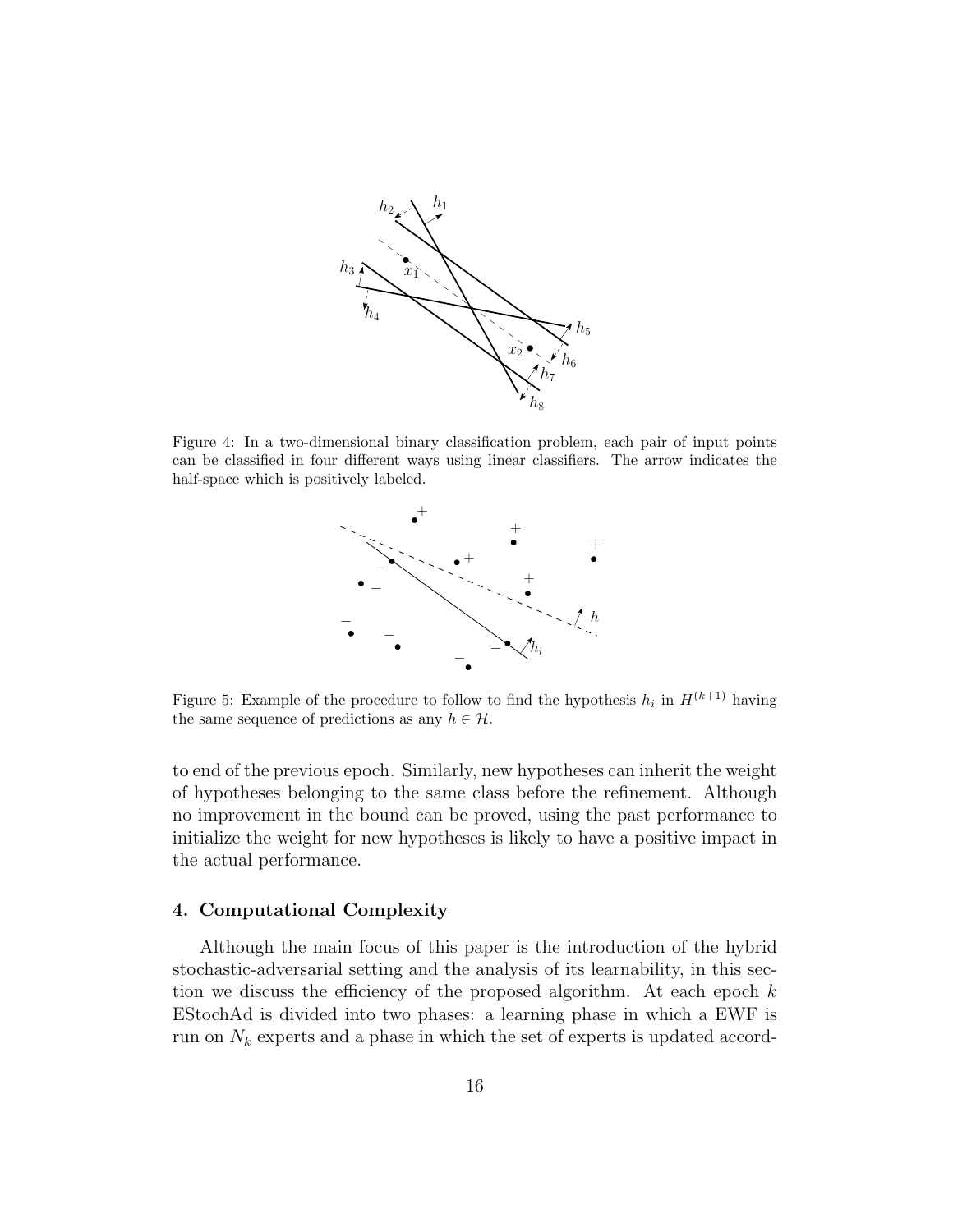Figure 4: In a two-dimensional binary classification problem, each pair of input points can be classified in four different ways using linear classifiers. The arrow indicates the half-space which is positively labeled.

Figure 5: Example of the procedure to follow to find the hypothesis $h_i$ in $H^{(k+1)}$ having the same sequence of predictions as any $h \in \mathcal{H}$.

to end of the previous epoch. Similarly, new hypotheses can inherit the weight of hypotheses belonging to the same class before the refinement. Although no improvement in the bound can be proved, using the past performance to initialize the weight for new hypotheses is likely to have a positive impact in the actual performance.

## 4. Computational Complexity

Although the main focus of this paper is the introduction of the hybrid stochastic-adversarial setting and the analysis of its learnability, in this section we discuss the efficiency of the proposed algorithm. At each epoch $k$ EStochAd is divided into two phases: a learning phase in which a EWF is run on $N_k$ experts and a phase in which the set of experts is updated accord-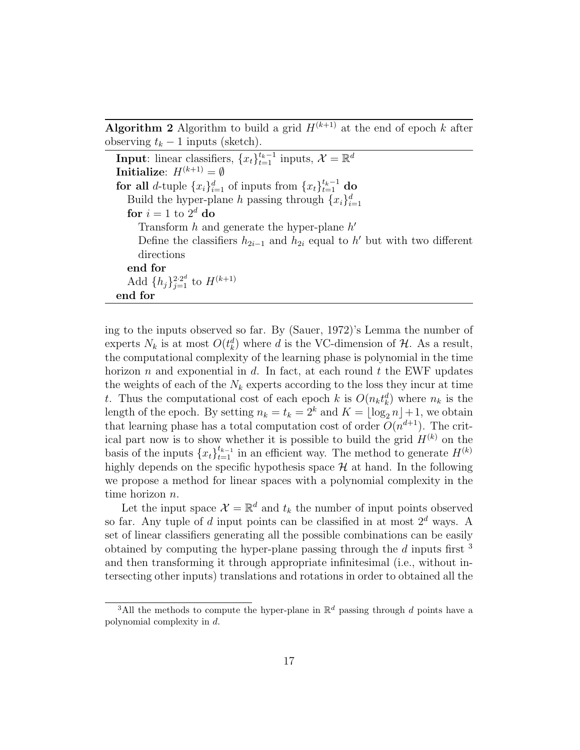**Algorithm 2** Algorithm to build a grid $H^{(k+1)}$ at the end of epoch $k$ after observing $t_k - 1$ inputs (sketch).

```
Input: linear classifiers, {x_t}_{t=1}^{t_k-1} inputs, X = R^d
Initialize: H^(k+1) = ∅
for all d-tuple {x_i}_{i=1}^d of inputs from {x_t}_{t=1}^{t_k-1} do
    Build the hyper-plane h passing through {x_i}_{i=1}^d
    for i = 1 to 2^d do
        Transform h and generate the hyper-plane h'
        Define the classifiers h_{2i-1} and h_{2i} equal to h' but with two different
        directions
    end for
    Add {h_j}_{j=1}^{2·2^d} to H^(k+1)
end for
```

ing to the inputs observed so far. By (Sauer, 1972)'s Lemma the number of experts $N_k$ is at most $O(t_k^d)$ where $d$ is the VC-dimension of $\mathcal{H}$. As a result, the computational complexity of the learning phase is polynomial in the time horizon $n$ and exponential in $d$. In fact, at each round $t$ the EWF updates the weights of each of the $N_k$ experts according to the loss they incur at time $t$. Thus the computational cost of each epoch $k$ is $O(n_k t_k^d)$ where $n_k$ is the length of the epoch. By setting $n_k = t_k = 2^k$ and $K = \lfloor \log_2 n \rfloor + 1$, we obtain that learning phase has a total computation cost of order $O(n^{d+1})$. The critical part now is to show whether it is possible to build the grid $H^{(k)}$ on the basis of the inputs $\{x_t\}_{t=1}^{t_{k-1}}$ in an efficient way. The method to generate $H^{(k)}$ highly depends on the specific hypothesis space $\mathcal{H}$ at hand. In the following we propose a method for linear spaces with a polynomial complexity in the time horizon $n$.

Let the input space $\mathcal{X} = \mathbb{R}^d$ and $t_k$ the number of input points observed so far. Any tuple of $d$ input points can be classified in at most $2^d$ ways. A set of linear classifiers generating all the possible combinations can be easily obtained by computing the hyper-plane passing through the $d$ inputs first [3] and then transforming it through appropriate infinitesimal (i.e., without intersecting other inputs) translations and rotations in order to obtained all the

[3] All the methods to compute the hyper-plane in $\mathbb{R}^d$ passing through $d$ points have a polynomial complexity in $d$.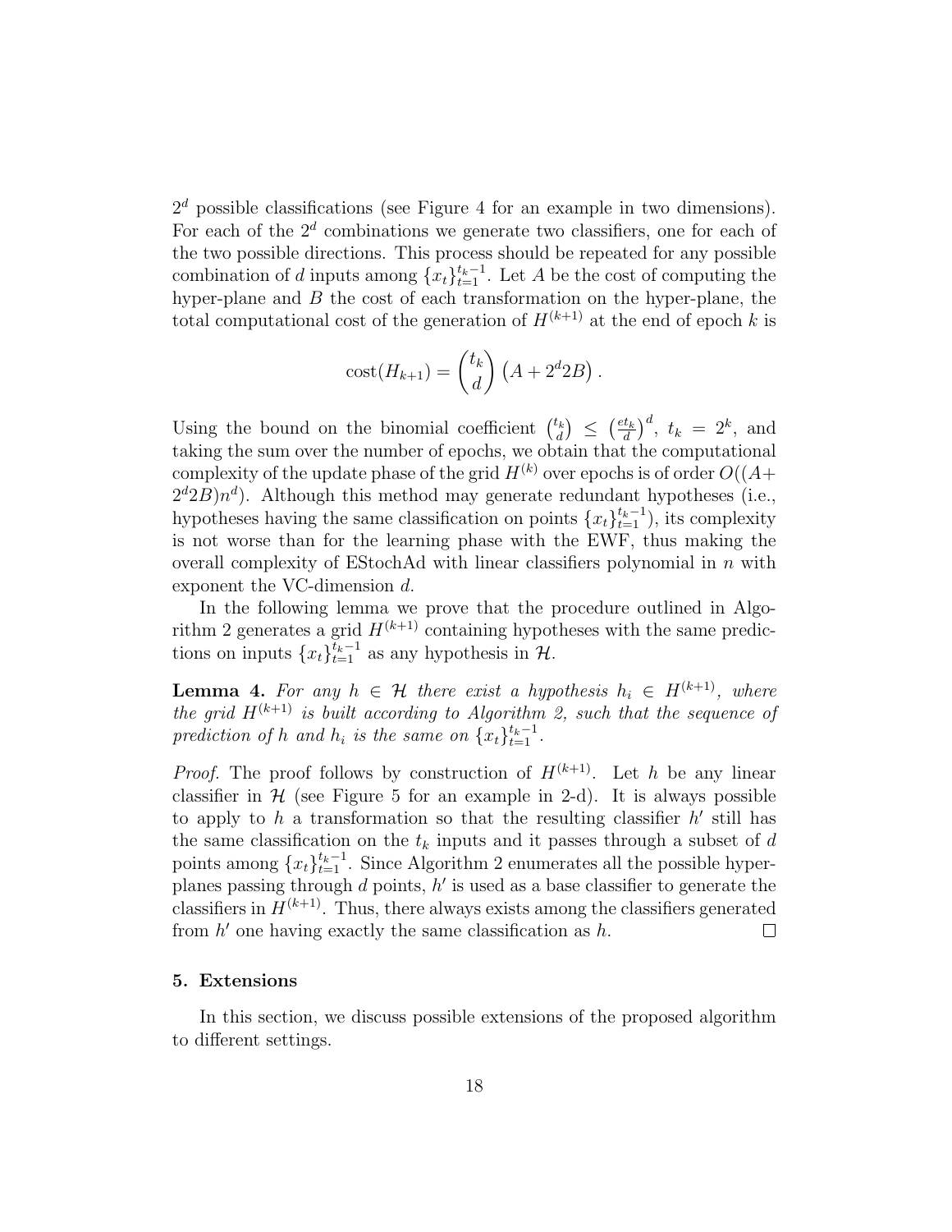$2^d$ possible classifications (see Figure 4 for an example in two dimensions). For each of the $2^d$ combinations we generate two classifiers, one for each of the two possible directions. This process should be repeated for any possible combination of $d$ inputs among $\{x_t\}_{t=1}^{t_k-1}$. Let $A$ be the cost of computing the hyper-plane and $B$ the cost of each transformation on the hyper-plane, the total computational cost of the generation of $H^{(k+1)}$ at the end of epoch $k$ is

$$\text{cost}(H_{k+1}) = \binom{t_k}{d} \left( A + 2^d 2B \right).$$

Using the bound on the binomial coefficient $\binom{t_k}{d} \leq \left(\frac{et_k}{d}\right)^d$, $t_k = 2^k$, and taking the sum over the number of epochs, we obtain that the computational complexity of the update phase of the grid $H^{(k)}$ over epochs is of order $O((A+2^d 2B)n^d)$. Although this method may generate redundant hypotheses (i.e., hypotheses having the same classification on points $\{x_t\}_{t=1}^{t_k-1}$), its complexity is not worse than for the learning phase with the EWF, thus making the overall complexity of EStochAd with linear classifiers polynomial in $n$ with exponent the VC-dimension $d$.

In the following lemma we prove that the procedure outlined in Algorithm 2 generates a grid $H^{(k+1)}$ containing hypotheses with the same predictions on inputs $\{x_t\}_{t=1}^{t_k-1}$ as any hypothesis in $\mathcal{H}$.

**Lemma 4.** *For any $h \in \mathcal{H}$ there exist a hypothesis $h_i \in H^{(k+1)}$, where the grid $H^{(k+1)}$ is built according to Algorithm 2, such that the sequence of prediction of $h$ and $h_i$ is the same on $\{x_t\}_{t=1}^{t_k-1}$.*

*Proof.* The proof follows by construction of $H^{(k+1)}$. Let $h$ be any linear classifier in $\mathcal{H}$ (see Figure 5 for an example in 2-d). It is always possible to apply to $h$ a transformation so that the resulting classifier $h'$ still has the same classification on the $t_k$ inputs and it passes through a subset of $d$ points among $\{x_t\}_{t=1}^{t_k-1}$. Since Algorithm 2 enumerates all the possible hyperplanes passing through $d$ points, $h'$ is used as a base classifier to generate the classifiers in $H^{(k+1)}$. Thus, there always exists among the classifiers generated from $h'$ one having exactly the same classification as $h$. □

## 5. Extensions

In this section, we discuss possible extensions of the proposed algorithm to different settings.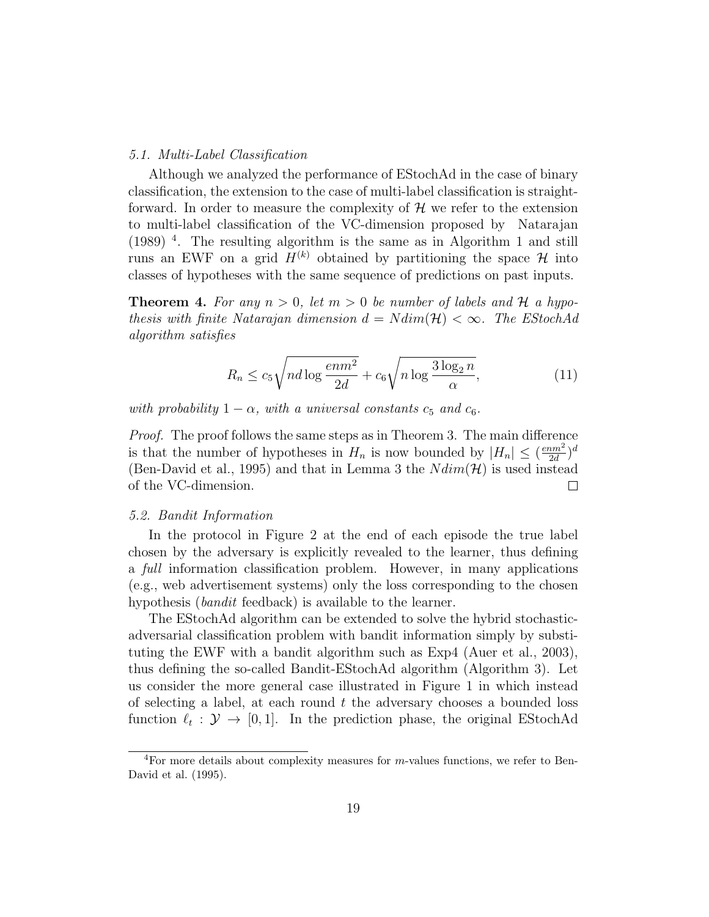### 5.1. Multi-Label Classification

Although we analyzed the performance of EStochAd in the case of binary classification, the extension to the case of multi-label classification is straightforward. In order to measure the complexity of $\mathcal{H}$ we refer to the extension to multi-label classification of the VC-dimension proposed by Natarajan (1989) [4]. The resulting algorithm is the same as in Algorithm 1 and still runs an EWF on a grid $H^{(k)}$ obtained by partitioning the space $\mathcal{H}$ into classes of hypotheses with the same sequence of predictions on past inputs.

**Theorem 4.** *For any $n > 0$, let $m > 0$ be number of labels and $\mathcal{H}$ a hypothesis with finite Natarajan dimension $d = Ndim(\mathcal{H}) < \infty$. The EStochAd algorithm satisfies*

$$R_n \leq c_5 \sqrt{nd \log \frac{enm^2}{2d}} + c_6 \sqrt{n \log \frac{3 \log_2 n}{\alpha}}, \tag{11}$$

*with probability $1 - \alpha$, with a universal constants $c_5$ and $c_6$.*

*Proof.* The proof follows the same steps as in Theorem 3. The main difference is that the number of hypotheses in $H_n$ is now bounded by $|H_n| \leq (\frac{enm^2}{2d})^d$ (Ben-David et al., 1995) and that in Lemma 3 the $Ndim(\mathcal{H})$ is used instead of the VC-dimension. $\square$

### 5.2. Bandit Information

In the protocol in Figure 2 at the end of each episode the true label chosen by the adversary is explicitly revealed to the learner, thus defining a *full* information classification problem. However, in many applications (e.g., web advertisement systems) only the loss corresponding to the chosen hypothesis (*bandit* feedback) is available to the learner.

The EStochAd algorithm can be extended to solve the hybrid stochastic-adversarial classification problem with bandit information simply by substituting the EWF with a bandit algorithm such as Exp4 (Auer et al., 2003), thus defining the so-called Bandit-EStochAd algorithm (Algorithm 3). Let us consider the more general case illustrated in Figure 1 in which instead of selecting a label, at each round $t$ the adversary chooses a bounded loss function $\ell_t : \mathcal{Y} \to [0, 1]$. In the prediction phase, the original EStochAd

[4] For more details about complexity measures for $m$-values functions, we refer to Ben-David et al. (1995).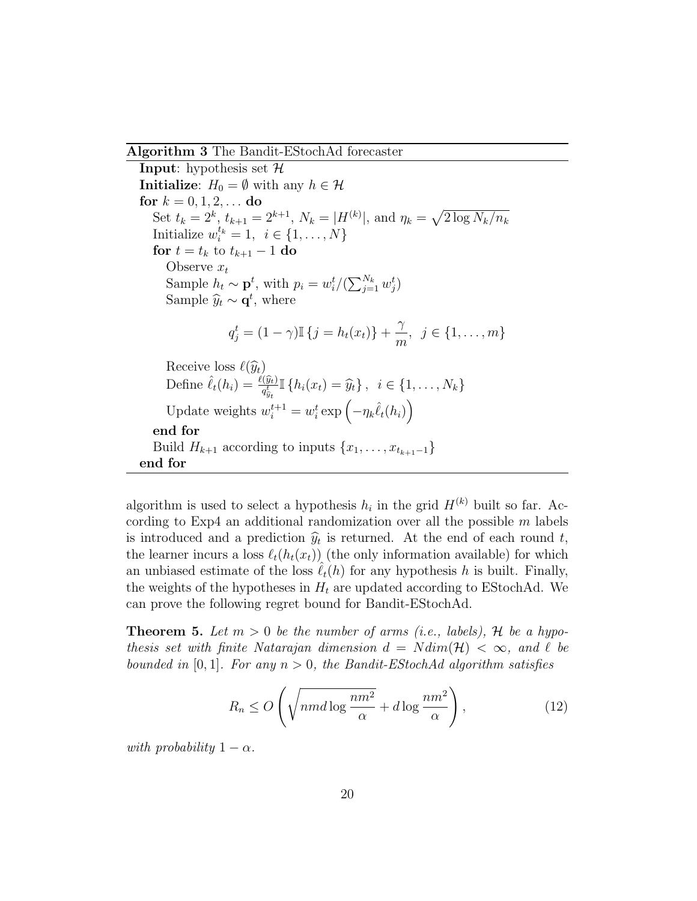**Algorithm 3** The Bandit-EStochAd forecaster

**Input**: hypothesis set $\mathcal{H}$
**Initialize**: $H_0 = \emptyset$ with any $h \in \mathcal{H}$
**for** $k = 0, 1, 2, \ldots$ **do**
  Set $t_k = 2^k$, $t_{k+1} = 2^{k+1}$, $N_k = |H^{(k)}|$, and $\eta_k = \sqrt{2 \log N_k / n_k}$
  Initialize $w_i^{t_k} = 1, \;\; i \in \{1, \ldots, N\}$
  **for** $t = t_k$ to $t_{k+1} - 1$ **do**
    Observe $x_t$
    Sample $h_t \sim \mathbf{p}^t$, with $p_i = w_i^t / (\sum_{j=1}^{N_k} w_j^t)$
    Sample $\widehat{y}_t \sim \mathbf{q}^t$, where

$$q_j^t = (1 - \gamma)\mathbb{I}\{j = h_t(x_t)\} + \frac{\gamma}{m}, \;\; j \in \{1, \ldots, m\}$$

    Receive loss $\ell(\widehat{y}_t)$
    Define $\hat{\ell}_t(h_i) = \frac{\ell(\widehat{y}_t)}{q^t_{\widehat{y}_t}} \mathbb{I}\{h_i(x_t) = \widehat{y}_t\}, \;\; i \in \{1, \ldots, N_k\}$
    Update weights $w_i^{t+1} = w_i^t \exp\left(-\eta_k \hat{\ell}_t(h_i)\right)$
  **end for**
  Build $H_{k+1}$ according to inputs $\{x_1, \ldots, x_{t_{k+1}-1}\}$
**end for**

algorithm is used to select a hypothesis $h_i$ in the grid $H^{(k)}$ built so far. According to Exp4 an additional randomization over all the possible $m$ labels is introduced and a prediction $\widehat{y}_t$ is returned. At the end of each round $t$, the learner incurs a loss $\ell_t(h_t(x_t))$ (the only information available) for which an unbiased estimate of the loss $\hat{\ell}_t(h)$ for any hypothesis $h$ is built. Finally, the weights of the hypotheses in $H_t$ are updated according to EStochAd. We can prove the following regret bound for Bandit-EStochAd.

**Theorem 5.** *Let $m > 0$ be the number of arms (i.e., labels), $\mathcal{H}$ be a hypothesis set with finite Natarajan dimension $d = Ndim(\mathcal{H}) < \infty$, and $\ell$ be bounded in $[0, 1]$. For any $n > 0$, the Bandit-EStochAd algorithm satisfies*

$$R_n \leq O\left(\sqrt{nmd \log \frac{nm^2}{\alpha}} + d \log \frac{nm^2}{\alpha}\right), \tag{12}$$

*with probability $1 - \alpha$.*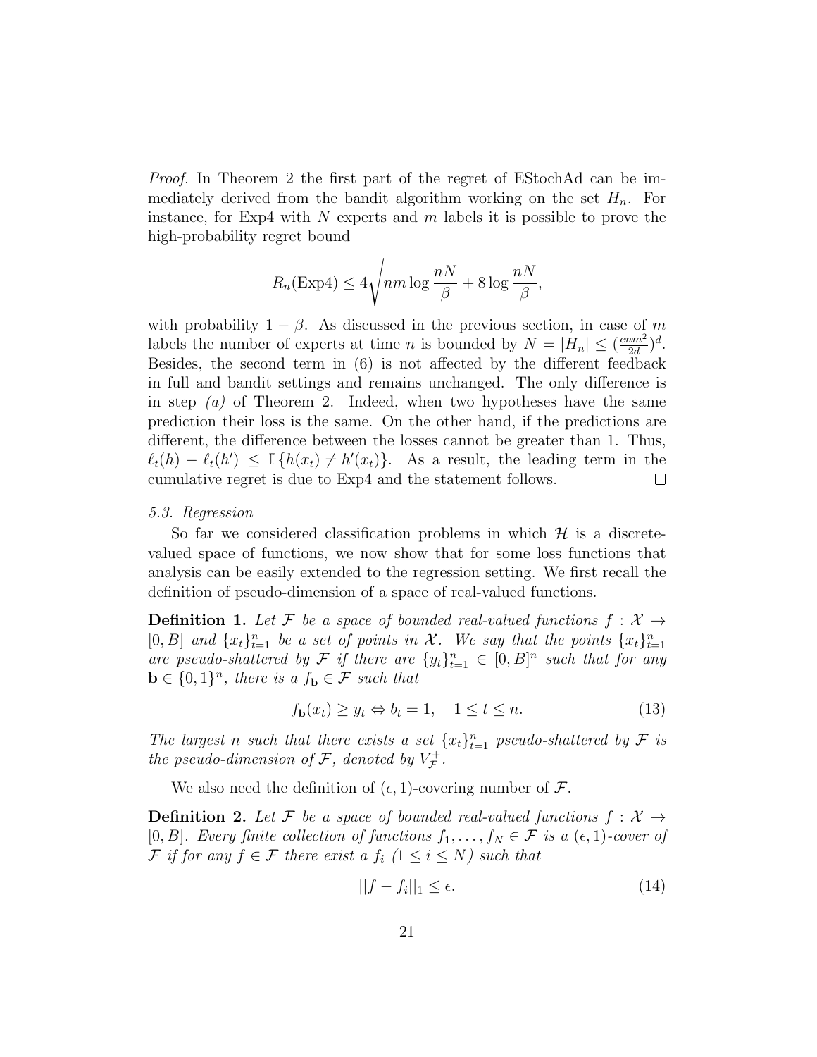*Proof.* In Theorem 2 the first part of the regret of EStochAd can be immediately derived from the bandit algorithm working on the set $H_n$. For instance, for Exp4 with $N$ experts and $m$ labels it is possible to prove the high-probability regret bound

$$R_n(\text{Exp4}) \leq 4\sqrt{nm \log \frac{nN}{\beta}} + 8 \log \frac{nN}{\beta},$$

with probability $1 - \beta$. As discussed in the previous section, in case of $m$ labels the number of experts at time $n$ is bounded by $N = |H_n| \leq (\frac{enm^2}{2d})^d$. Besides, the second term in (6) is not affected by the different feedback in full and bandit settings and remains unchanged. The only difference is in step *(a)* of Theorem 2. Indeed, when two hypotheses have the same prediction their loss is the same. On the other hand, if the predictions are different, the difference between the losses cannot be greater than 1. Thus, $\ell_t(h) - \ell_t(h') \leq \mathbb{I}\{h(x_t) \neq h'(x_t)\}$. As a result, the leading term in the cumulative regret is due to Exp4 and the statement follows. $\square$

### 5.3. Regression

So far we considered classification problems in which $\mathcal{H}$ is a discrete-valued space of functions, we now show that for some loss functions that analysis can be easily extended to the regression setting. We first recall the definition of pseudo-dimension of a space of real-valued functions.

**Definition 1.** *Let $\mathcal{F}$ be a space of bounded real-valued functions $f : \mathcal{X} \to [0, B]$ and $\{x_t\}_{t=1}^n$ be a set of points in $\mathcal{X}$. We say that the points $\{x_t\}_{t=1}^n$ are pseudo-shattered by $\mathcal{F}$ if there are $\{y_t\}_{t=1}^n \in [0, B]^n$ such that for any $\mathbf{b} \in \{0, 1\}^n$, there is a $f_{\mathbf{b}} \in \mathcal{F}$ such that*

$$f_{\mathbf{b}}(x_t) \geq y_t \Leftrightarrow b_t = 1, \quad 1 \leq t \leq n. \tag{13}$$

*The largest $n$ such that there exists a set $\{x_t\}_{t=1}^n$ pseudo-shattered by $\mathcal{F}$ is the pseudo-dimension of $\mathcal{F}$, denoted by $V_{\mathcal{F}}^+$.*

We also need the definition of $(\epsilon, 1)$-covering number of $\mathcal{F}$.

**Definition 2.** *Let $\mathcal{F}$ be a space of bounded real-valued functions $f : \mathcal{X} \to [0, B]$. Every finite collection of functions $f_1, \ldots, f_N \in \mathcal{F}$ is a $(\epsilon, 1)$-cover of $\mathcal{F}$ if for any $f \in \mathcal{F}$ there exist a $f_i$ $(1 \leq i \leq N)$ such that*

$$||f - f_i||_1 \leq \epsilon. \tag{14}$$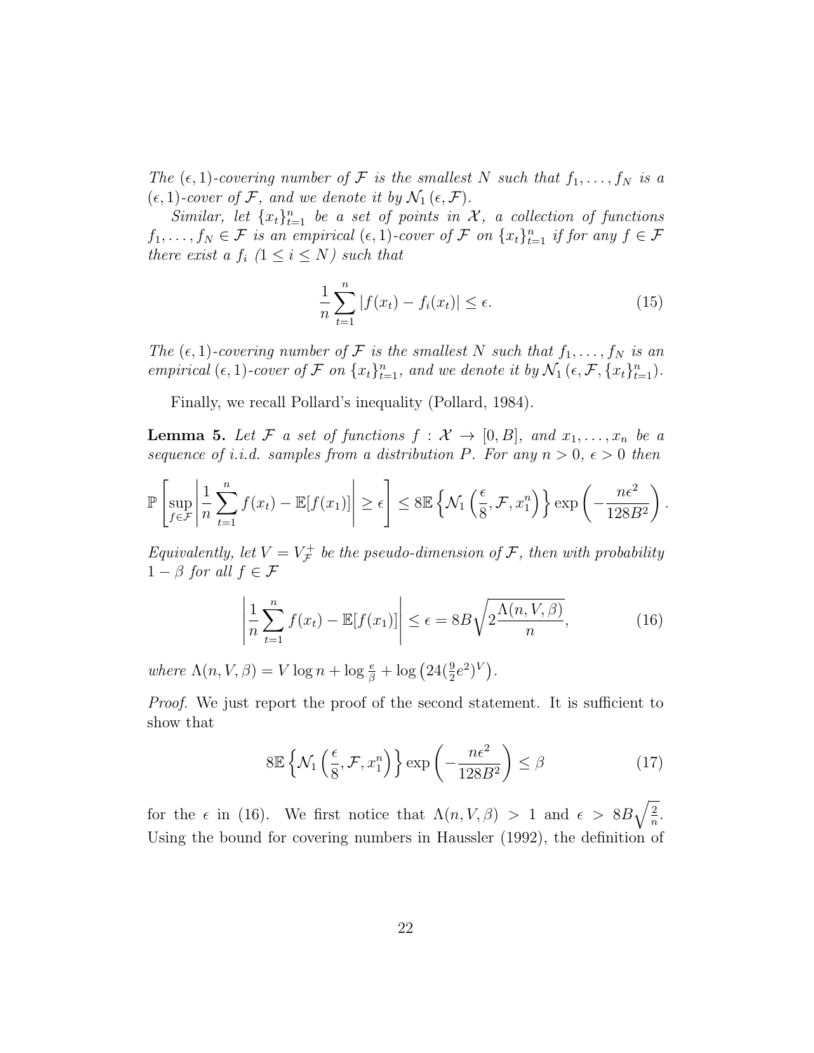*The $(\epsilon, 1)$-covering number of $\mathcal{F}$ is the smallest $N$ such that $f_1, \dots, f_N$ is a $(\epsilon, 1)$-cover of $\mathcal{F}$, and we denote it by $\mathcal{N}_1(\epsilon, \mathcal{F})$.*

*Similar, let $\{x_t\}_{t=1}^n$ be a set of points in $\mathcal{X}$, a collection of functions $f_1, \dots, f_N \in \mathcal{F}$ is an empirical $(\epsilon, 1)$-cover of $\mathcal{F}$ on $\{x_t\}_{t=1}^n$ if for any $f \in \mathcal{F}$ there exist a $f_i$ ($1 \leq i \leq N$) such that*

$$\frac{1}{n} \sum_{t=1}^{n} |f(x_t) - f_i(x_t)| \leq \epsilon. \tag{15}$$

*The $(\epsilon, 1)$-covering number of $\mathcal{F}$ is the smallest $N$ such that $f_1, \dots, f_N$ is an empirical $(\epsilon, 1)$-cover of $\mathcal{F}$ on $\{x_t\}_{t=1}^n$, and we denote it by $\mathcal{N}_1(\epsilon, \mathcal{F}, \{x_t\}_{t=1}^n)$.*

Finally, we recall Pollard's inequality (Pollard, 1984).

**Lemma 5.** *Let $\mathcal{F}$ a set of functions $f : \mathcal{X} \to [0, B]$, and $x_1, \dots, x_n$ be a sequence of i.i.d. samples from a distribution $P$. For any $n > 0$, $\epsilon > 0$ then*

$$\mathbb{P}\left[\sup_{f \in \mathcal{F}} \left| \frac{1}{n} \sum_{t=1}^{n} f(x_t) - \mathbb{E}[f(x_1)] \right| \geq \epsilon \right] \leq 8\mathbb{E}\left\{\mathcal{N}_1\left(\frac{\epsilon}{8}, \mathcal{F}, x_1^n\right)\right\} \exp\left(-\frac{n\epsilon^2}{128B^2}\right).$$

*Equivalently, let $V = V_{\mathcal{F}}^+$ be the pseudo-dimension of $\mathcal{F}$, then with probability $1 - \beta$ for all $f \in \mathcal{F}$*

$$\left| \frac{1}{n} \sum_{t=1}^{n} f(x_t) - \mathbb{E}[f(x_1)] \right| \leq \epsilon = 8B\sqrt{2\frac{\Lambda(n, V, \beta)}{n}}, \tag{16}$$

*where $\Lambda(n, V, \beta) = V \log n + \log \frac{e}{\beta} + \log\left(24(\frac{9}{2}e^2)^V\right)$.*

*Proof.* We just report the proof of the second statement. It is sufficient to show that

$$8\mathbb{E}\left\{\mathcal{N}_1\left(\frac{\epsilon}{8}, \mathcal{F}, x_1^n\right)\right\} \exp\left(-\frac{n\epsilon^2}{128B^2}\right) \leq \beta \tag{17}$$

for the $\epsilon$ in (16). We first notice that $\Lambda(n, V, \beta) > 1$ and $\epsilon > 8B\sqrt{\frac{2}{n}}$. Using the bound for covering numbers in Haussler (1992), the definition of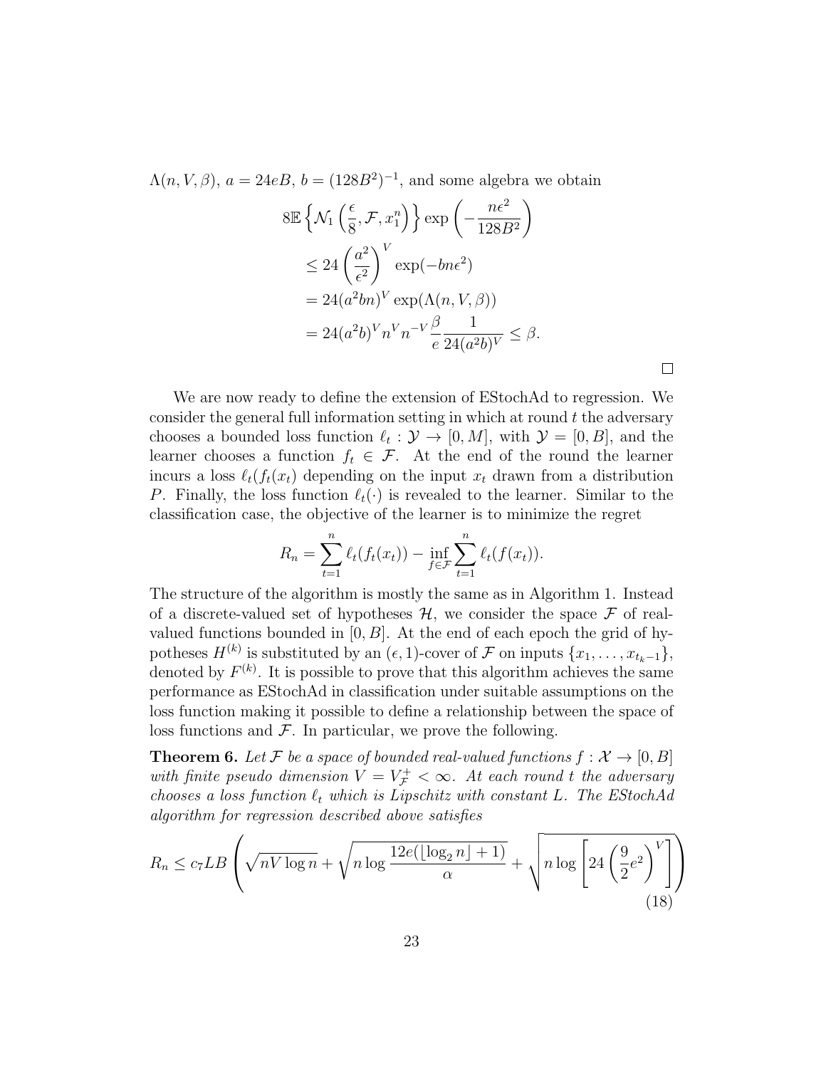$\Lambda(n, V, \beta)$, $a = 24eB$, $b = (128B^2)^{-1}$, and some algebra we obtain

$$
\begin{aligned}
8\mathbb{E}\left\{\mathcal{N}_1\left(\frac{\epsilon}{8}, \mathcal{F}, x_1^n\right)\right\} \exp\left(-\frac{n\epsilon^2}{128B^2}\right) \\
&\leq 24\left(\frac{a^2}{\epsilon^2}\right)^V \exp(-bn\epsilon^2) \\
&= 24(a^2bn)^V \exp(\Lambda(n, V, \beta)) \\
&= 24(a^2b)^V n^V n^{-V} \frac{\beta}{e} \frac{1}{24(a^2b)^V} \leq \beta.
\end{aligned}
$$

□

We are now ready to define the extension of EStochAd to regression. We consider the general full information setting in which at round $t$ the adversary chooses a bounded loss function $\ell_t : \mathcal{Y} \to [0, M]$, with $\mathcal{Y} = [0, B]$, and the learner chooses a function $f_t \in \mathcal{F}$. At the end of the round the learner incurs a loss $\ell_t(f_t(x_t)$ depending on the input $x_t$ drawn from a distribution $P$. Finally, the loss function $\ell_t(\cdot)$ is revealed to the learner. Similar to the classification case, the objective of the learner is to minimize the regret

$$
R_n = \sum_{t=1}^{n} \ell_t(f_t(x_t)) - \inf_{f\in\mathcal{F}} \sum_{t=1}^{n} \ell_t(f(x_t)).
$$

The structure of the algorithm is mostly the same as in Algorithm 1. Instead of a discrete-valued set of hypotheses $\mathcal{H}$, we consider the space $\mathcal{F}$ of real-valued functions bounded in $[0, B]$. At the end of each epoch the grid of hypotheses $H^{(k)}$ is substituted by an $(\epsilon, 1)$-cover of $\mathcal{F}$ on inputs $\{x_1, \ldots, x_{t_k-1}\}$, denoted by $F^{(k)}$. It is possible to prove that this algorithm achieves the same performance as EStochAd in classification under suitable assumptions on the loss function making it possible to define a relationship between the space of loss functions and $\mathcal{F}$. In particular, we prove the following.

**Theorem 6.** *Let $\mathcal{F}$ be a space of bounded real-valued functions $f : \mathcal{X} \to [0, B]$ with finite pseudo dimension $V = V_{\mathcal{F}}^{+} < \infty$. At each round $t$ the adversary chooses a loss function $\ell_t$ which is Lipschitz with constant $L$. The EStochAd algorithm for regression described above satisfies*

$$
R_n \leq c_7 LB\left(\sqrt{nV\log n} + \sqrt{n\log\frac{12e(\lfloor\log_2 n\rfloor + 1)}{\alpha}} + \sqrt{n\log\left[24\left(\frac{9}{2}e^2\right)^V\right]}\right) \tag{18}
$$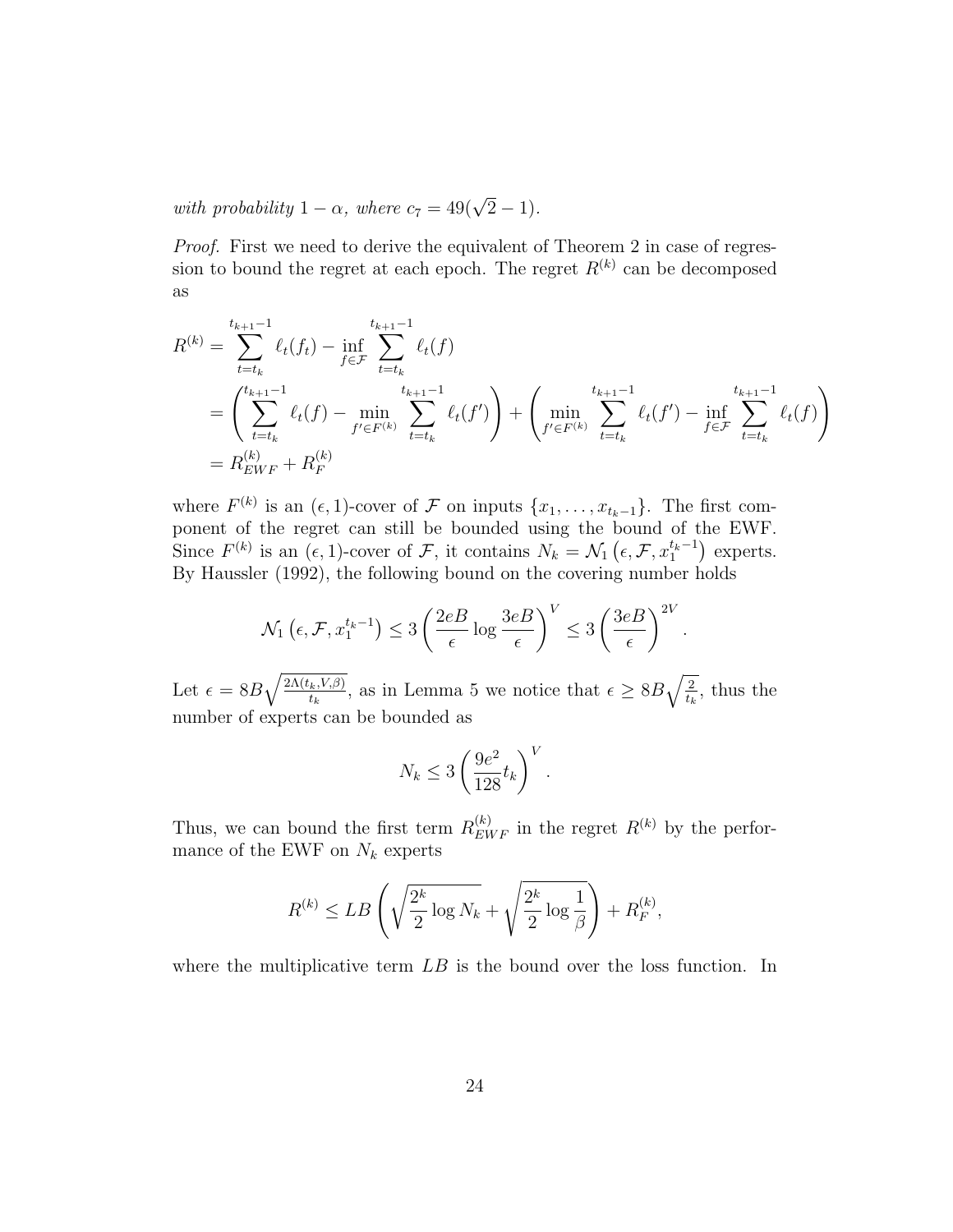*with probability* $1 - \alpha$*, where* $c_7 = 49(\sqrt{2} - 1)$.

*Proof.* First we need to derive the equivalent of Theorem 2 in case of regression to bound the regret at each epoch. The regret $R^{(k)}$ can be decomposed as

$$
\begin{aligned}
R^{(k)} &= \sum_{t=t_k}^{t_{k+1}-1} \ell_t(f_t) - \inf_{f \in \mathcal{F}} \sum_{t=t_k}^{t_{k+1}-1} \ell_t(f) \\
&= \left( \sum_{t=t_k}^{t_{k+1}-1} \ell_t(f) - \min_{f' \in F^{(k)}} \sum_{t=t_k}^{t_{k+1}-1} \ell_t(f') \right) + \left( \min_{f' \in F^{(k)}} \sum_{t=t_k}^{t_{k+1}-1} \ell_t(f') - \inf_{f \in \mathcal{F}} \sum_{t=t_k}^{t_{k+1}-1} \ell_t(f) \right) \\
&= R_{EWF}^{(k)} + R_F^{(k)}
\end{aligned}
$$

where $F^{(k)}$ is an $(\epsilon, 1)$-cover of $\mathcal{F}$ on inputs $\{x_1, \ldots, x_{t_k - 1}\}$. The first component of the regret can still be bounded using the bound of the EWF. Since $F^{(k)}$ is an $(\epsilon, 1)$-cover of $\mathcal{F}$, it contains $N_k = \mathcal{N}_1\left(\epsilon, \mathcal{F}, x_1^{t_k - 1}\right)$ experts. By Haussler (1992), the following bound on the covering number holds

$$
\mathcal{N}_1\left(\epsilon, \mathcal{F}, x_1^{t_k-1}\right) \leq 3 \left( \frac{2eB}{\epsilon} \log \frac{3eB}{\epsilon} \right)^V \leq 3 \left( \frac{3eB}{\epsilon} \right)^{2V}.
$$

Let $\epsilon = 8B\sqrt{\frac{2\Lambda(t_k, V, \beta)}{t_k}}$, as in Lemma 5 we notice that $\epsilon \geq 8B\sqrt{\frac{2}{t_k}}$, thus the number of experts can be bounded as

$$
N_k \leq 3 \left( \frac{9e^2}{128} t_k \right)^V.
$$

Thus, we can bound the first term $R_{EWF}^{(k)}$ in the regret $R^{(k)}$ by the performance of the EWF on $N_k$ experts

$$
R^{(k)} \leq LB \left( \sqrt{\frac{2^k}{2} \log N_k} + \sqrt{\frac{2^k}{2} \log \frac{1}{\beta}} \right) + R_F^{(k)},
$$

where the multiplicative term $LB$ is the bound over the loss function. In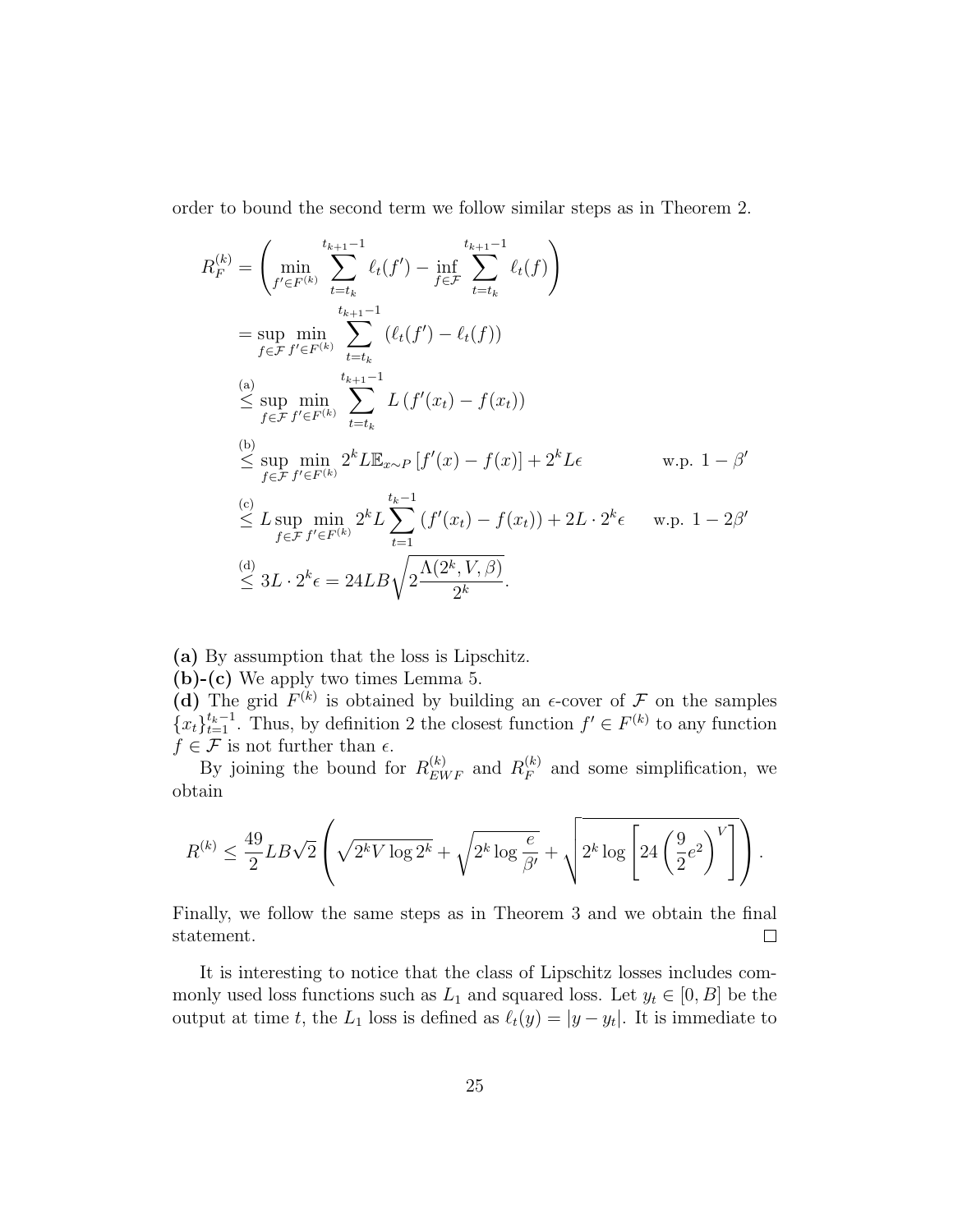order to bound the second term we follow similar steps as in Theorem 2.

$$
\begin{aligned}
R_F^{(k)} &= \left( \min_{f' \in F^{(k)}} \sum_{t=t_k}^{t_{k+1}-1} \ell_t(f') - \inf_{f \in \mathcal{F}} \sum_{t=t_k}^{t_{k+1}-1} \ell_t(f) \right) \\
&= \sup_{f \in \mathcal{F}} \min_{f' \in F^{(k)}} \sum_{t=t_k}^{t_{k+1}-1} \left( \ell_t(f') - \ell_t(f) \right) \\
&\overset{\text{(a)}}{\leq} \sup_{f \in \mathcal{F}} \min_{f' \in F^{(k)}} \sum_{t=t_k}^{t_{k+1}-1} L \left( f'(x_t) - f(x_t) \right) \\
&\overset{\text{(b)}}{\leq} \sup_{f \in \mathcal{F}} \min_{f' \in F^{(k)}} 2^k L \mathbb{E}_{x \sim P} \left[ f'(x) - f(x) \right] + 2^k L \epsilon \qquad \text{w.p. } 1 - \beta' \\
&\overset{\text{(c)}}{\leq} L \sup_{f \in \mathcal{F}} \min_{f' \in F^{(k)}} 2^k L \sum_{t=1}^{t_k - 1} \left( f'(x_t) - f(x_t) \right) + 2L \cdot 2^k \epsilon \qquad \text{w.p. } 1 - 2\beta' \\
&\overset{\text{(d)}}{\leq} 3L \cdot 2^k \epsilon = 24LB \sqrt{2 \frac{\Lambda(2^k, V, \beta)}{2^k}}.
\end{aligned}
$$

**(a)** By assumption that the loss is Lipschitz.
**(b)-(c)** We apply two times Lemma 5.
**(d)** The grid $F^{(k)}$ is obtained by building an $\epsilon$-cover of $\mathcal{F}$ on the samples $\{x_t\}_{t=1}^{t_k-1}$. Thus, by definition 2 the closest function $f' \in F^{(k)}$ to any function $f \in \mathcal{F}$ is not further than $\epsilon$.

By joining the bound for $R_{EWF}^{(k)}$ and $R_F^{(k)}$ and some simplification, we obtain

$$
R^{(k)} \leq \frac{49}{2} LB\sqrt{2} \left( \sqrt{2^k V \log 2^k} + \sqrt{2^k \log \frac{e}{\beta'}} + \sqrt{2^k \log \left[ 24 \left( \frac{9}{2} e^2 \right)^V \right]} \right).
$$

Finally, we follow the same steps as in Theorem 3 and we obtain the final statement. $\square$

It is interesting to notice that the class of Lipschitz losses includes commonly used loss functions such as $L_1$ and squared loss. Let $y_t \in [0, B]$ be the output at time $t$, the $L_1$ loss is defined as $\ell_t(y) = |y - y_t|$. It is immediate to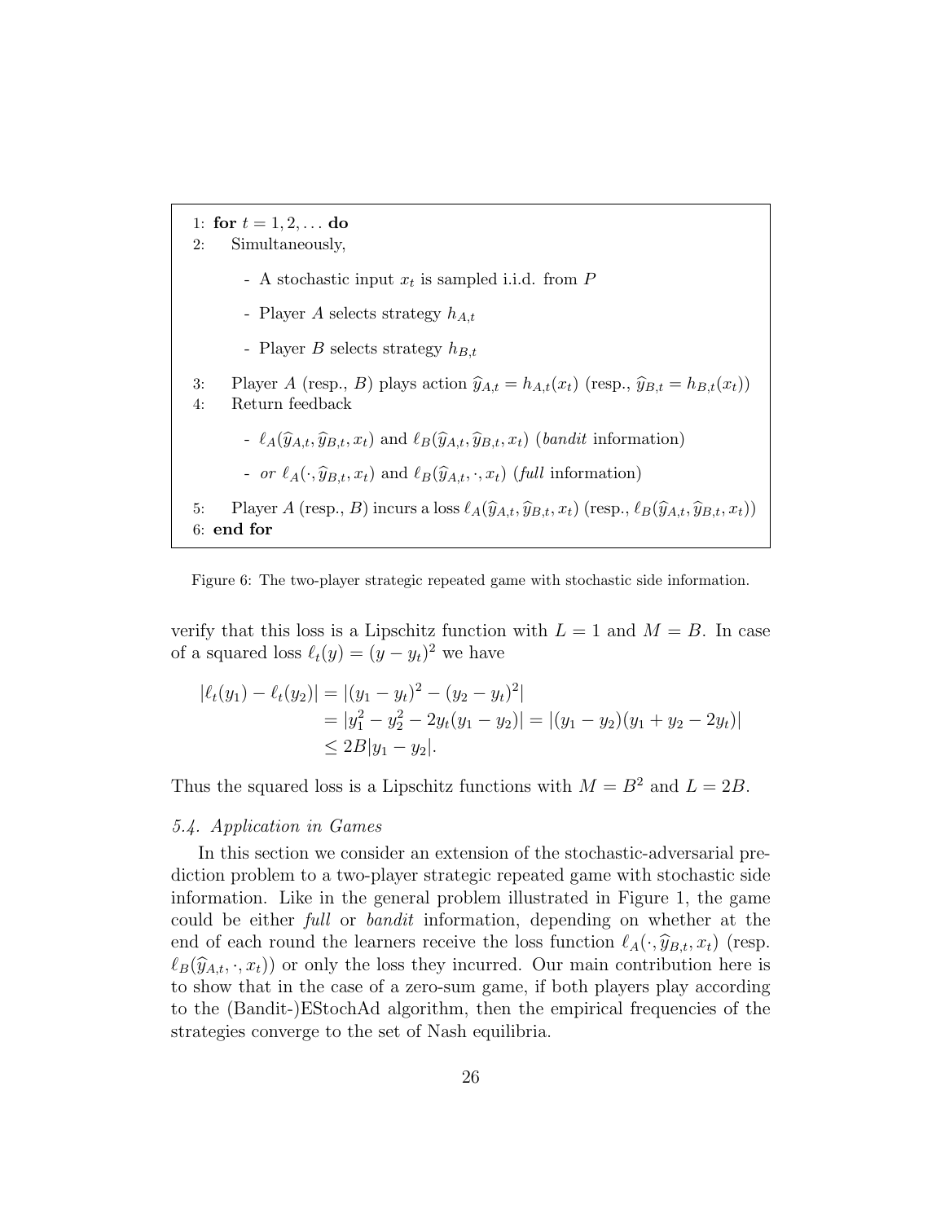```
1: for t = 1, 2, ... do
2:     Simultaneously,
         - A stochastic input x_t is sampled i.i.d. from P
         - Player A selects strategy h_{A,t}
         - Player B selects strategy h_{B,t}
3:     Player A (resp., B) plays action ŷ_{A,t} = h_{A,t}(x_t) (resp., ŷ_{B,t} = h_{B,t}(x_t))
4:     Return feedback
         - ℓ_A(ŷ_{A,t}, ŷ_{B,t}, x_t) and ℓ_B(ŷ_{A,t}, ŷ_{B,t}, x_t) (bandit information)
         - or ℓ_A(·, ŷ_{B,t}, x_t) and ℓ_B(ŷ_{A,t}, ·, x_t) (full information)
5:     Player A (resp., B) incurs a loss ℓ_A(ŷ_{A,t}, ŷ_{B,t}, x_t) (resp., ℓ_B(ŷ_{A,t}, ŷ_{B,t}, x_t))
6: end for
```

Figure 6: The two-player strategic repeated game with stochastic side information.

verify that this loss is a Lipschitz function with $L = 1$ and $M = B$. In case of a squared loss $\ell_t(y) = (y - y_t)^2$ we have

$$
\begin{aligned}
|\ell_t(y_1) - \ell_t(y_2)| &= |(y_1 - y_t)^2 - (y_2 - y_t)^2| \\
&= |y_1^2 - y_2^2 - 2y_t(y_1 - y_2)| = |(y_1 - y_2)(y_1 + y_2 - 2y_t)| \\
&\leq 2B|y_1 - y_2|.
\end{aligned}
$$

Thus the squared loss is a Lipschitz functions with $M = B^2$ and $L = 2B$.

### *5.4. Application in Games*

In this section we consider an extension of the stochastic-adversarial prediction problem to a two-player strategic repeated game with stochastic side information. Like in the general problem illustrated in Figure 1, the game could be either *full* or *bandit* information, depending on whether at the end of each round the learners receive the loss function $\ell_A(\cdot, \widehat{y}_{B,t}, x_t)$ (resp. $\ell_B(\widehat{y}_{A,t}, \cdot, x_t)$) or only the loss they incurred. Our main contribution here is to show that in the case of a zero-sum game, if both players play according to the (Bandit-)EStochAd algorithm, then the empirical frequencies of the strategies converge to the set of Nash equilibria.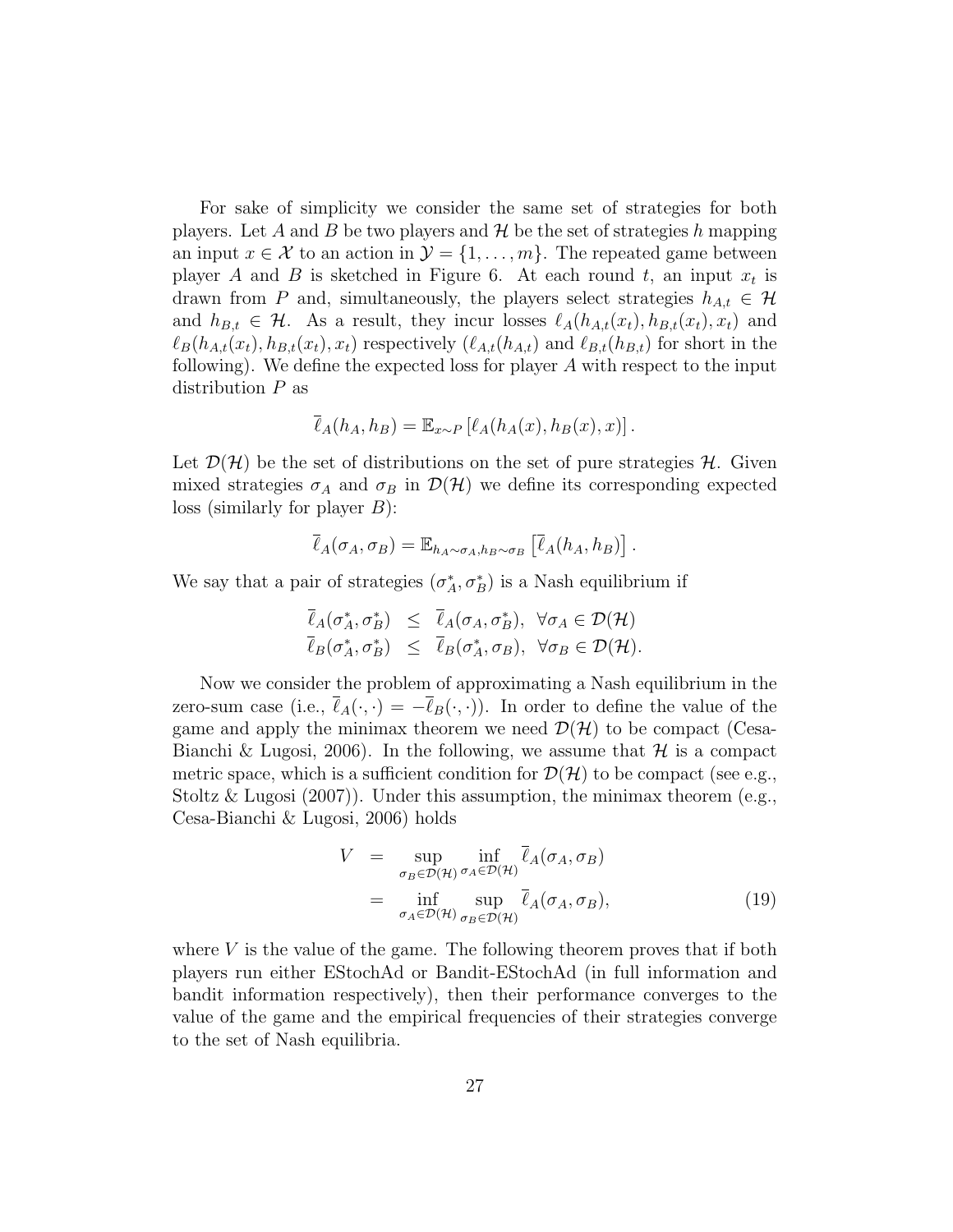For sake of simplicity we consider the same set of strategies for both players. Let $A$ and $B$ be two players and $\mathcal{H}$ be the set of strategies $h$ mapping an input $x \in \mathcal{X}$ to an action in $\mathcal{Y} = \{1, \ldots, m\}$. The repeated game between player $A$ and $B$ is sketched in Figure 6. At each round $t$, an input $x_t$ is drawn from $P$ and, simultaneously, the players select strategies $h_{A,t} \in \mathcal{H}$ and $h_{B,t} \in \mathcal{H}$. As a result, they incur losses $\ell_A(h_{A,t}(x_t), h_{B,t}(x_t), x_t)$ and $\ell_B(h_{A,t}(x_t), h_{B,t}(x_t), x_t)$ respectively ($\ell_{A,t}(h_{A,t})$ and $\ell_{B,t}(h_{B,t})$ for short in the following). We define the expected loss for player $A$ with respect to the input distribution $P$ as

$$\overline{\ell}_A(h_A, h_B) = \mathbb{E}_{x \sim P}\left[\ell_A(h_A(x), h_B(x), x)\right].$$

Let $\mathcal{D}(\mathcal{H})$ be the set of distributions on the set of pure strategies $\mathcal{H}$. Given mixed strategies $\sigma_A$ and $\sigma_B$ in $\mathcal{D}(\mathcal{H})$ we define its corresponding expected loss (similarly for player $B$):

$$\overline{\ell}_A(\sigma_A, \sigma_B) = \mathbb{E}_{h_A \sim \sigma_A, h_B \sim \sigma_B}\left[\overline{\ell}_A(h_A, h_B)\right].$$

We say that a pair of strategies $(\sigma_A^*, \sigma_B^*)$ is a Nash equilibrium if

$$\begin{aligned}
\overline{\ell}_A(\sigma_A^*, \sigma_B^*) &\leq \overline{\ell}_A(\sigma_A, \sigma_B^*), \ \ \forall \sigma_A \in \mathcal{D}(\mathcal{H}) \\
\overline{\ell}_B(\sigma_A^*, \sigma_B^*) &\leq \overline{\ell}_B(\sigma_A^*, \sigma_B), \ \ \forall \sigma_B \in \mathcal{D}(\mathcal{H}).
\end{aligned}$$

Now we consider the problem of approximating a Nash equilibrium in the zero-sum case (i.e., $\overline{\ell}_A(\cdot, \cdot) = -\overline{\ell}_B(\cdot, \cdot)$). In order to define the value of the game and apply the minimax theorem we need $\mathcal{D}(\mathcal{H})$ to be compact (Cesa-Bianchi & Lugosi, 2006). In the following, we assume that $\mathcal{H}$ is a compact metric space, which is a sufficient condition for $\mathcal{D}(\mathcal{H})$ to be compact (see e.g., Stoltz & Lugosi (2007)). Under this assumption, the minimax theorem (e.g., Cesa-Bianchi & Lugosi, 2006) holds

$$\begin{aligned}
V &= \sup_{\sigma_B \in \mathcal{D}(\mathcal{H})} \inf_{\sigma_A \in \mathcal{D}(\mathcal{H})} \overline{\ell}_A(\sigma_A, \sigma_B) \\
&= \inf_{\sigma_A \in \mathcal{D}(\mathcal{H})} \sup_{\sigma_B \in \mathcal{D}(\mathcal{H})} \overline{\ell}_A(\sigma_A, \sigma_B), \qquad (19)
\end{aligned}$$

where $V$ is the value of the game. The following theorem proves that if both players run either EStochAd or Bandit-EStochAd (in full information and bandit information respectively), then their performance converges to the value of the game and the empirical frequencies of their strategies converge to the set of Nash equilibria.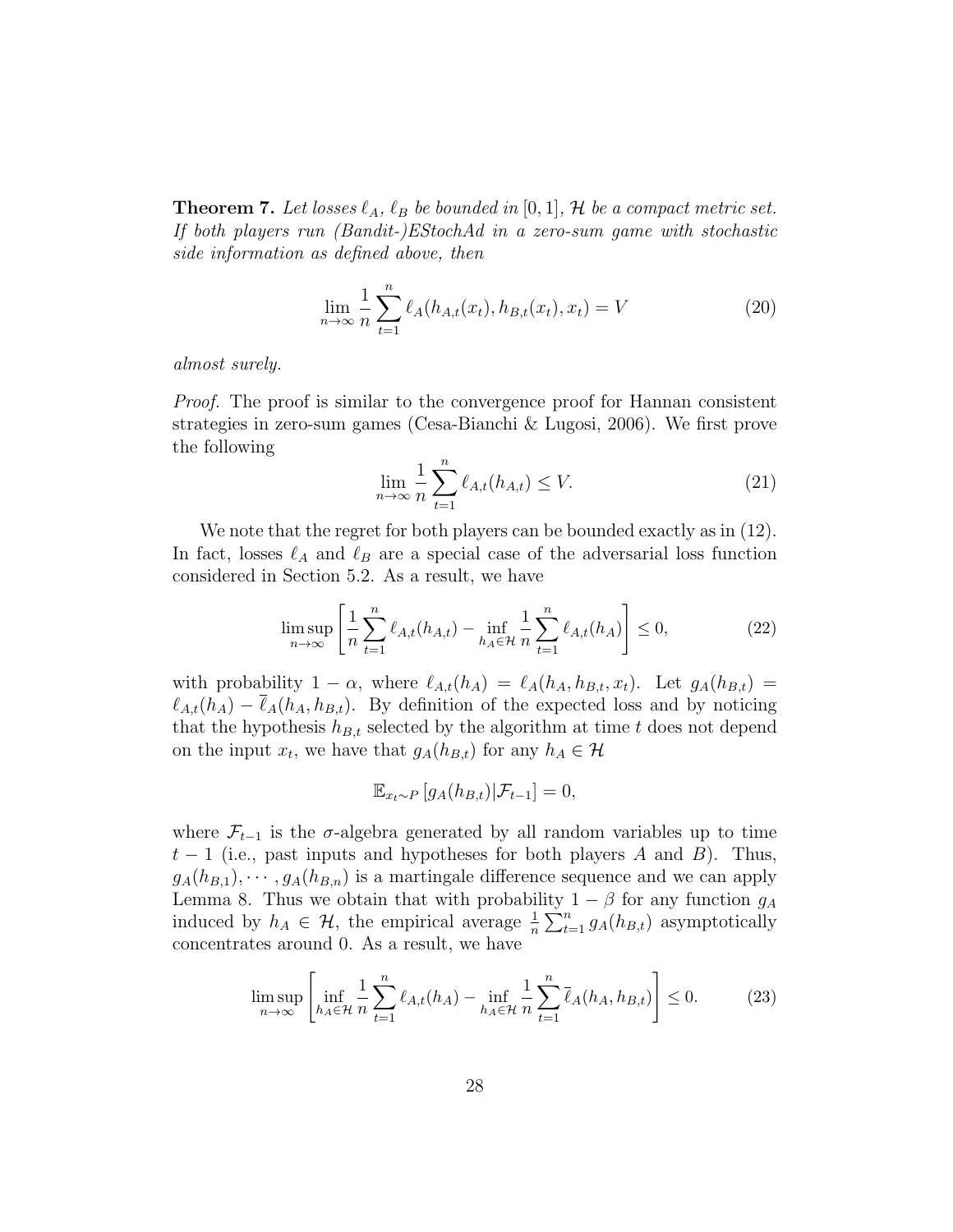**Theorem 7.** *Let losses $\ell_A$, $\ell_B$ be bounded in $[0,1]$, $\mathcal{H}$ be a compact metric set. If both players run (Bandit-)EStochAd in a zero-sum game with stochastic side information as defined above, then*

$$\lim_{n\to\infty} \frac{1}{n}\sum_{t=1}^{n} \ell_A(h_{A,t}(x_t), h_{B,t}(x_t), x_t) = V \tag{20}$$

*almost surely.*

*Proof.* The proof is similar to the convergence proof for Hannan consistent strategies in zero-sum games (Cesa-Bianchi & Lugosi, 2006). We first prove the following

$$\lim_{n\to\infty} \frac{1}{n}\sum_{t=1}^{n} \ell_{A,t}(h_{A,t}) \leq V. \tag{21}$$

We note that the regret for both players can be bounded exactly as in (12). In fact, losses $\ell_A$ and $\ell_B$ are a special case of the adversarial loss function considered in Section 5.2. As a result, we have

$$\limsup_{n\to\infty} \left[ \frac{1}{n}\sum_{t=1}^{n} \ell_{A,t}(h_{A,t}) - \inf_{h_A\in\mathcal{H}} \frac{1}{n}\sum_{t=1}^{n} \ell_{A,t}(h_A) \right] \leq 0, \tag{22}$$

with probability $1-\alpha$, where $\ell_{A,t}(h_A) = \ell_A(h_A, h_{B,t}, x_t)$. Let $g_A(h_{B,t}) = \ell_{A,t}(h_A) - \overline{\ell}_A(h_A, h_{B,t})$. By definition of the expected loss and by noticing that the hypothesis $h_{B,t}$ selected by the algorithm at time $t$ does not depend on the input $x_t$, we have that $g_A(h_{B,t})$ for any $h_A \in \mathcal{H}$

$$\mathbb{E}_{x_t\sim P}\left[g_A(h_{B,t})|\mathcal{F}_{t-1}\right] = 0,$$

where $\mathcal{F}_{t-1}$ is the $\sigma$-algebra generated by all random variables up to time $t-1$ (i.e., past inputs and hypotheses for both players $A$ and $B$). Thus, $g_A(h_{B,1}), \cdots, g_A(h_{B,n})$ is a martingale difference sequence and we can apply Lemma 8. Thus we obtain that with probability $1-\beta$ for any function $g_A$ induced by $h_A \in \mathcal{H}$, the empirical average $\frac{1}{n}\sum_{t=1}^{n} g_A(h_{B,t})$ asymptotically concentrates around 0. As a result, we have

$$\limsup_{n\to\infty} \left[ \inf_{h_A\in\mathcal{H}} \frac{1}{n}\sum_{t=1}^{n} \ell_{A,t}(h_A) - \inf_{h_A\in\mathcal{H}} \frac{1}{n}\sum_{t=1}^{n} \overline{\ell}_A(h_A, h_{B,t}) \right] \leq 0. \tag{23}$$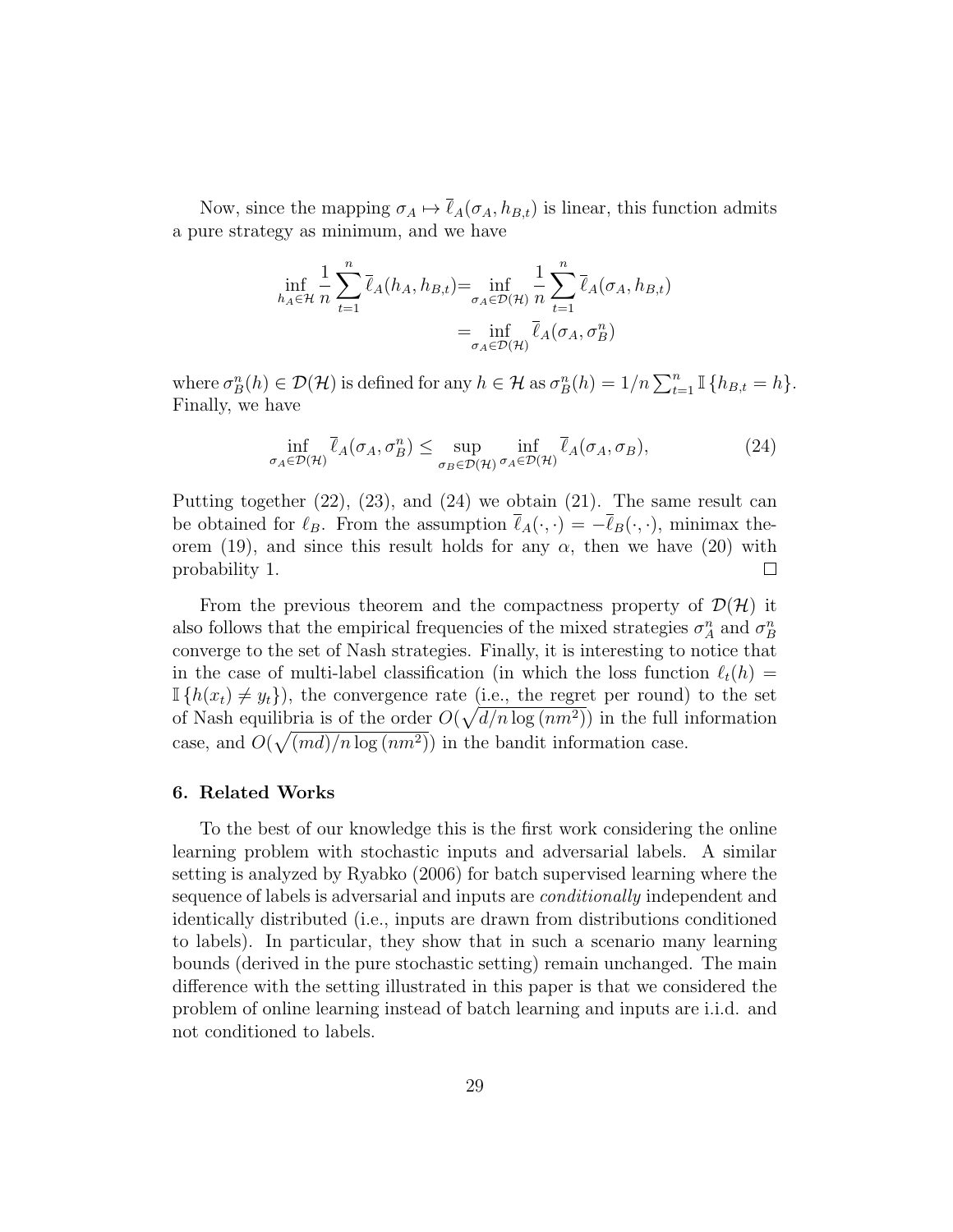Now, since the mapping $\sigma_A \mapsto \overline{\ell}_A(\sigma_A, h_{B,t})$ is linear, this function admits a pure strategy as minimum, and we have

$$
\begin{aligned}
\inf_{h_A \in \mathcal{H}} \frac{1}{n} \sum_{t=1}^{n} \overline{\ell}_A(h_A, h_{B,t}) &= \inf_{\sigma_A \in \mathcal{D}(\mathcal{H})} \frac{1}{n} \sum_{t=1}^{n} \overline{\ell}_A(\sigma_A, h_{B,t}) \\
&= \inf_{\sigma_A \in \mathcal{D}(\mathcal{H})} \overline{\ell}_A(\sigma_A, \sigma_B^n)
\end{aligned}
$$

where $\sigma_B^n(h) \in \mathcal{D}(\mathcal{H})$ is defined for any $h \in \mathcal{H}$ as $\sigma_B^n(h) = 1/n \sum_{t=1}^{n} \mathbb{I}\{h_{B,t} = h\}$. Finally, we have

$$
\inf_{\sigma_A \in \mathcal{D}(\mathcal{H})} \overline{\ell}_A(\sigma_A, \sigma_B^n) \leq \sup_{\sigma_B \in \mathcal{D}(\mathcal{H})} \inf_{\sigma_A \in \mathcal{D}(\mathcal{H})} \overline{\ell}_A(\sigma_A, \sigma_B), \tag{24}
$$

Putting together (22), (23), and (24) we obtain (21). The same result can be obtained for $\ell_B$. From the assumption $\overline{\ell}_A(\cdot,\cdot) = -\overline{\ell}_B(\cdot,\cdot)$, minimax theorem (19), and since this result holds for any $\alpha$, then we have (20) with probability 1. □

From the previous theorem and the compactness property of $\mathcal{D}(\mathcal{H})$ it also follows that the empirical frequencies of the mixed strategies $\sigma_A^n$ and $\sigma_B^n$ converge to the set of Nash strategies. Finally, it is interesting to notice that in the case of multi-label classification (in which the loss function $\ell_t(h) = \mathbb{I}\{h(x_t) \neq y_t\}$), the convergence rate (i.e., the regret per round) to the set of Nash equilibria is of the order $O(\sqrt{d/n \log{(nm^2)}})$ in the full information case, and $O(\sqrt{(md)/n \log{(nm^2)}})$ in the bandit information case.

## 6. Related Works

To the best of our knowledge this is the first work considering the online learning problem with stochastic inputs and adversarial labels. A similar setting is analyzed by Ryabko (2006) for batch supervised learning where the sequence of labels is adversarial and inputs are *conditionally* independent and identically distributed (i.e., inputs are drawn from distributions conditioned to labels). In particular, they show that in such a scenario many learning bounds (derived in the pure stochastic setting) remain unchanged. The main difference with the setting illustrated in this paper is that we considered the problem of online learning instead of batch learning and inputs are i.i.d. and not conditioned to labels.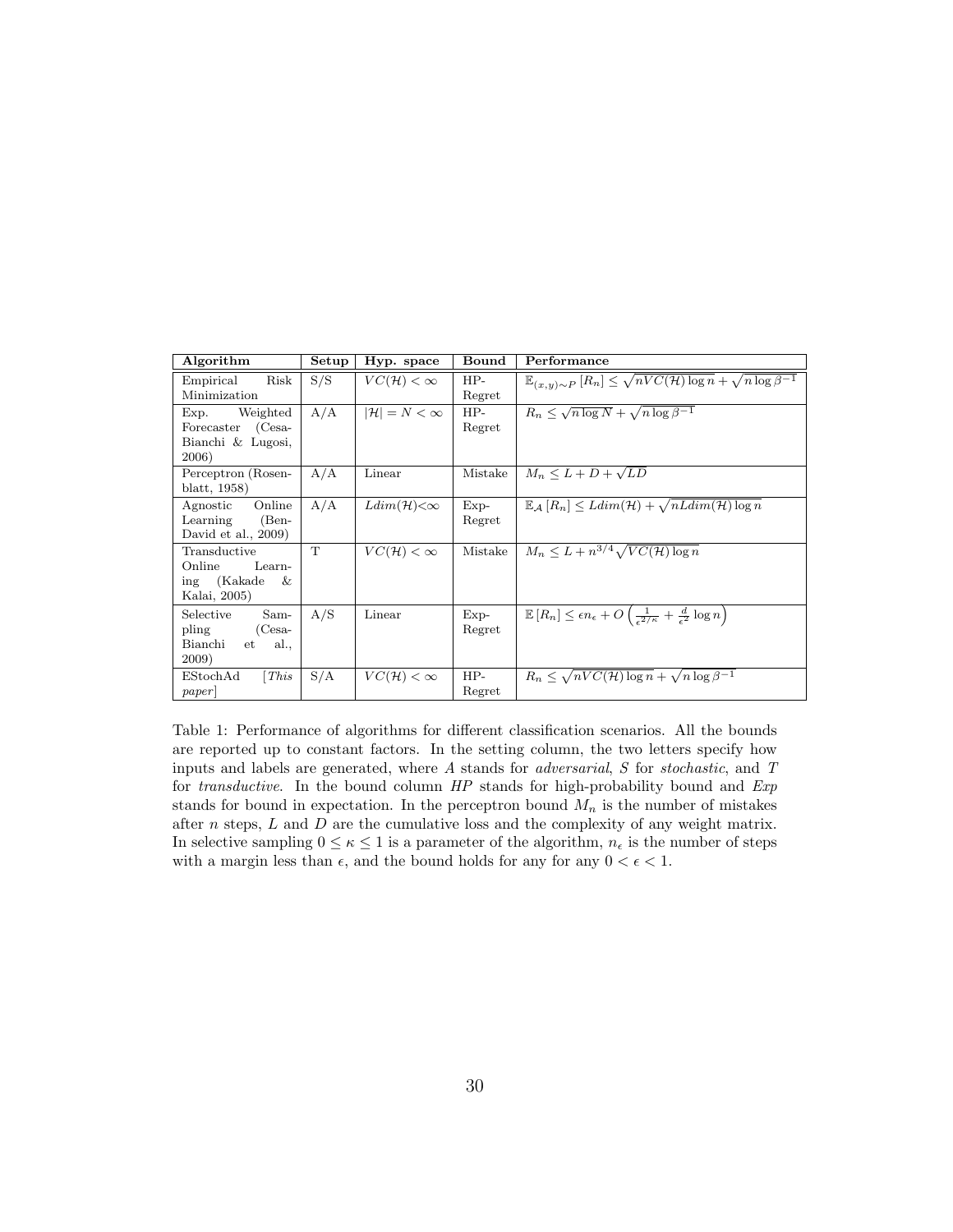| **Algorithm** | **Setup** | **Hyp. space** | **Bound** | **Performance** |
|---|---|---|---|---|
| Empirical Risk Minimization | S/S | $VC(\mathcal{H}) < \infty$ | HP-Regret | $\mathbb{E}_{(x,y)\sim P}[R_n] \leq \sqrt{nVC(\mathcal{H})\log n} + \sqrt{n \log \beta^{-1}}$ |
| Exp. Weighted Forecaster (Cesa-Bianchi & Lugosi, 2006) | A/A | $\lvert\mathcal{H}\rvert = N < \infty$ | HP-Regret | $R_n \leq \sqrt{n \log N} + \sqrt{n \log \beta^{-1}}$ |
| Perceptron (Rosenblatt, 1958) | A/A | Linear | Mistake | $M_n \leq L + D + \sqrt{LD}$ |
| Agnostic Online Learning (Ben-David et al., 2009) | A/A | $Ldim(\mathcal{H}) < \infty$ | Exp-Regret | $\mathbb{E}_{\mathcal{A}}[R_n] \leq Ldim(\mathcal{H}) + \sqrt{nLdim(\mathcal{H})\log n}$ |
| Transductive Online Learning (Kakade & Kalai, 2005) | T | $VC(\mathcal{H}) < \infty$ | Mistake | $M_n \leq L + n^{3/4}\sqrt{VC(\mathcal{H})\log n}$ |
| Selective Sampling (Cesa-Bianchi et al., 2009) | A/S | Linear | Exp-Regret | $\mathbb{E}[R_n] \leq \epsilon n_\epsilon + O\left(\frac{1}{\epsilon^{2/\kappa}} + \frac{d}{\epsilon^2}\log n\right)$ |
| EStochAd [*This paper*] | S/A | $VC(\mathcal{H}) < \infty$ | HP-Regret | $R_n \leq \sqrt{nVC(\mathcal{H})\log n} + \sqrt{n \log \beta^{-1}}$ |

Table 1: Performance of algorithms for different classification scenarios. All the bounds are reported up to constant factors. In the setting column, the two letters specify how inputs and labels are generated, where *A* stands for *adversarial*, *S* for *stochastic*, and *T* for *transductive*. In the bound column *HP* stands for high-probability bound and *Exp* stands for bound in expectation. In the perceptron bound $M_n$ is the number of mistakes after $n$ steps, $L$ and $D$ are the cumulative loss and the complexity of any weight matrix. In selective sampling $0 \leq \kappa \leq 1$ is a parameter of the algorithm, $n_\epsilon$ is the number of steps with a margin less than $\epsilon$, and the bound holds for any for any $0 < \epsilon < 1$.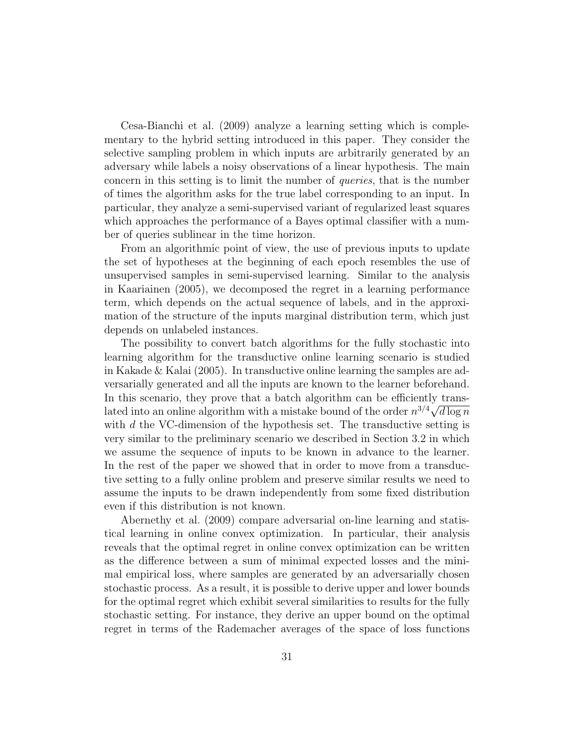Cesa-Bianchi et al. (2009) analyze a learning setting which is complementary to the hybrid setting introduced in this paper. They consider the selective sampling problem in which inputs are arbitrarily generated by an adversary while labels a noisy observations of a linear hypothesis. The main concern in this setting is to limit the number of *queries*, that is the number of times the algorithm asks for the true label corresponding to an input. In particular, they analyze a semi-supervised variant of regularized least squares which approaches the performance of a Bayes optimal classifier with a number of queries sublinear in the time horizon.

From an algorithmic point of view, the use of previous inputs to update the set of hypotheses at the beginning of each epoch resembles the use of unsupervised samples in semi-supervised learning. Similar to the analysis in Kaariainen (2005), we decomposed the regret in a learning performance term, which depends on the actual sequence of labels, and in the approximation of the structure of the inputs marginal distribution term, which just depends on unlabeled instances.

The possibility to convert batch algorithms for the fully stochastic into learning algorithm for the transductive online learning scenario is studied in Kakade & Kalai (2005). In transductive online learning the samples are adversarially generated and all the inputs are known to the learner beforehand. In this scenario, they prove that a batch algorithm can be efficiently translated into an online algorithm with a mistake bound of the order $n^{3/4}\sqrt{d \log n}$ with $d$ the VC-dimension of the hypothesis set. The transductive setting is very similar to the preliminary scenario we described in Section 3.2 in which we assume the sequence of inputs to be known in advance to the learner. In the rest of the paper we showed that in order to move from a transductive setting to a fully online problem and preserve similar results we need to assume the inputs to be drawn independently from some fixed distribution even if this distribution is not known.

Abernethy et al. (2009) compare adversarial on-line learning and statistical learning in online convex optimization. In particular, their analysis reveals that the optimal regret in online convex optimization can be written as the difference between a sum of minimal expected losses and the minimal empirical loss, where samples are generated by an adversarially chosen stochastic process. As a result, it is possible to derive upper and lower bounds for the optimal regret which exhibit several similarities to results for the fully stochastic setting. For instance, they derive an upper bound on the optimal regret in terms of the Rademacher averages of the space of loss functions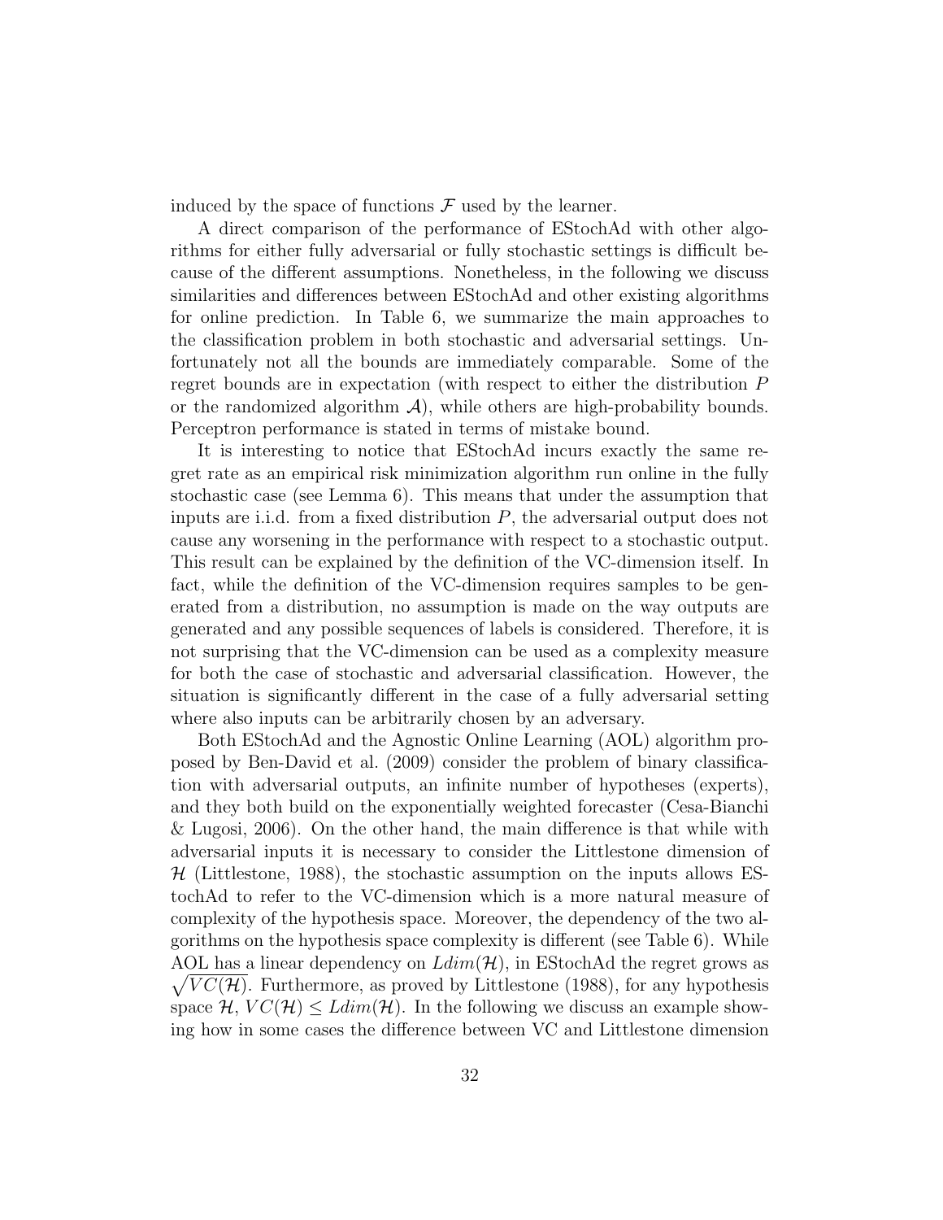induced by the space of functions $\mathcal{F}$ used by the learner.

A direct comparison of the performance of EStochAd with other algorithms for either fully adversarial or fully stochastic settings is difficult because of the different assumptions. Nonetheless, in the following we discuss similarities and differences between EStochAd and other existing algorithms for online prediction. In Table 6, we summarize the main approaches to the classification problem in both stochastic and adversarial settings. Unfortunately not all the bounds are immediately comparable. Some of the regret bounds are in expectation (with respect to either the distribution $P$ or the randomized algorithm $\mathcal{A}$), while others are high-probability bounds. Perceptron performance is stated in terms of mistake bound.

It is interesting to notice that EStochAd incurs exactly the same regret rate as an empirical risk minimization algorithm run online in the fully stochastic case (see Lemma 6). This means that under the assumption that inputs are i.i.d. from a fixed distribution $P$, the adversarial output does not cause any worsening in the performance with respect to a stochastic output. This result can be explained by the definition of the VC-dimension itself. In fact, while the definition of the VC-dimension requires samples to be generated from a distribution, no assumption is made on the way outputs are generated and any possible sequences of labels is considered. Therefore, it is not surprising that the VC-dimension can be used as a complexity measure for both the case of stochastic and adversarial classification. However, the situation is significantly different in the case of a fully adversarial setting where also inputs can be arbitrarily chosen by an adversary.

Both EStochAd and the Agnostic Online Learning (AOL) algorithm proposed by Ben-David et al. (2009) consider the problem of binary classification with adversarial outputs, an infinite number of hypotheses (experts), and they both build on the exponentially weighted forecaster (Cesa-Bianchi & Lugosi, 2006). On the other hand, the main difference is that while with adversarial inputs it is necessary to consider the Littlestone dimension of $\mathcal{H}$ (Littlestone, 1988), the stochastic assumption on the inputs allows EStochAd to refer to the VC-dimension which is a more natural measure of complexity of the hypothesis space. Moreover, the dependency of the two algorithms on the hypothesis space complexity is different (see Table 6). While AOL has a linear dependency on $Ldim(\mathcal{H})$, in EStochAd the regret grows as $\sqrt{VC(\mathcal{H})}$. Furthermore, as proved by Littlestone (1988), for any hypothesis space $\mathcal{H}$, $VC(\mathcal{H}) \leq Ldim(\mathcal{H})$. In the following we discuss an example showing how in some cases the difference between VC and Littlestone dimension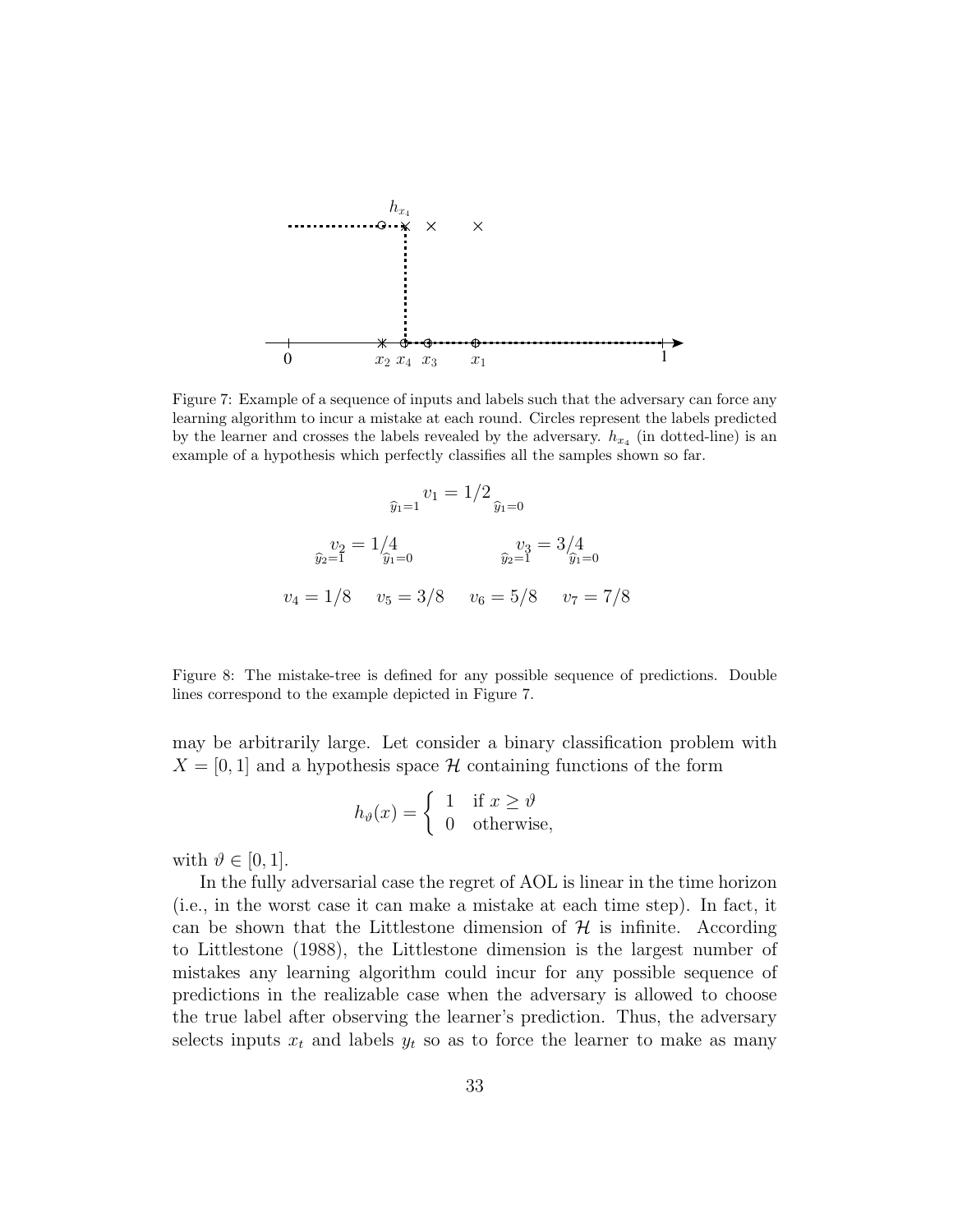Figure 7: Example of a sequence of inputs and labels such that the adversary can force any learning algorithm to incur a mistake at each round. Circles represent the labels predicted by the learner and crosses the labels revealed by the adversary. $h_{x_4}$ (in dotted-line) is an example of a hypothesis which perfectly classifies all the samples shown so far.

Figure 8: The mistake-tree is defined for any possible sequence of predictions. Double lines correspond to the example depicted in Figure 7.

may be arbitrarily large. Let consider a binary classification problem with $X = [0, 1]$ and a hypothesis space $\mathcal{H}$ containing functions of the form

$$h_\vartheta(x) = \begin{cases} 1 & \text{if } x \geq \vartheta \\ 0 & \text{otherwise,} \end{cases}$$

with $\vartheta \in [0, 1]$.

In the fully adversarial case the regret of AOL is linear in the time horizon (i.e., in the worst case it can make a mistake at each time step). In fact, it can be shown that the Littlestone dimension of $\mathcal{H}$ is infinite. According to Littlestone (1988), the Littlestone dimension is the largest number of mistakes any learning algorithm could incur for any possible sequence of predictions in the realizable case when the adversary is allowed to choose the true label after observing the learner's prediction. Thus, the adversary selects inputs $x_t$ and labels $y_t$ so as to force the learner to make as many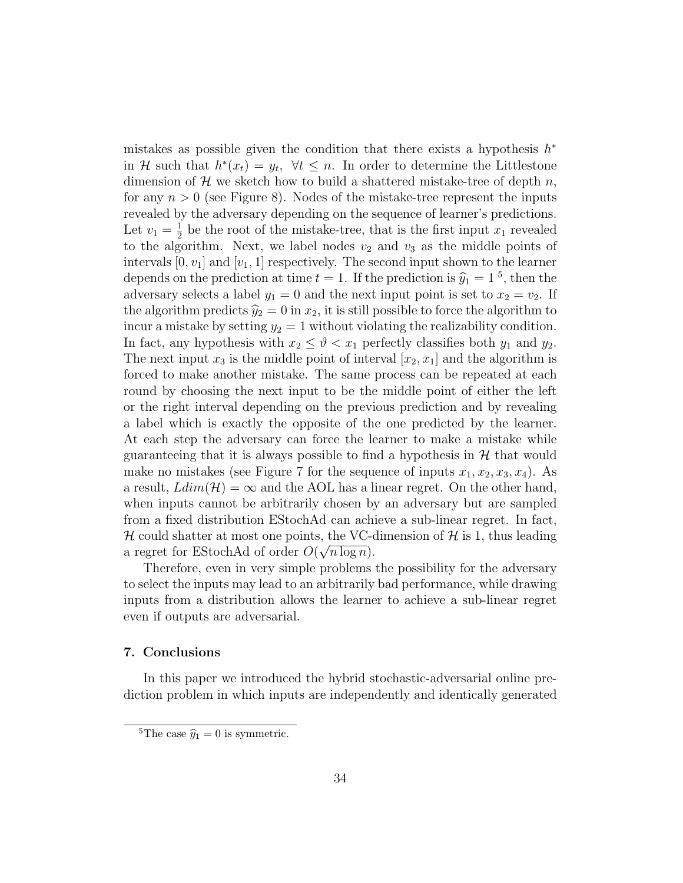mistakes as possible given the condition that there exists a hypothesis $h^*$ in $\mathcal{H}$ such that $h^*(x_t) = y_t, \ \forall t \leq n$. In order to determine the Littlestone dimension of $\mathcal{H}$ we sketch how to build a shattered mistake-tree of depth $n$, for any $n > 0$ (see Figure 8). Nodes of the mistake-tree represent the inputs revealed by the adversary depending on the sequence of learner's predictions. Let $v_1 = \frac{1}{2}$ be the root of the mistake-tree, that is the first input $x_1$ revealed to the algorithm. Next, we label nodes $v_2$ and $v_3$ as the middle points of intervals $[0, v_1]$ and $[v_1, 1]$ respectively. The second input shown to the learner depends on the prediction at time $t = 1$. If the prediction is $\widehat{y}_1 = 1$ [5], then the adversary selects a label $y_1 = 0$ and the next input point is set to $x_2 = v_2$. If the algorithm predicts $\widehat{y}_2 = 0$ in $x_2$, it is still possible to force the algorithm to incur a mistake by setting $y_2 = 1$ without violating the realizability condition. In fact, any hypothesis with $x_2 \leq \vartheta < x_1$ perfectly classifies both $y_1$ and $y_2$. The next input $x_3$ is the middle point of interval $[x_2, x_1]$ and the algorithm is forced to make another mistake. The same process can be repeated at each round by choosing the next input to be the middle point of either the left or the right interval depending on the previous prediction and by revealing a label which is exactly the opposite of the one predicted by the learner. At each step the adversary can force the learner to make a mistake while guaranteeing that it is always possible to find a hypothesis in $\mathcal{H}$ that would make no mistakes (see Figure 7 for the sequence of inputs $x_1, x_2, x_3, x_4$). As a result, $Ldim(\mathcal{H}) = \infty$ and the AOL has a linear regret. On the other hand, when inputs cannot be arbitrarily chosen by an adversary but are sampled from a fixed distribution EStochAd can achieve a sub-linear regret. In fact, $\mathcal{H}$ could shatter at most one points, the VC-dimension of $\mathcal{H}$ is 1, thus leading a regret for EStochAd of order $O(\sqrt{n \log n})$.

Therefore, even in very simple problems the possibility for the adversary to select the inputs may lead to an arbitrarily bad performance, while drawing inputs from a distribution allows the learner to achieve a sub-linear regret even if outputs are adversarial.

## 7. Conclusions

In this paper we introduced the hybrid stochastic-adversarial online prediction problem in which inputs are independently and identically generated

[5] The case $\widehat{y}_1 = 0$ is symmetric.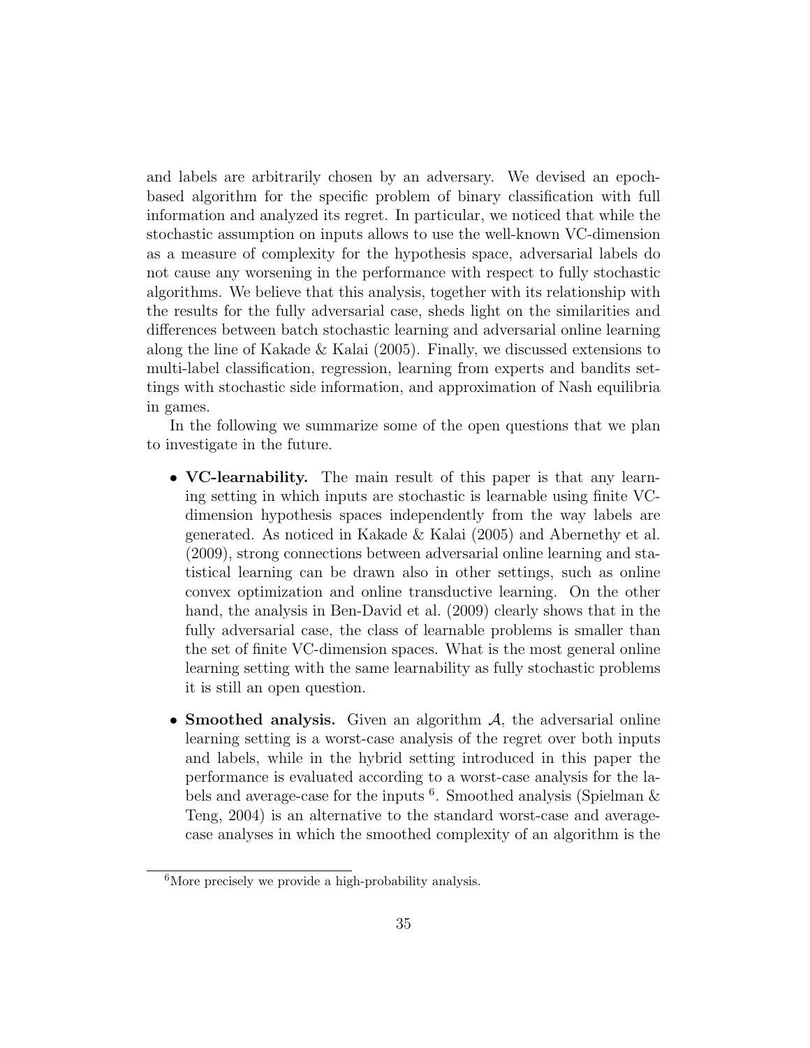and labels are arbitrarily chosen by an adversary. We devised an epoch-based algorithm for the specific problem of binary classification with full information and analyzed its regret. In particular, we noticed that while the stochastic assumption on inputs allows to use the well-known VC-dimension as a measure of complexity for the hypothesis space, adversarial labels do not cause any worsening in the performance with respect to fully stochastic algorithms. We believe that this analysis, together with its relationship with the results for the fully adversarial case, sheds light on the similarities and differences between batch stochastic learning and adversarial online learning along the line of Kakade & Kalai (2005). Finally, we discussed extensions to multi-label classification, regression, learning from experts and bandits settings with stochastic side information, and approximation of Nash equilibria in games.

In the following we summarize some of the open questions that we plan to investigate in the future.

- **VC-learnability.** The main result of this paper is that any learning setting in which inputs are stochastic is learnable using finite VC-dimension hypothesis spaces independently from the way labels are generated. As noticed in Kakade & Kalai (2005) and Abernethy et al. (2009), strong connections between adversarial online learning and statistical learning can be drawn also in other settings, such as online convex optimization and online transductive learning. On the other hand, the analysis in Ben-David et al. (2009) clearly shows that in the fully adversarial case, the class of learnable problems is smaller than the set of finite VC-dimension spaces. What is the most general online learning setting with the same learnability as fully stochastic problems it is still an open question.

- **Smoothed analysis.** Given an algorithm $\mathcal{A}$, the adversarial online learning setting is a worst-case analysis of the regret over both inputs and labels, while in the hybrid setting introduced in this paper the performance is evaluated according to a worst-case analysis for the labels and average-case for the inputs [6]. Smoothed analysis (Spielman & Teng, 2004) is an alternative to the standard worst-case and average-case analyses in which the smoothed complexity of an algorithm is the

[6] More precisely we provide a high-probability analysis.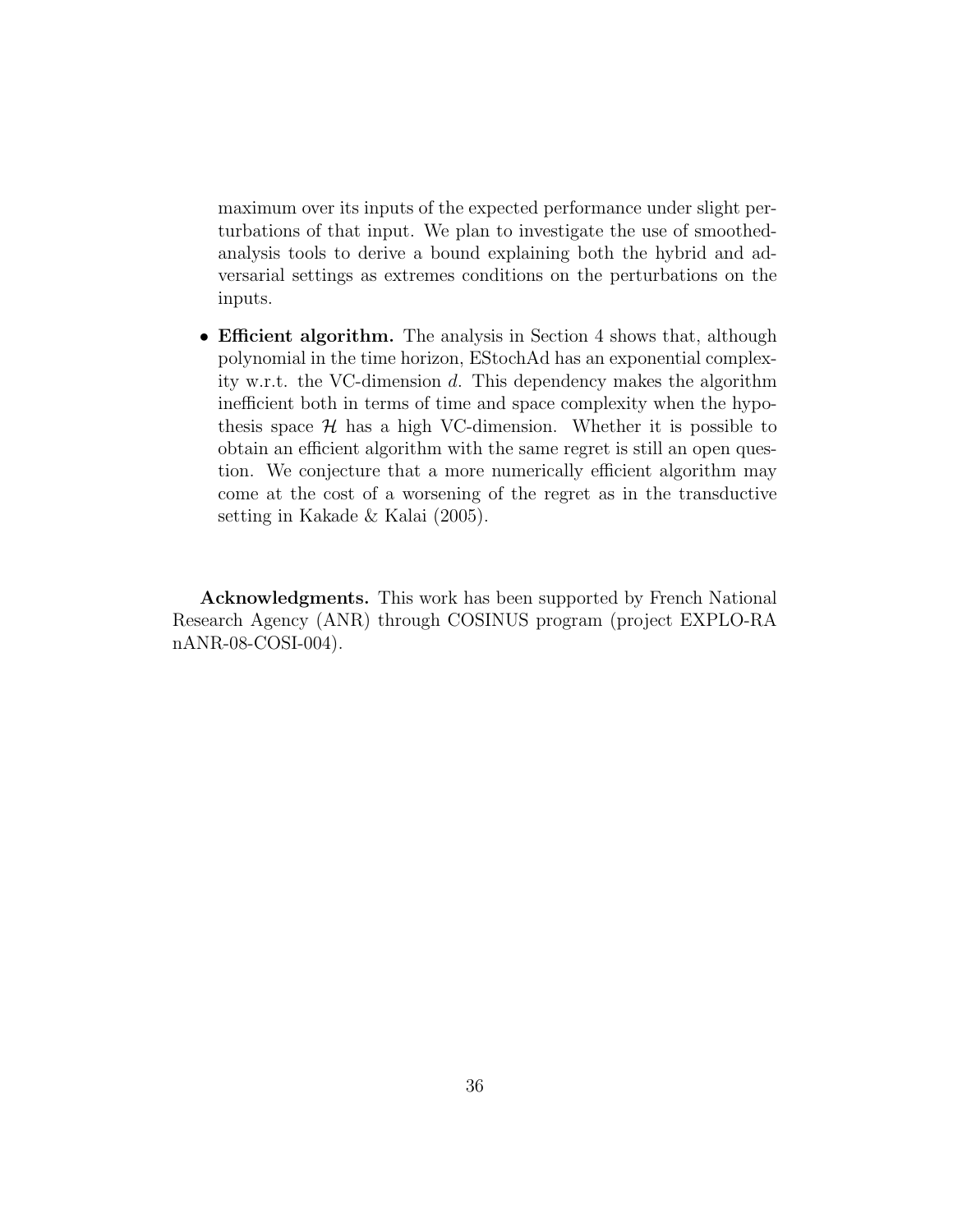maximum over its inputs of the expected performance under slight perturbations of that input. We plan to investigate the use of smoothed-analysis tools to derive a bound explaining both the hybrid and adversarial settings as extremes conditions on the perturbations on the inputs.

- **Efficient algorithm.** The analysis in Section 4 shows that, although polynomial in the time horizon, EStochAd has an exponential complexity w.r.t. the VC-dimension $d$. This dependency makes the algorithm inefficient both in terms of time and space complexity when the hypothesis space $\mathcal{H}$ has a high VC-dimension. Whether it is possible to obtain an efficient algorithm with the same regret is still an open question. We conjecture that a more numerically efficient algorithm may come at the cost of a worsening of the regret as in the transductive setting in Kakade & Kalai (2005).

**Acknowledgments.** This work has been supported by French National Research Agency (ANR) through COSINUS program (project EXPLO-RA nANR-08-COSI-004).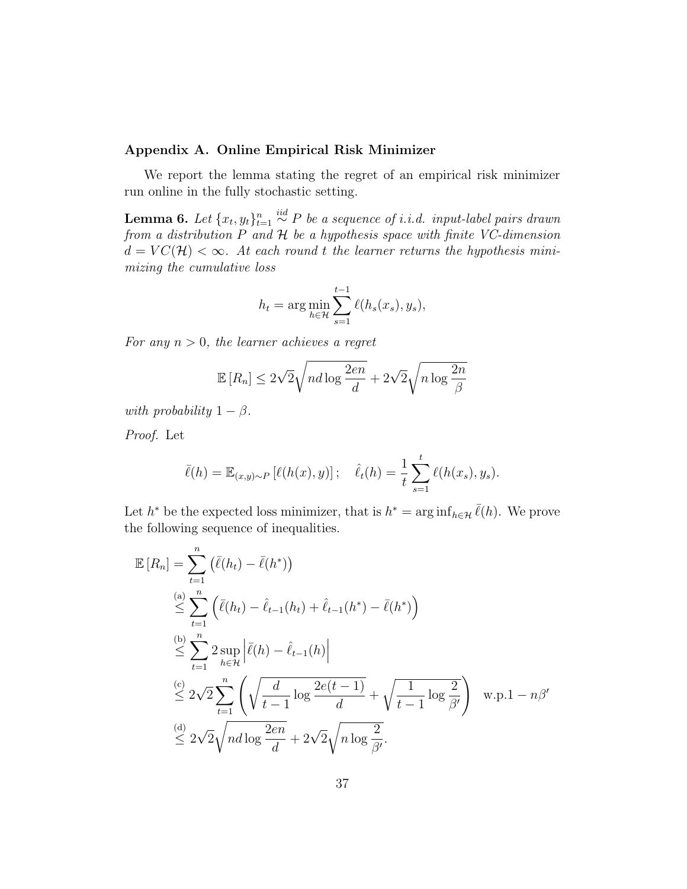## Appendix A. Online Empirical Risk Minimizer

We report the lemma stating the regret of an empirical risk minimizer run online in the fully stochastic setting.

**Lemma 6.** *Let $\{x_t, y_t\}_{t=1}^n \overset{iid}{\sim} P$ be a sequence of i.i.d. input-label pairs drawn from a distribution $P$ and $\mathcal{H}$ be a hypothesis space with finite VC-dimension $d = VC(\mathcal{H}) < \infty$. At each round $t$ the learner returns the hypothesis minimizing the cumulative loss*

$$h_t = \arg\min_{h \in \mathcal{H}} \sum_{s=1}^{t-1} \ell(h_s(x_s), y_s),$$

*For any $n > 0$, the learner achieves a regret*

$$\mathbb{E}\left[R_n\right] \leq 2\sqrt{2}\sqrt{nd \log \frac{2en}{d}} + 2\sqrt{2}\sqrt{n \log \frac{2n}{\beta}}$$

*with probability $1 - \beta$.*

*Proof.* Let

$$\bar{\ell}(h) = \mathbb{E}_{(x,y)\sim P}\left[\ell(h(x), y)\right]; \quad \hat{\ell}_t(h) = \frac{1}{t}\sum_{s=1}^{t} \ell(h(x_s), y_s).$$

Let $h^*$ be the expected loss minimizer, that is $h^* = \arg\inf_{h \in \mathcal{H}} \bar{\ell}(h)$. We prove the following sequence of inequalities.

$$\begin{aligned}
\mathbb{E}\left[R_n\right] &= \sum_{t=1}^{n} \left(\bar{\ell}(h_t) - \bar{\ell}(h^*)\right) \\
&\overset{\text{(a)}}{\leq} \sum_{t=1}^{n} \left(\bar{\ell}(h_t) - \hat{\ell}_{t-1}(h_t) + \hat{\ell}_{t-1}(h^*) - \bar{\ell}(h^*)\right) \\
&\overset{\text{(b)}}{\leq} \sum_{t=1}^{n} 2 \sup_{h \in \mathcal{H}} \left|\bar{\ell}(h) - \hat{\ell}_{t-1}(h)\right| \\
&\overset{\text{(c)}}{\leq} 2\sqrt{2} \sum_{t=1}^{n} \left(\sqrt{\frac{d}{t-1} \log \frac{2e(t-1)}{d}} + \sqrt{\frac{1}{t-1} \log \frac{2}{\beta'}}\right) \quad \text{w.p.} 1 - n\beta' \\
&\overset{\text{(d)}}{\leq} 2\sqrt{2}\sqrt{nd \log \frac{2en}{d}} + 2\sqrt{2}\sqrt{n \log \frac{2}{\beta'}}.
\end{aligned}$$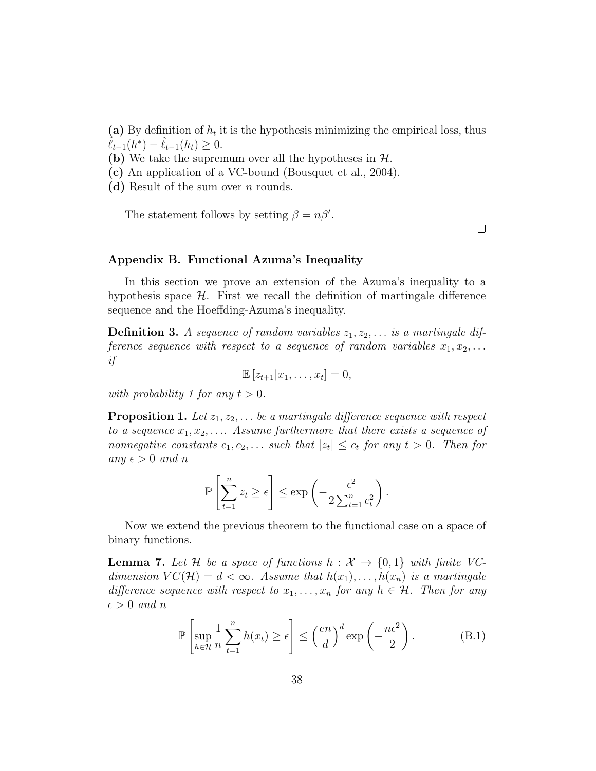**(a)** By definition of $h_t$ it is the hypothesis minimizing the empirical loss, thus $\hat{\ell}_{t-1}(h^*) - \hat{\ell}_{t-1}(h_t) \geq 0$.
**(b)** We take the supremum over all the hypotheses in $\mathcal{H}$.
**(c)** An application of a VC-bound (Bousquet et al., 2004).
**(d)** Result of the sum over $n$ rounds.

The statement follows by setting $\beta = n\beta'$.

□

## Appendix B. Functional Azuma's Inequality

In this section we prove an extension of the Azuma's inequality to a hypothesis space $\mathcal{H}$. First we recall the definition of martingale difference sequence and the Hoeffding-Azuma's inequality.

**Definition 3.** *A sequence of random variables $z_1, z_2, \ldots$ is a martingale difference sequence with respect to a sequence of random variables $x_1, x_2, \ldots$ if*

$$\mathbb{E}\left[z_{t+1} | x_1, \ldots, x_t\right] = 0,$$

*with probability 1 for any $t > 0$.*

**Proposition 1.** *Let $z_1, z_2, \ldots$ be a martingale difference sequence with respect to a sequence $x_1, x_2, \ldots$. Assume furthermore that there exists a sequence of nonnegative constants $c_1, c_2, \ldots$ such that $|z_t| \leq c_t$ for any $t > 0$. Then for any $\epsilon > 0$ and $n$*

$$\mathbb{P}\left[\sum_{t=1}^{n} z_t \geq \epsilon\right] \leq \exp\left(-\frac{\epsilon^2}{2\sum_{t=1}^{n} c_t^2}\right).$$

Now we extend the previous theorem to the functional case on a space of binary functions.

**Lemma 7.** *Let $\mathcal{H}$ be a space of functions $h : \mathcal{X} \to \{0, 1\}$ with finite VC-dimension $VC(\mathcal{H}) = d < \infty$. Assume that $h(x_1), \ldots, h(x_n)$ is a martingale difference sequence with respect to $x_1, \ldots, x_n$ for any $h \in \mathcal{H}$. Then for any $\epsilon > 0$ and $n$*

$$\mathbb{P}\left[\sup_{h \in \mathcal{H}} \frac{1}{n} \sum_{t=1}^{n} h(x_t) \geq \epsilon\right] \leq \left(\frac{en}{d}\right)^d \exp\left(-\frac{n\epsilon^2}{2}\right). \tag{B.1}$$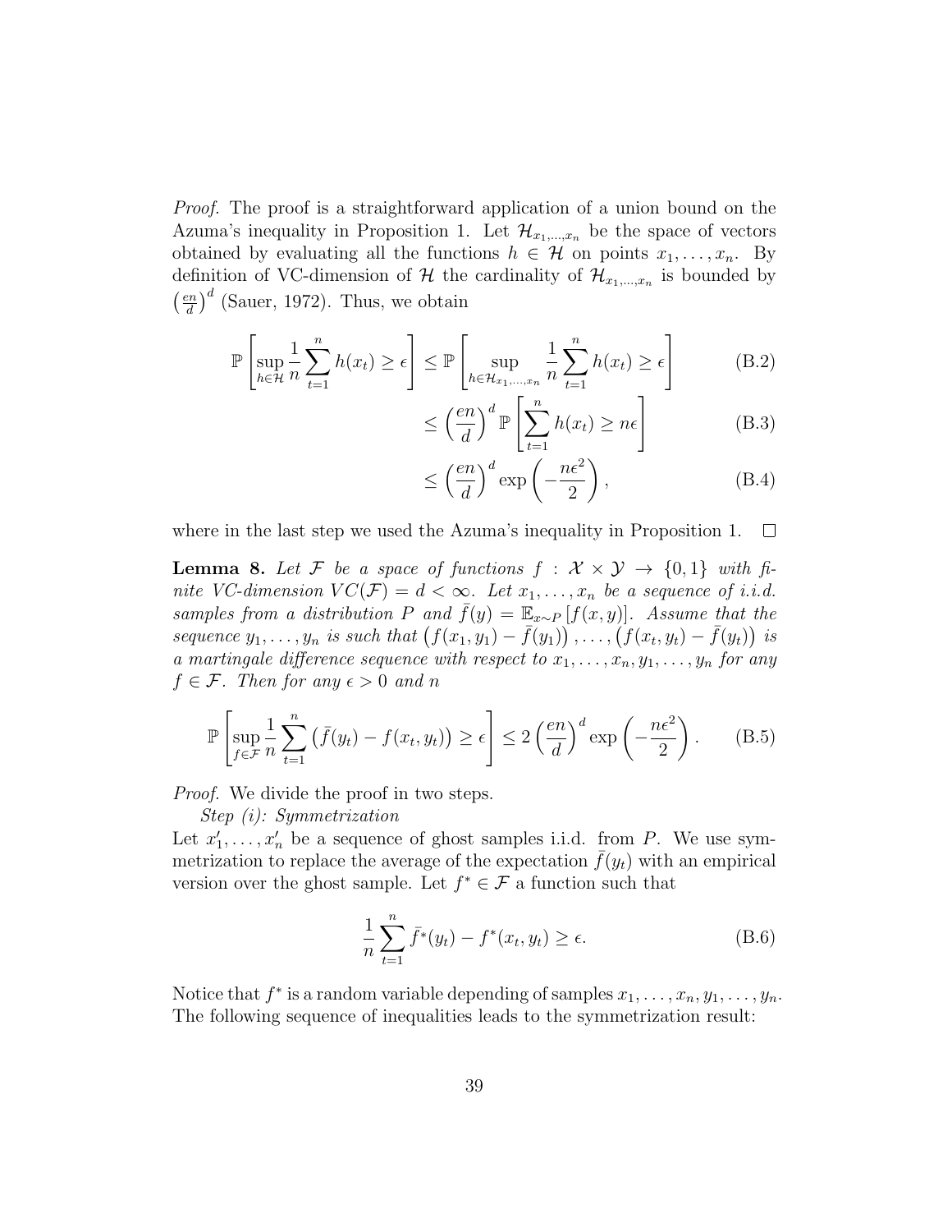*Proof.* The proof is a straightforward application of a union bound on the Azuma's inequality in Proposition 1. Let $\mathcal{H}_{x_1,\dots,x_n}$ be the space of vectors obtained by evaluating all the functions $h \in \mathcal{H}$ on points $x_1, \dots, x_n$. By definition of VC-dimension of $\mathcal{H}$ the cardinality of $\mathcal{H}_{x_1,\dots,x_n}$ is bounded by $\left(\frac{en}{d}\right)^d$ (Sauer, 1972). Thus, we obtain

$$
\begin{aligned}
\mathbb{P}\left[\sup_{h\in\mathcal{H}} \frac{1}{n}\sum_{t=1}^{n} h(x_t) \geq \epsilon\right] &\leq \mathbb{P}\left[\sup_{h\in\mathcal{H}_{x_1,\dots,x_n}} \frac{1}{n}\sum_{t=1}^{n} h(x_t) \geq \epsilon\right] &\text{(B.2)}\\
&\leq \left(\frac{en}{d}\right)^d \mathbb{P}\left[\sum_{t=1}^{n} h(x_t) \geq n\epsilon\right] &\text{(B.3)}\\
&\leq \left(\frac{en}{d}\right)^d \exp\left(-\frac{n\epsilon^2}{2}\right), &\text{(B.4)}
\end{aligned}
$$

where in the last step we used the Azuma's inequality in Proposition 1. $\square$

**Lemma 8.** *Let $\mathcal{F}$ be a space of functions $f : \mathcal{X} \times \mathcal{Y} \to \{0, 1\}$ with finite VC-dimension $VC(\mathcal{F}) = d < \infty$. Let $x_1, \dots, x_n$ be a sequence of i.i.d. samples from a distribution $P$ and $\bar{f}(y) = \mathbb{E}_{x\sim P}[f(x, y)]$. Assume that the sequence $y_1, \dots, y_n$ is such that $\left(f(x_1, y_1) - \bar{f}(y_1)\right), \dots, \left(f(x_t, y_t) - \bar{f}(y_t)\right)$ is a martingale difference sequence with respect to $x_1, \dots, x_n, y_1, \dots, y_n$ for any $f \in \mathcal{F}$. Then for any $\epsilon > 0$ and $n$*

$$
\mathbb{P}\left[\sup_{f\in\mathcal{F}} \frac{1}{n}\sum_{t=1}^{n} \left(\bar{f}(y_t) - f(x_t, y_t)\right) \geq \epsilon\right] \leq 2\left(\frac{en}{d}\right)^d \exp\left(-\frac{n\epsilon^2}{2}\right). \quad \text{(B.5)}
$$

*Proof.* We divide the proof in two steps.

*Step (i): Symmetrization*

Let $x'_1, \dots, x'_n$ be a sequence of ghost samples i.i.d. from $P$. We use symmetrization to replace the average of the expectation $\bar{f}(y_t)$ with an empirical version over the ghost sample. Let $f^* \in \mathcal{F}$ a function such that

$$
\frac{1}{n}\sum_{t=1}^{n} \bar{f}^*(y_t) - f^*(x_t, y_t) \geq \epsilon. \quad \text{(B.6)}
$$

Notice that $f^*$ is a random variable depending of samples $x_1, \dots, x_n, y_1, \dots, y_n$. The following sequence of inequalities leads to the symmetrization result: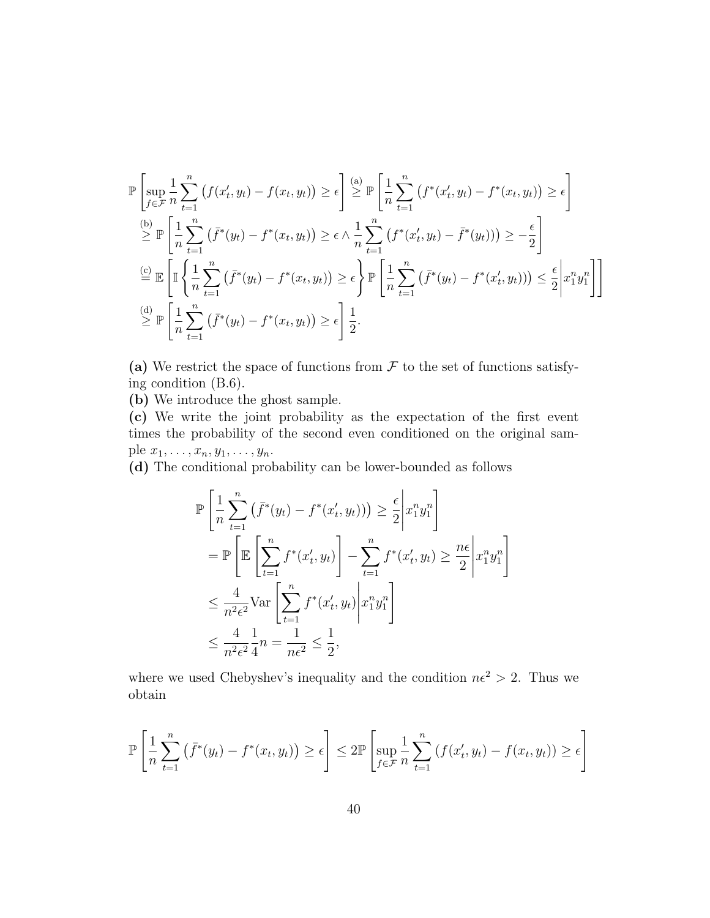$$
\begin{aligned}
\mathbb{P}\left[\sup_{f\in\mathcal{F}}\frac{1}{n}\sum_{t=1}^{n}\left(f(x_t',y_t)-f(x_t,y_t)\right)\geq\epsilon\right] &\overset{\text{(a)}}{\geq} \mathbb{P}\left[\frac{1}{n}\sum_{t=1}^{n}\left(f^*(x_t',y_t)-f^*(x_t,y_t)\right)\geq\epsilon\right] \\
&\overset{\text{(b)}}{\geq} \mathbb{P}\left[\frac{1}{n}\sum_{t=1}^{n}\left(\bar{f}^*(y_t)-f^*(x_t,y_t)\right)\geq\epsilon \wedge \frac{1}{n}\sum_{t=1}^{n}\left(f^*(x_t',y_t)-\bar{f}^*(y_t))\right)\geq -\frac{\epsilon}{2}\right] \\
&\overset{\text{(c)}}{=} \mathbb{E}\left[\mathbb{I}\left\{\frac{1}{n}\sum_{t=1}^{n}\left(\bar{f}^*(y_t)-f^*(x_t,y_t)\right)\geq\epsilon\right\}\mathbb{P}\left[\frac{1}{n}\sum_{t=1}^{n}\left(\bar{f}^*(y_t)-f^*(x_t',y_t))\right)\leq\frac{\epsilon}{2}\middle| x_1^n y_1^n\right]\right] \\
&\overset{\text{(d)}}{\geq} \mathbb{P}\left[\frac{1}{n}\sum_{t=1}^{n}\left(\bar{f}^*(y_t)-f^*(x_t,y_t)\right)\geq\epsilon\right]\frac{1}{2}.
\end{aligned}
$$

**(a)** We restrict the space of functions from $\mathcal{F}$ to the set of functions satisfying condition (B.6).

**(b)** We introduce the ghost sample.

**(c)** We write the joint probability as the expectation of the first event times the probability of the second even conditioned on the original sample $x_1,\ldots,x_n,y_1,\ldots,y_n$.

**(d)** The conditional probability can be lower-bounded as follows

$$
\begin{aligned}
&\mathbb{P}\left[\frac{1}{n}\sum_{t=1}^{n}\left(\bar{f}^*(y_t)-f^*(x_t',y_t))\right)\geq\frac{\epsilon}{2}\middle| x_1^n y_1^n\right] \\
&= \mathbb{P}\left[\mathbb{E}\left[\sum_{t=1}^{n}f^*(x_t',y_t)\right]-\sum_{t=1}^{n}f^*(x_t',y_t)\geq\frac{n\epsilon}{2}\middle| x_1^n y_1^n\right] \\
&\leq \frac{4}{n^2\epsilon^2}\mathrm{Var}\left[\sum_{t=1}^{n}f^*(x_t',y_t)\middle| x_1^n y_1^n\right] \\
&\leq \frac{4}{n^2\epsilon^2}\frac{1}{4}n = \frac{1}{n\epsilon^2}\leq\frac{1}{2},
\end{aligned}
$$

where we used Chebyshev's inequality and the condition $n\epsilon^2 > 2$. Thus we obtain

$$
\mathbb{P}\left[\frac{1}{n}\sum_{t=1}^{n}\left(\bar{f}^*(y_t)-f^*(x_t,y_t)\right)\geq\epsilon\right]\leq 2\mathbb{P}\left[\sup_{f\in\mathcal{F}}\frac{1}{n}\sum_{t=1}^{n}\left(f(x_t',y_t)-f(x_t,y_t)\right)\geq\epsilon\right]
$$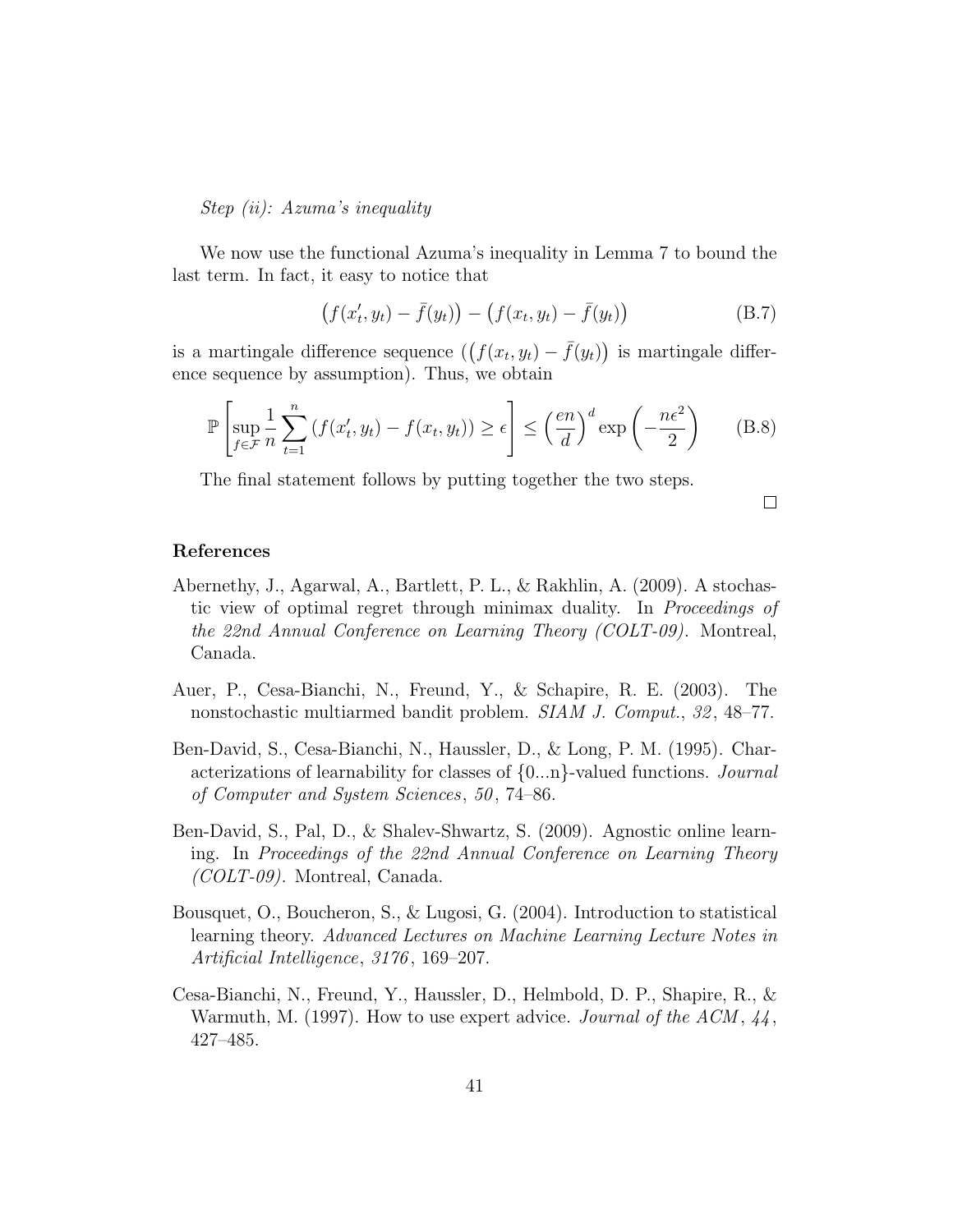*Step (ii): Azuma's inequality*

We now use the functional Azuma's inequality in Lemma 7 to bound the last term. In fact, it easy to notice that

$$\big(f(x'_t, y_t) - \bar{f}(y_t)\big) - \big(f(x_t, y_t) - \bar{f}(y_t)\big) \tag{B.7}$$

is a martingale difference sequence ($\big(f(x_t, y_t) - \bar{f}(y_t)\big)$ is martingale difference sequence by assumption). Thus, we obtain

$$\mathbb{P}\left[\sup_{f \in \mathcal{F}} \frac{1}{n} \sum_{t=1}^{n} \left(f(x'_t, y_t) - f(x_t, y_t)\right) \geq \epsilon\right] \leq \left(\frac{en}{d}\right)^d \exp\left(-\frac{n\epsilon^2}{2}\right) \tag{B.8}$$

The final statement follows by putting together the two steps.

□

## References

Abernethy, J., Agarwal, A., Bartlett, P. L., & Rakhlin, A. (2009). A stochastic view of optimal regret through minimax duality. In *Proceedings of the 22nd Annual Conference on Learning Theory (COLT-09)*. Montreal, Canada.

Auer, P., Cesa-Bianchi, N., Freund, Y., & Schapire, R. E. (2003). The nonstochastic multiarmed bandit problem. *SIAM J. Comput.*, *32*, 48–77.

Ben-David, S., Cesa-Bianchi, N., Haussler, D., & Long, P. M. (1995). Characterizations of learnability for classes of {0...n}-valued functions. *Journal of Computer and System Sciences*, *50*, 74–86.

Ben-David, S., Pal, D., & Shalev-Shwartz, S. (2009). Agnostic online learning. In *Proceedings of the 22nd Annual Conference on Learning Theory (COLT-09)*. Montreal, Canada.

Bousquet, O., Boucheron, S., & Lugosi, G. (2004). Introduction to statistical learning theory. *Advanced Lectures on Machine Learning Lecture Notes in Artificial Intelligence*, *3176*, 169–207.

Cesa-Bianchi, N., Freund, Y., Haussler, D., Helmbold, D. P., Shapire, R., & Warmuth, M. (1997). How to use expert advice. *Journal of the ACM*, *44*, 427–485.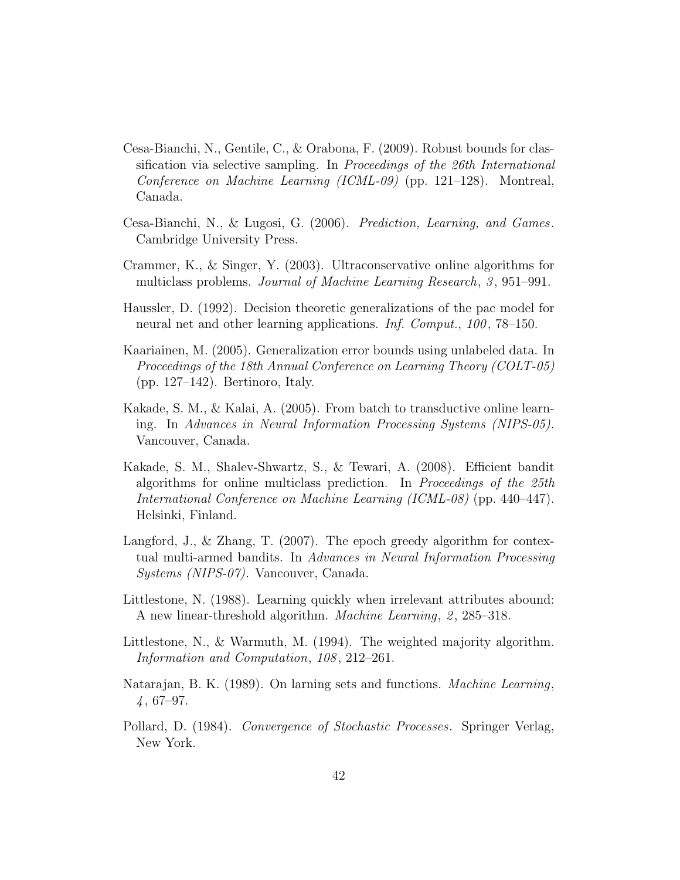Cesa-Bianchi, N., Gentile, C., & Orabona, F. (2009). Robust bounds for classification via selective sampling. In *Proceedings of the 26th International Conference on Machine Learning (ICML-09)* (pp. 121–128). Montreal, Canada.

Cesa-Bianchi, N., & Lugosi, G. (2006). *Prediction, Learning, and Games*. Cambridge University Press.

Crammer, K., & Singer, Y. (2003). Ultraconservative online algorithms for multiclass problems. *Journal of Machine Learning Research*, *3*, 951–991.

Haussler, D. (1992). Decision theoretic generalizations of the pac model for neural net and other learning applications. *Inf. Comput.*, *100*, 78–150.

Kaariainen, M. (2005). Generalization error bounds using unlabeled data. In *Proceedings of the 18th Annual Conference on Learning Theory (COLT-05)* (pp. 127–142). Bertinoro, Italy.

Kakade, S. M., & Kalai, A. (2005). From batch to transductive online learning. In *Advances in Neural Information Processing Systems (NIPS-05)*. Vancouver, Canada.

Kakade, S. M., Shalev-Shwartz, S., & Tewari, A. (2008). Efficient bandit algorithms for online multiclass prediction. In *Proceedings of the 25th International Conference on Machine Learning (ICML-08)* (pp. 440–447). Helsinki, Finland.

Langford, J., & Zhang, T. (2007). The epoch greedy algorithm for contextual multi-armed bandits. In *Advances in Neural Information Processing Systems (NIPS-07)*. Vancouver, Canada.

Littlestone, N. (1988). Learning quickly when irrelevant attributes abound: A new linear-threshold algorithm. *Machine Learning*, *2*, 285–318.

Littlestone, N., & Warmuth, M. (1994). The weighted majority algorithm. *Information and Computation*, *108*, 212–261.

Natarajan, B. K. (1989). On larning sets and functions. *Machine Learning*, *4*, 67–97.

Pollard, D. (1984). *Convergence of Stochastic Processes*. Springer Verlag, New York.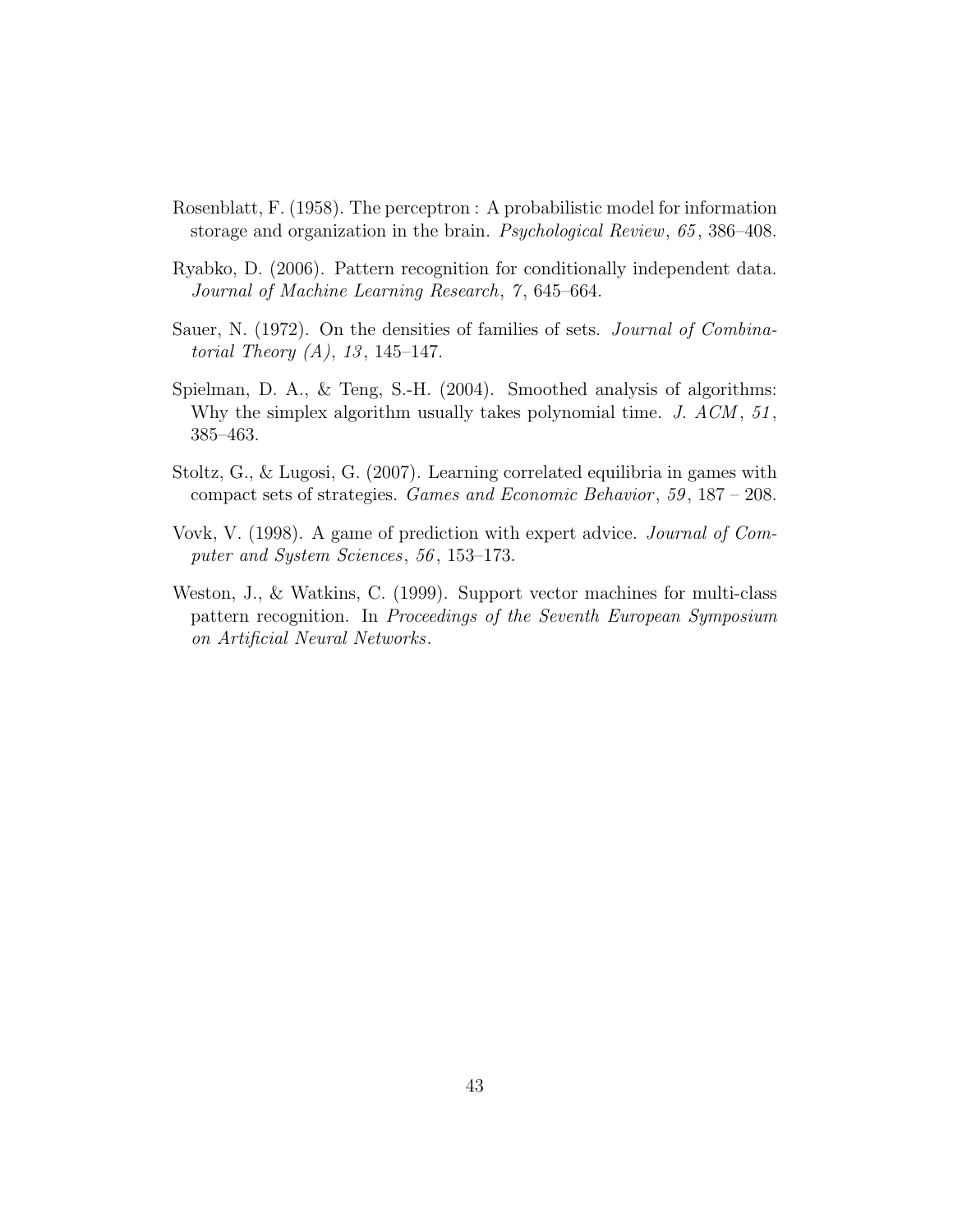Rosenblatt, F. (1958). The perceptron : A probabilistic model for information storage and organization in the brain. *Psychological Review*, *65*, 386–408.

Ryabko, D. (2006). Pattern recognition for conditionally independent data. *Journal of Machine Learning Research*, *7*, 645–664.

Sauer, N. (1972). On the densities of families of sets. *Journal of Combinatorial Theory (A)*, *13*, 145–147.

Spielman, D. A., & Teng, S.-H. (2004). Smoothed analysis of algorithms: Why the simplex algorithm usually takes polynomial time. *J. ACM*, *51*, 385–463.

Stoltz, G., & Lugosi, G. (2007). Learning correlated equilibria in games with compact sets of strategies. *Games and Economic Behavior*, *59*, 187 – 208.

Vovk, V. (1998). A game of prediction with expert advice. *Journal of Computer and System Sciences*, *56*, 153–173.

Weston, J., & Watkins, C. (1999). Support vector machines for multi-class pattern recognition. In *Proceedings of the Seventh European Symposium on Artificial Neural Networks*.